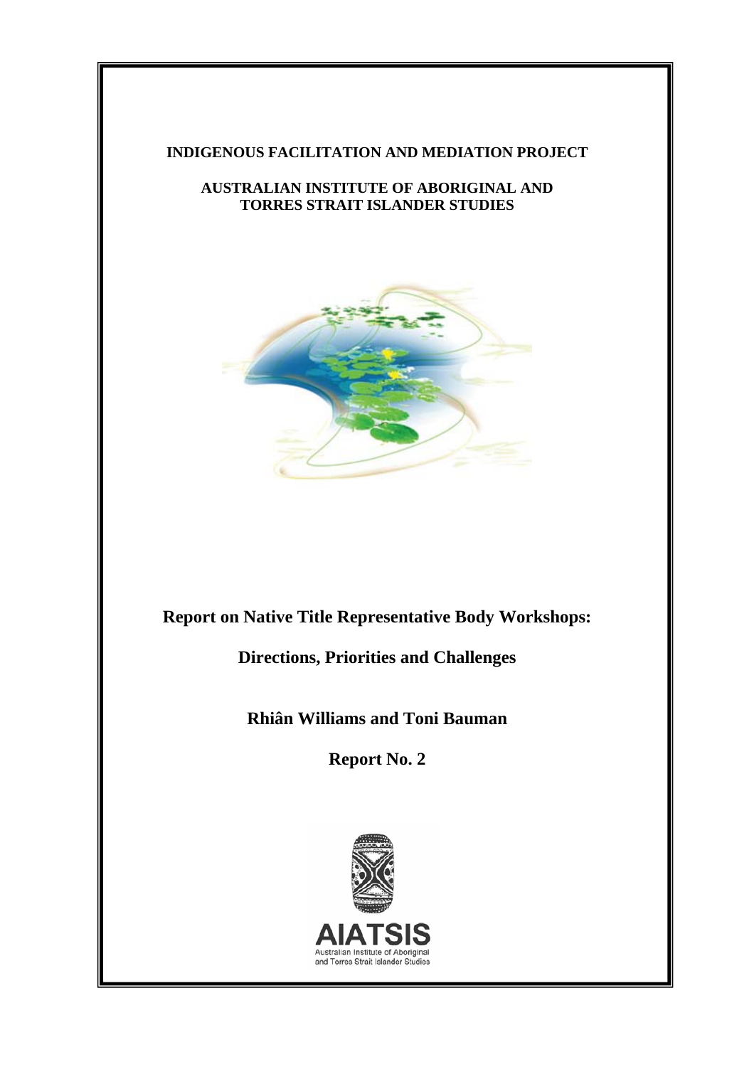**INDIGENOUS FACILITATION AND MEDIATION PROJECT**

**AUSTRALIAN INSTITUTE OF ABORIGINAL AND TORRES STRAIT ISLANDER STUDIES**

# Report on Native Title Representative Body Workshops:

## Directions, Priorities and Challenges

**Rhiân Williams and Toni Bauman**

**Report No. 2**

AIATSIS

Australian Institute of Aboriginal and Torres Strait Islander Studies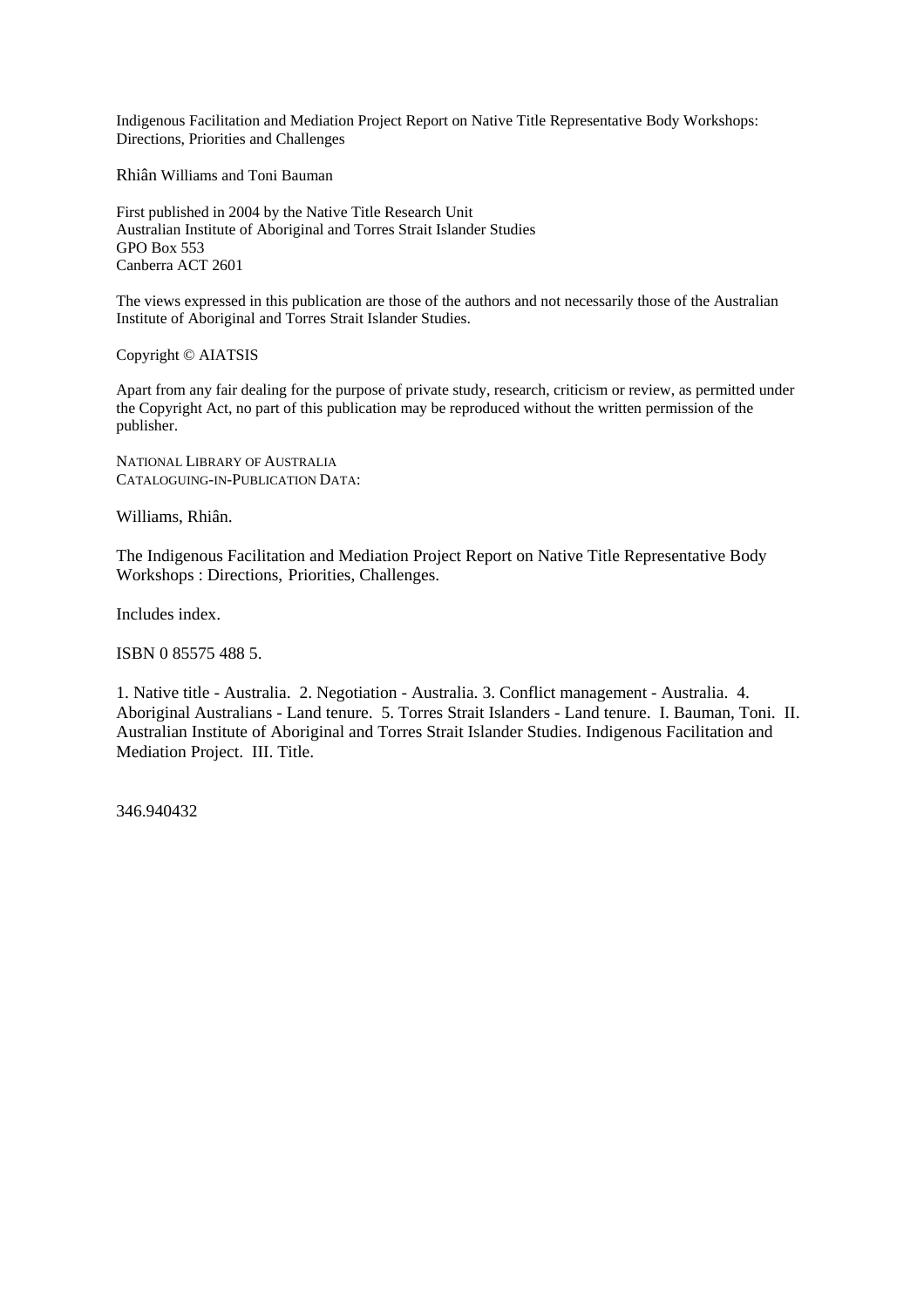Indigenous Facilitation and Mediation Project Report on Native Title Representative Body Workshops: Directions, Priorities and Challenges

Rhiân Williams and Toni Bauman

First published in 2004 by the Native Title Research Unit
Australian Institute of Aboriginal and Torres Strait Islander Studies
GPO Box 553
Canberra ACT 2601

The views expressed in this publication are those of the authors and not necessarily those of the Australian Institute of Aboriginal and Torres Strait Islander Studies.

Copyright © AIATSIS

Apart from any fair dealing for the purpose of private study, research, criticism or review, as permitted under the Copyright Act, no part of this publication may be reproduced without the written permission of the publisher.

NATIONAL LIBRARY OF AUSTRALIA
CATALOGUING-IN-PUBLICATION DATA:

Williams, Rhiân.

The Indigenous Facilitation and Mediation Project Report on Native Title Representative Body Workshops : Directions, Priorities, Challenges.

Includes index.

ISBN 0 85575 488 5.

1. Native title - Australia. 2. Negotiation - Australia. 3. Conflict management - Australia. 4. Aboriginal Australians - Land tenure. 5. Torres Strait Islanders - Land tenure. I. Bauman, Toni. II. Australian Institute of Aboriginal and Torres Strait Islander Studies. Indigenous Facilitation and Mediation Project. III. Title.

346.940432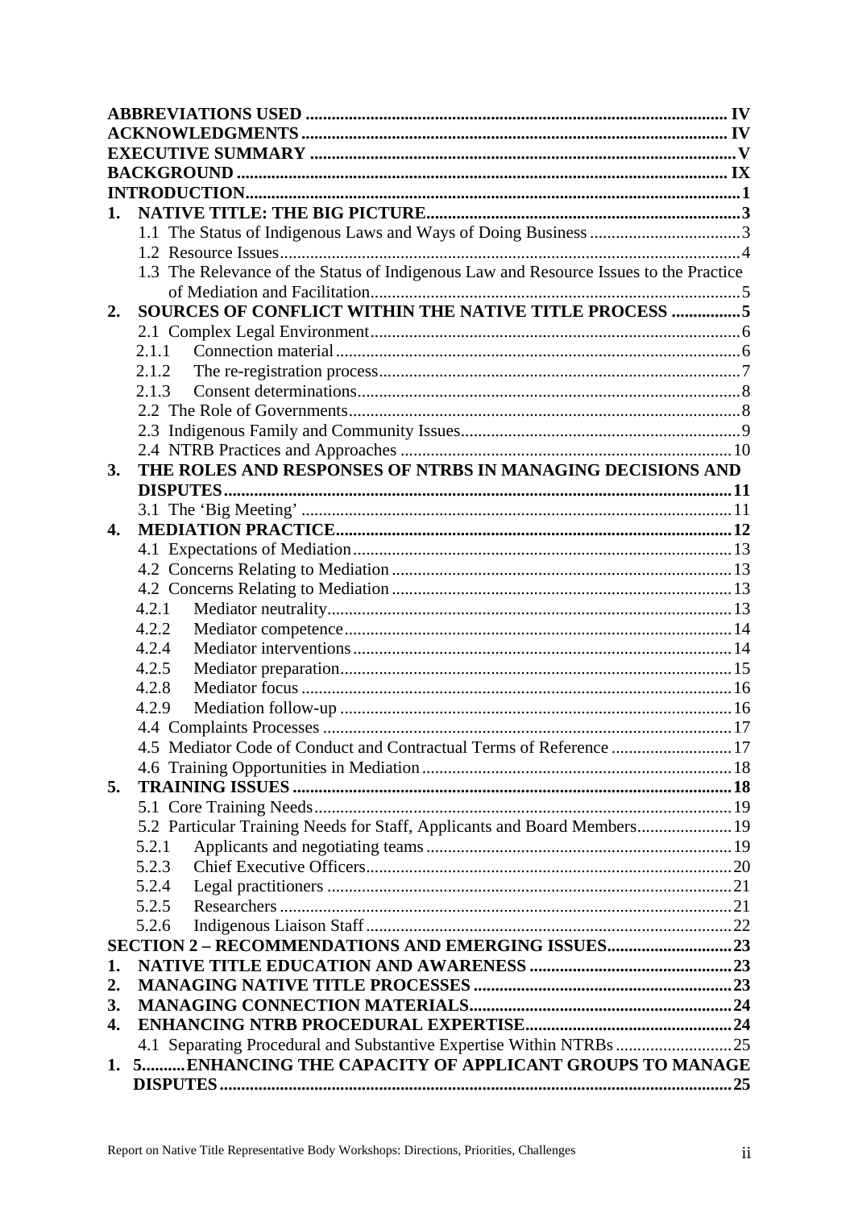**ABBREVIATIONS USED** .......... IV
**ACKNOWLEDGMENTS** .......... IV
**EXECUTIVE SUMMARY** .......... V
**BACKGROUND** .......... IX
**INTRODUCTION** .......... 1

**1. NATIVE TITLE: THE BIG PICTURE** .......... 3
- 1.1 The Status of Indigenous Laws and Ways of Doing Business .......... 3
- 1.2 Resource Issues .......... 4
- 1.3 The Relevance of the Status of Indigenous Law and Resource Issues to the Practice of Mediation and Facilitation .......... 5

**2. SOURCES OF CONFLICT WITHIN THE NATIVE TITLE PROCESS** .......... 5
- 2.1 Complex Legal Environment .......... 6
  - 2.1.1 Connection material .......... 6
  - 2.1.2 The re-registration process .......... 7
  - 2.1.3 Consent determinations .......... 8
- 2.2 The Role of Governments .......... 8
- 2.3 Indigenous Family and Community Issues .......... 9
- 2.4 NTRB Practices and Approaches .......... 10

**3. THE ROLES AND RESPONSES OF NTRBS IN MANAGING DECISIONS AND DISPUTES** .......... 11
- 3.1 The 'Big Meeting' .......... 11

**4. MEDIATION PRACTICE** .......... 12
- 4.1 Expectations of Mediation .......... 13
- 4.2 Concerns Relating to Mediation .......... 13
- 4.2 Concerns Relating to Mediation .......... 13
  - 4.2.1 Mediator neutrality .......... 13
  - 4.2.2 Mediator competence .......... 14
  - 4.2.4 Mediator interventions .......... 14
  - 4.2.5 Mediator preparation .......... 15
  - 4.2.8 Mediator focus .......... 16
  - 4.2.9 Mediation follow-up .......... 16
- 4.4 Complaints Processes .......... 17
- 4.5 Mediator Code of Conduct and Contractual Terms of Reference .......... 17
- 4.6 Training Opportunities in Mediation .......... 18

**5. TRAINING ISSUES** .......... 18
- 5.1 Core Training Needs .......... 19
- 5.2 Particular Training Needs for Staff, Applicants and Board Members .......... 19
  - 5.2.1 Applicants and negotiating teams .......... 19
  - 5.2.3 Chief Executive Officers .......... 20
  - 5.2.4 Legal practitioners .......... 21
  - 5.2.5 Researchers .......... 21
  - 5.2.6 Indigenous Liaison Staff .......... 22

**SECTION 2 – RECOMMENDATIONS AND EMERGING ISSUES** .......... 23

**1. NATIVE TITLE EDUCATION AND AWARENESS** .......... 23
**2. MANAGING NATIVE TITLE PROCESSES** .......... 23
**3. MANAGING CONNECTION MATERIALS** .......... 24
**4. ENHANCING NTRB PROCEDURAL EXPERTISE** .......... 24
- 4.1 Separating Procedural and Substantive Expertise Within NTRBs .......... 25

**1. 5.......... ENHANCING THE CAPACITY OF APPLICANT GROUPS TO MANAGE DISPUTES** .......... 25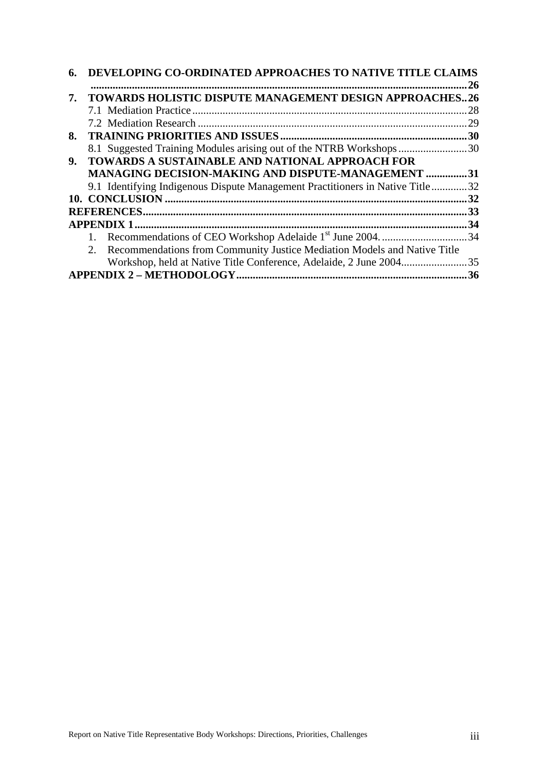**6. DEVELOPING CO-ORDINATED APPROACHES TO NATIVE TITLE CLAIMS ....... 26**

**7. TOWARDS HOLISTIC DISPUTE MANAGEMENT DESIGN APPROACHES .. 26**

7.1 Mediation Practice ........ 28

7.2 Mediation Research ........ 29

**8. TRAINING PRIORITIES AND ISSUES ........ 30**

8.1 Suggested Training Modules arising out of the NTRB Workshops ........ 30

**9. TOWARDS A SUSTAINABLE AND NATIONAL APPROACH FOR MANAGING DECISION-MAKING AND DISPUTE-MANAGEMENT ........ 31**

9.1 Identifying Indigenous Dispute Management Practitioners in Native Title ........ 32

**10. CONCLUSION ........ 32**

**REFERENCES ........ 33**

**APPENDIX 1 ........ 34**

1. Recommendations of CEO Workshop Adelaide 1st June 2004. ........ 34
2. Recommendations from Community Justice Mediation Models and Native Title Workshop, held at Native Title Conference, Adelaide, 2 June 2004 ........ 35

**APPENDIX 2 – METHODOLOGY ........ 36**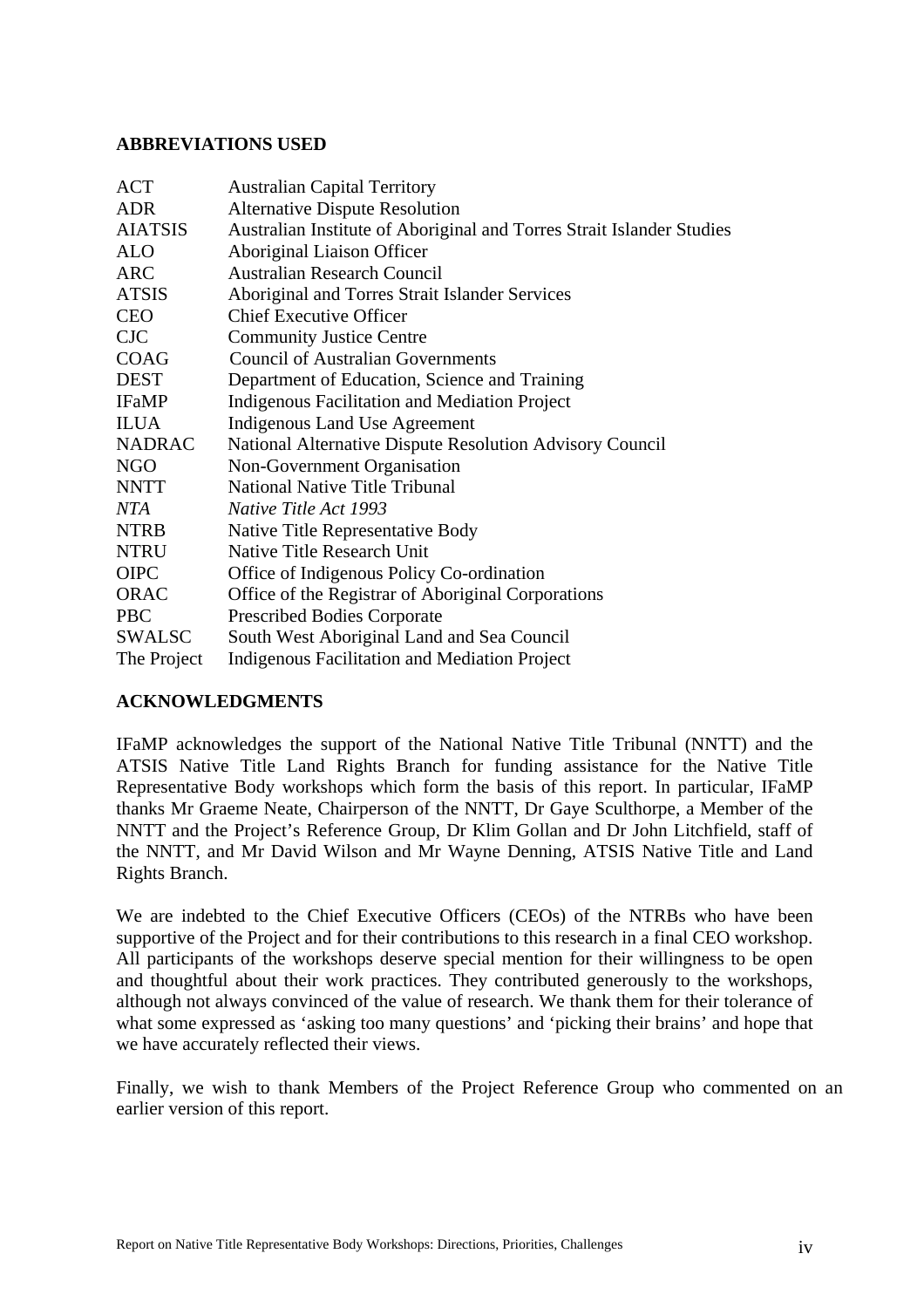## ABBREVIATIONS USED

| | |
|---|---|
| ACT | Australian Capital Territory |
| ADR | Alternative Dispute Resolution |
| AIATSIS | Australian Institute of Aboriginal and Torres Strait Islander Studies |
| ALO | Aboriginal Liaison Officer |
| ARC | Australian Research Council |
| ATSIS | Aboriginal and Torres Strait Islander Services |
| CEO | Chief Executive Officer |
| CJC | Community Justice Centre |
| COAG | Council of Australian Governments |
| DEST | Department of Education, Science and Training |
| IFaMP | Indigenous Facilitation and Mediation Project |
| ILUA | Indigenous Land Use Agreement |
| NADRAC | National Alternative Dispute Resolution Advisory Council |
| NGO | Non-Government Organisation |
| NNTT | National Native Title Tribunal |
| *NTA* | *Native Title Act 1993* |
| NTRB | Native Title Representative Body |
| NTRU | Native Title Research Unit |
| OIPC | Office of Indigenous Policy Co-ordination |
| ORAC | Office of the Registrar of Aboriginal Corporations |
| PBC | Prescribed Bodies Corporate |
| SWALSC | South West Aboriginal Land and Sea Council |
| The Project | Indigenous Facilitation and Mediation Project |

## ACKNOWLEDGMENTS

IFaMP acknowledges the support of the National Native Title Tribunal (NNTT) and the ATSIS Native Title Land Rights Branch for funding assistance for the Native Title Representative Body workshops which form the basis of this report. In particular, IFaMP thanks Mr Graeme Neate, Chairperson of the NNTT, Dr Gaye Sculthorpe, a Member of the NNTT and the Project's Reference Group, Dr Klim Gollan and Dr John Litchfield, staff of the NNTT, and Mr David Wilson and Mr Wayne Denning, ATSIS Native Title and Land Rights Branch.

We are indebted to the Chief Executive Officers (CEOs) of the NTRBs who have been supportive of the Project and for their contributions to this research in a final CEO workshop. All participants of the workshops deserve special mention for their willingness to be open and thoughtful about their work practices. They contributed generously to the workshops, although not always convinced of the value of research. We thank them for their tolerance of what some expressed as 'asking too many questions' and 'picking their brains' and hope that we have accurately reflected their views.

Finally, we wish to thank Members of the Project Reference Group who commented on an earlier version of this report.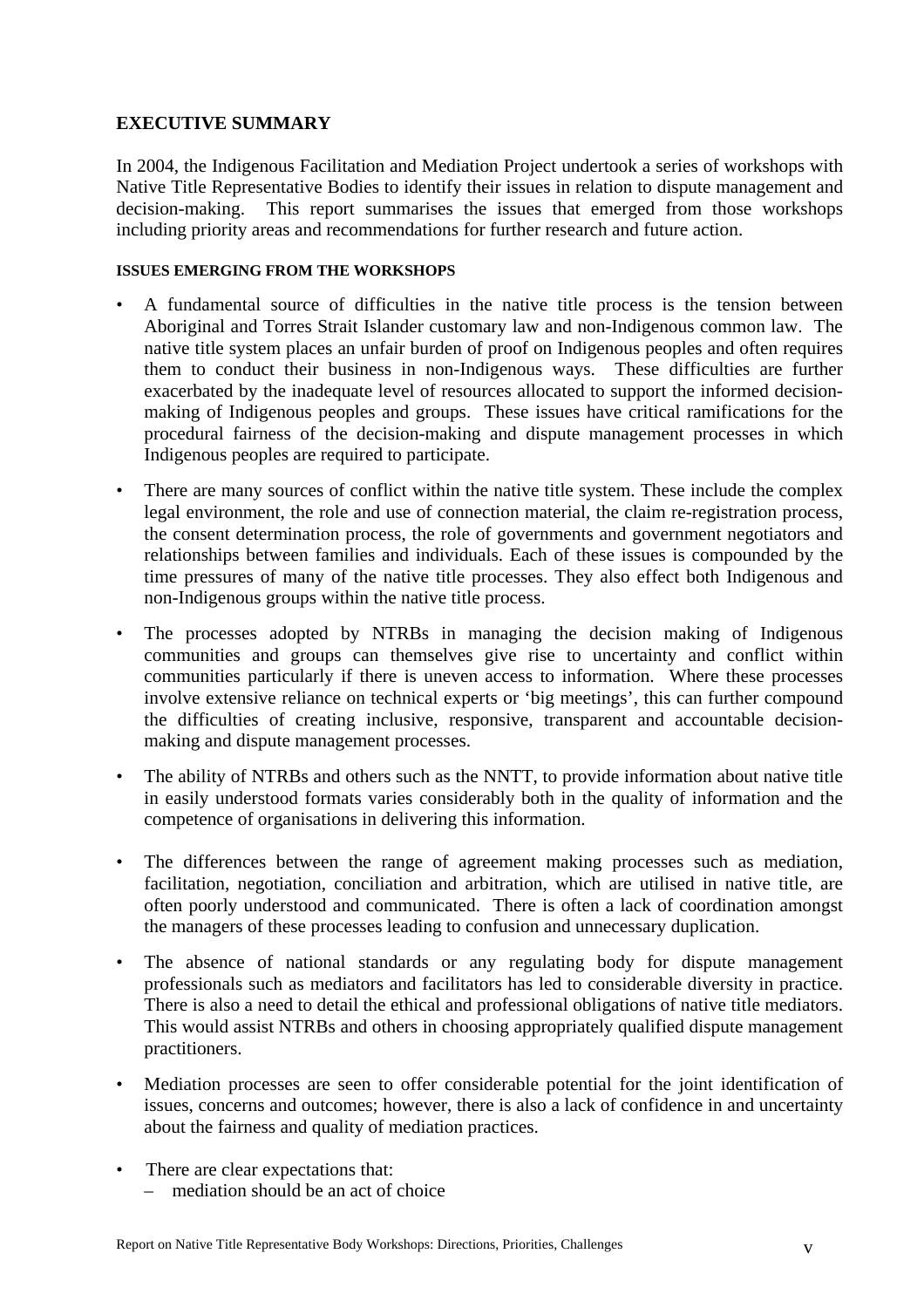## EXECUTIVE SUMMARY

In 2004, the Indigenous Facilitation and Mediation Project undertook a series of workshops with Native Title Representative Bodies to identify their issues in relation to dispute management and decision-making. This report summarises the issues that emerged from those workshops including priority areas and recommendations for further research and future action.

### ISSUES EMERGING FROM THE WORKSHOPS

- A fundamental source of difficulties in the native title process is the tension between Aboriginal and Torres Strait Islander customary law and non-Indigenous common law. The native title system places an unfair burden of proof on Indigenous peoples and often requires them to conduct their business in non-Indigenous ways. These difficulties are further exacerbated by the inadequate level of resources allocated to support the informed decision-making of Indigenous peoples and groups. These issues have critical ramifications for the procedural fairness of the decision-making and dispute management processes in which Indigenous peoples are required to participate.
- There are many sources of conflict within the native title system. These include the complex legal environment, the role and use of connection material, the claim re-registration process, the consent determination process, the role of governments and government negotiators and relationships between families and individuals. Each of these issues is compounded by the time pressures of many of the native title processes. They also effect both Indigenous and non-Indigenous groups within the native title process.
- The processes adopted by NTRBs in managing the decision making of Indigenous communities and groups can themselves give rise to uncertainty and conflict within communities particularly if there is uneven access to information. Where these processes involve extensive reliance on technical experts or 'big meetings', this can further compound the difficulties of creating inclusive, responsive, transparent and accountable decision-making and dispute management processes.
- The ability of NTRBs and others such as the NNTT, to provide information about native title in easily understood formats varies considerably both in the quality of information and the competence of organisations in delivering this information.
- The differences between the range of agreement making processes such as mediation, facilitation, negotiation, conciliation and arbitration, which are utilised in native title, are often poorly understood and communicated. There is often a lack of coordination amongst the managers of these processes leading to confusion and unnecessary duplication.
- The absence of national standards or any regulating body for dispute management professionals such as mediators and facilitators has led to considerable diversity in practice. There is also a need to detail the ethical and professional obligations of native title mediators. This would assist NTRBs and others in choosing appropriately qualified dispute management practitioners.
- Mediation processes are seen to offer considerable potential for the joint identification of issues, concerns and outcomes; however, there is also a lack of confidence in and uncertainty about the fairness and quality of mediation practices.
- There are clear expectations that:
  - mediation should be an act of choice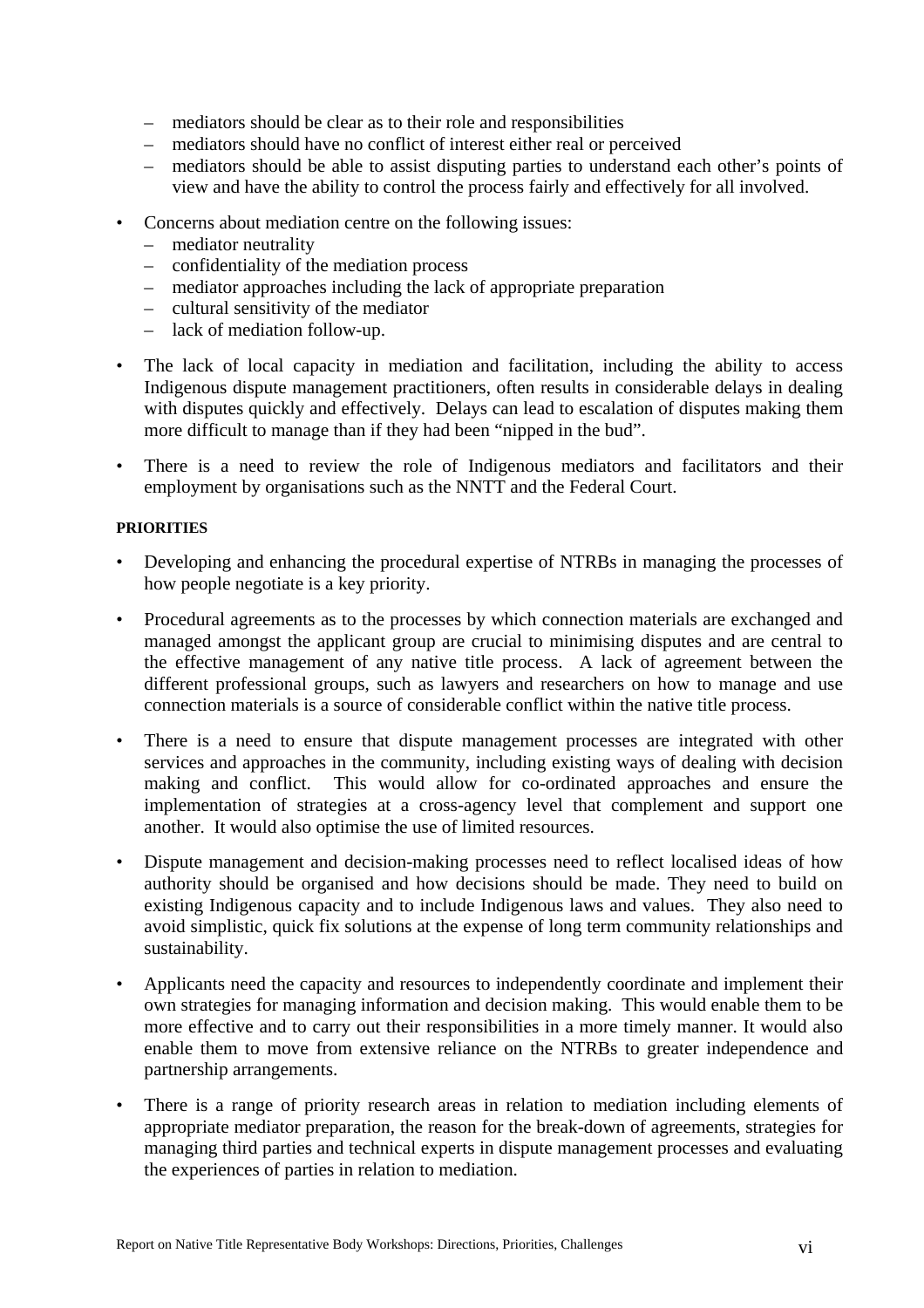- mediators should be clear as to their role and responsibilities
  - mediators should have no conflict of interest either real or perceived
  - mediators should be able to assist disputing parties to understand each other's points of view and have the ability to control the process fairly and effectively for all involved.

- Concerns about mediation centre on the following issues:
  - mediator neutrality
  - confidentiality of the mediation process
  - mediator approaches including the lack of appropriate preparation
  - cultural sensitivity of the mediator
  - lack of mediation follow-up.

- The lack of local capacity in mediation and facilitation, including the ability to access Indigenous dispute management practitioners, often results in considerable delays in dealing with disputes quickly and effectively. Delays can lead to escalation of disputes making them more difficult to manage than if they had been "nipped in the bud".

- There is a need to review the role of Indigenous mediators and facilitators and their employment by organisations such as the NNTT and the Federal Court.

**PRIORITIES**

- Developing and enhancing the procedural expertise of NTRBs in managing the processes of how people negotiate is a key priority.

- Procedural agreements as to the processes by which connection materials are exchanged and managed amongst the applicant group are crucial to minimising disputes and are central to the effective management of any native title process. A lack of agreement between the different professional groups, such as lawyers and researchers on how to manage and use connection materials is a source of considerable conflict within the native title process.

- There is a need to ensure that dispute management processes are integrated with other services and approaches in the community, including existing ways of dealing with decision making and conflict. This would allow for co-ordinated approaches and ensure the implementation of strategies at a cross-agency level that complement and support one another. It would also optimise the use of limited resources.

- Dispute management and decision-making processes need to reflect localised ideas of how authority should be organised and how decisions should be made. They need to build on existing Indigenous capacity and to include Indigenous laws and values. They also need to avoid simplistic, quick fix solutions at the expense of long term community relationships and sustainability.

- Applicants need the capacity and resources to independently coordinate and implement their own strategies for managing information and decision making. This would enable them to be more effective and to carry out their responsibilities in a more timely manner. It would also enable them to move from extensive reliance on the NTRBs to greater independence and partnership arrangements.

- There is a range of priority research areas in relation to mediation including elements of appropriate mediator preparation, the reason for the break-down of agreements, strategies for managing third parties and technical experts in dispute management processes and evaluating the experiences of parties in relation to mediation.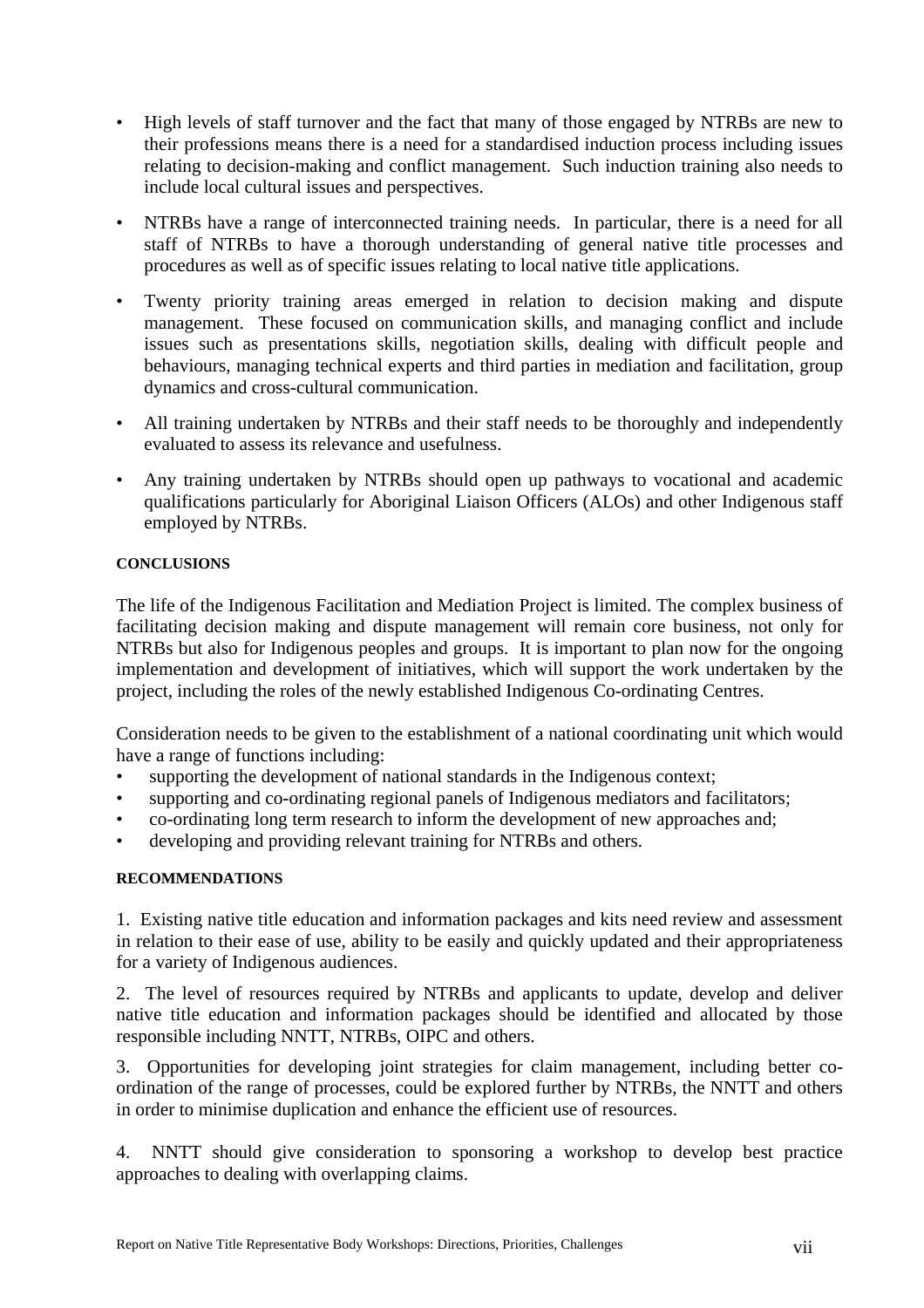- High levels of staff turnover and the fact that many of those engaged by NTRBs are new to their professions means there is a need for a standardised induction process including issues relating to decision-making and conflict management. Such induction training also needs to include local cultural issues and perspectives.
- NTRBs have a range of interconnected training needs. In particular, there is a need for all staff of NTRBs to have a thorough understanding of general native title processes and procedures as well as of specific issues relating to local native title applications.
- Twenty priority training areas emerged in relation to decision making and dispute management. These focused on communication skills, and managing conflict and include issues such as presentations skills, negotiation skills, dealing with difficult people and behaviours, managing technical experts and third parties in mediation and facilitation, group dynamics and cross-cultural communication.
- All training undertaken by NTRBs and their staff needs to be thoroughly and independently evaluated to assess its relevance and usefulness.
- Any training undertaken by NTRBs should open up pathways to vocational and academic qualifications particularly for Aboriginal Liaison Officers (ALOs) and other Indigenous staff employed by NTRBs.

#### CONCLUSIONS

The life of the Indigenous Facilitation and Mediation Project is limited. The complex business of facilitating decision making and dispute management will remain core business, not only for NTRBs but also for Indigenous peoples and groups. It is important to plan now for the ongoing implementation and development of initiatives, which will support the work undertaken by the project, including the roles of the newly established Indigenous Co-ordinating Centres.

Consideration needs to be given to the establishment of a national coordinating unit which would have a range of functions including:

- supporting the development of national standards in the Indigenous context;
- supporting and co-ordinating regional panels of Indigenous mediators and facilitators;
- co-ordinating long term research to inform the development of new approaches and;
- developing and providing relevant training for NTRBs and others.

#### RECOMMENDATIONS

1. Existing native title education and information packages and kits need review and assessment in relation to their ease of use, ability to be easily and quickly updated and their appropriateness for a variety of Indigenous audiences.

2. The level of resources required by NTRBs and applicants to update, develop and deliver native title education and information packages should be identified and allocated by those responsible including NNTT, NTRBs, OIPC and others.

3. Opportunities for developing joint strategies for claim management, including better co-ordination of the range of processes, could be explored further by NTRBs, the NNTT and others in order to minimise duplication and enhance the efficient use of resources.

4. NNTT should give consideration to sponsoring a workshop to develop best practice approaches to dealing with overlapping claims.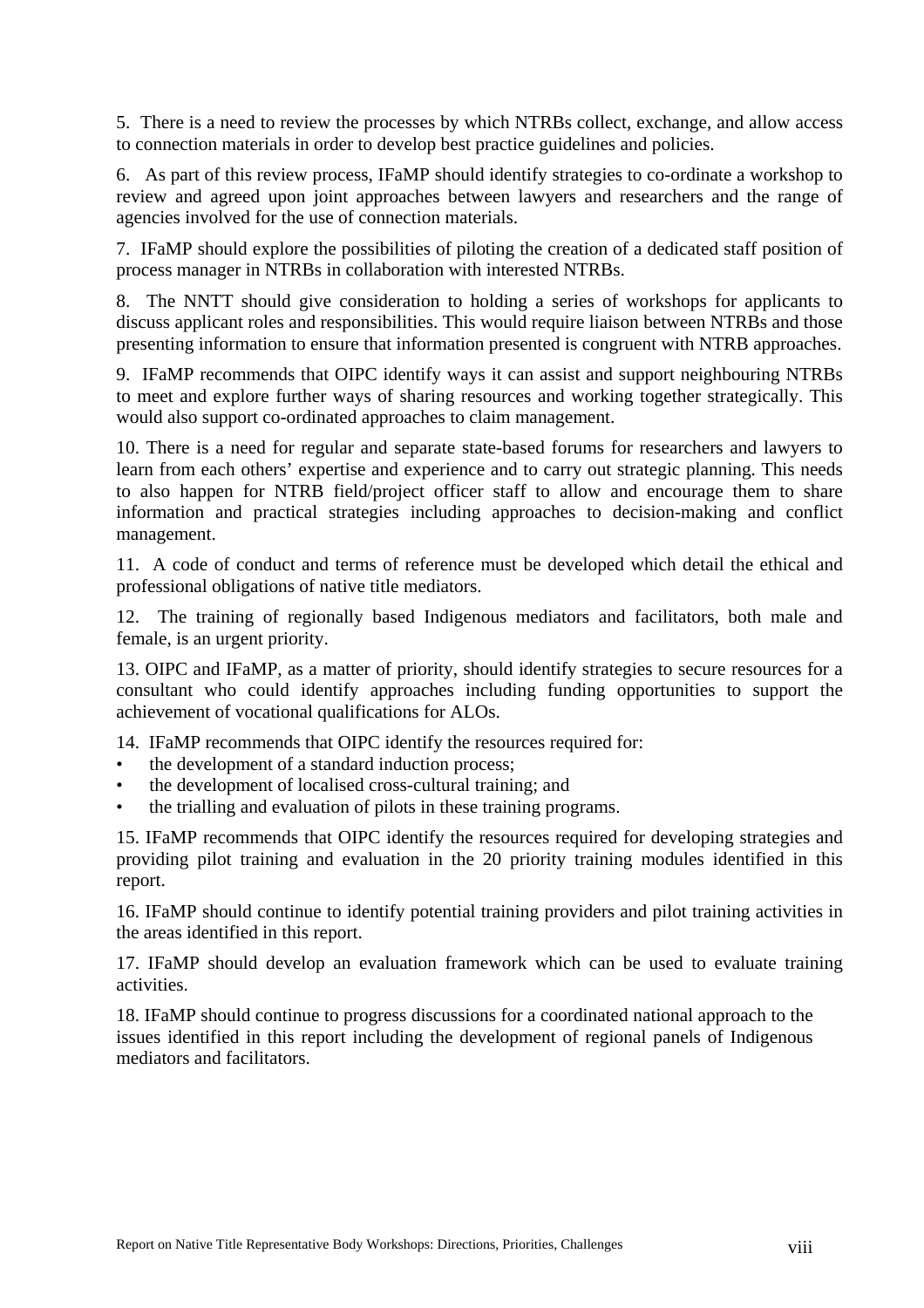5. There is a need to review the processes by which NTRBs collect, exchange, and allow access to connection materials in order to develop best practice guidelines and policies.

6. As part of this review process, IFaMP should identify strategies to co-ordinate a workshop to review and agreed upon joint approaches between lawyers and researchers and the range of agencies involved for the use of connection materials.

7. IFaMP should explore the possibilities of piloting the creation of a dedicated staff position of process manager in NTRBs in collaboration with interested NTRBs.

8. The NNTT should give consideration to holding a series of workshops for applicants to discuss applicant roles and responsibilities. This would require liaison between NTRBs and those presenting information to ensure that information presented is congruent with NTRB approaches.

9. IFaMP recommends that OIPC identify ways it can assist and support neighbouring NTRBs to meet and explore further ways of sharing resources and working together strategically. This would also support co-ordinated approaches to claim management.

10. There is a need for regular and separate state-based forums for researchers and lawyers to learn from each others' expertise and experience and to carry out strategic planning. This needs to also happen for NTRB field/project officer staff to allow and encourage them to share information and practical strategies including approaches to decision-making and conflict management.

11. A code of conduct and terms of reference must be developed which detail the ethical and professional obligations of native title mediators.

12. The training of regionally based Indigenous mediators and facilitators, both male and female, is an urgent priority.

13. OIPC and IFaMP, as a matter of priority, should identify strategies to secure resources for a consultant who could identify approaches including funding opportunities to support the achievement of vocational qualifications for ALOs.

14. IFaMP recommends that OIPC identify the resources required for:

- the development of a standard induction process;
- the development of localised cross-cultural training; and
- the trialling and evaluation of pilots in these training programs.

15. IFaMP recommends that OIPC identify the resources required for developing strategies and providing pilot training and evaluation in the 20 priority training modules identified in this report.

16. IFaMP should continue to identify potential training providers and pilot training activities in the areas identified in this report.

17. IFaMP should develop an evaluation framework which can be used to evaluate training activities.

18. IFaMP should continue to progress discussions for a coordinated national approach to the issues identified in this report including the development of regional panels of Indigenous mediators and facilitators.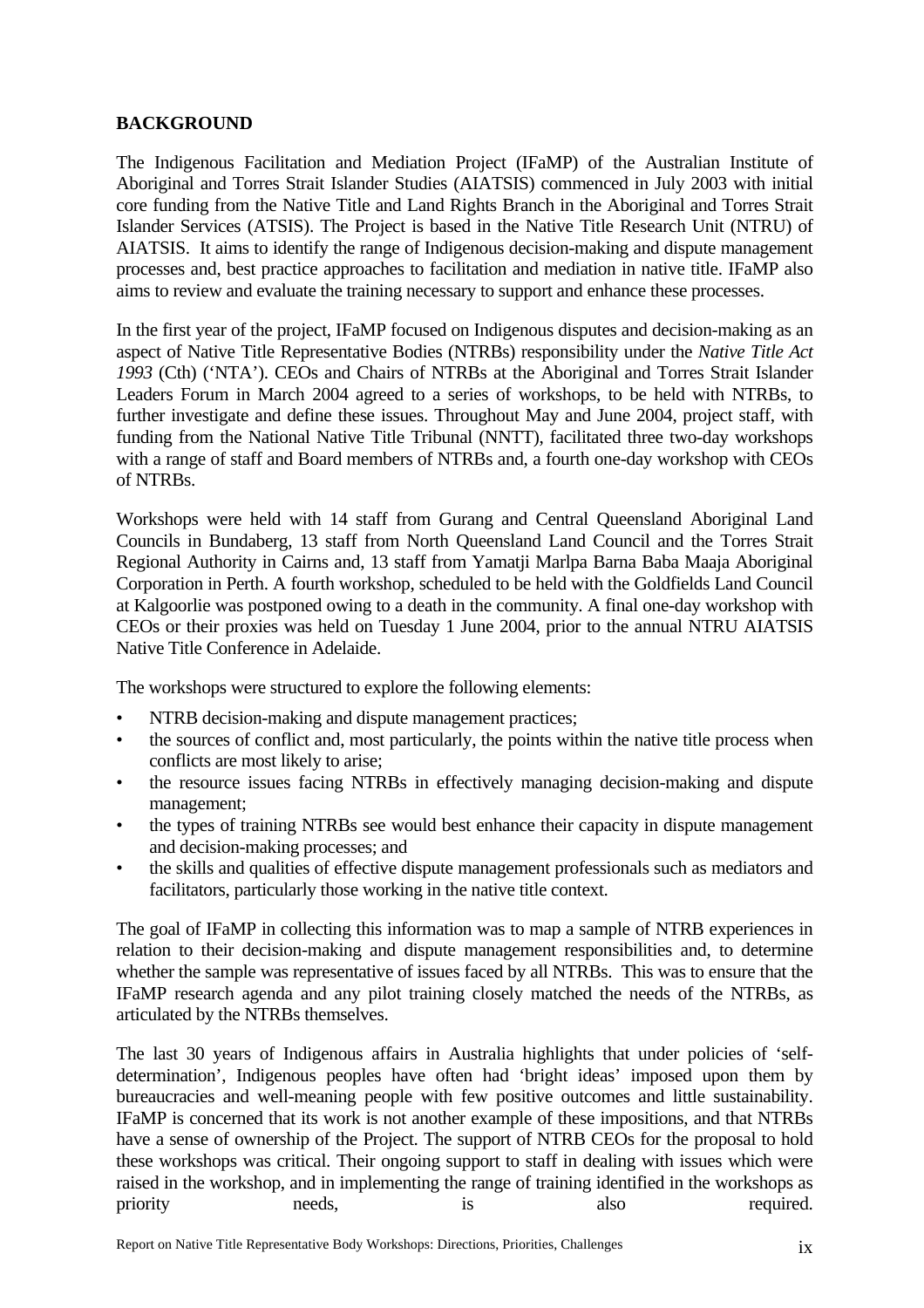## BACKGROUND

The Indigenous Facilitation and Mediation Project (IFaMP) of the Australian Institute of Aboriginal and Torres Strait Islander Studies (AIATSIS) commenced in July 2003 with initial core funding from the Native Title and Land Rights Branch in the Aboriginal and Torres Strait Islander Services (ATSIS). The Project is based in the Native Title Research Unit (NTRU) of AIATSIS. It aims to identify the range of Indigenous decision-making and dispute management processes and, best practice approaches to facilitation and mediation in native title. IFaMP also aims to review and evaluate the training necessary to support and enhance these processes.

In the first year of the project, IFaMP focused on Indigenous disputes and decision-making as an aspect of Native Title Representative Bodies (NTRBs) responsibility under the *Native Title Act 1993* (Cth) ('NTA'). CEOs and Chairs of NTRBs at the Aboriginal and Torres Strait Islander Leaders Forum in March 2004 agreed to a series of workshops, to be held with NTRBs, to further investigate and define these issues. Throughout May and June 2004, project staff, with funding from the National Native Title Tribunal (NNTT), facilitated three two-day workshops with a range of staff and Board members of NTRBs and, a fourth one-day workshop with CEOs of NTRBs.

Workshops were held with 14 staff from Gurang and Central Queensland Aboriginal Land Councils in Bundaberg, 13 staff from North Queensland Land Council and the Torres Strait Regional Authority in Cairns and, 13 staff from Yamatji Marlpa Barna Baba Maaja Aboriginal Corporation in Perth. A fourth workshop, scheduled to be held with the Goldfields Land Council at Kalgoorlie was postponed owing to a death in the community. A final one-day workshop with CEOs or their proxies was held on Tuesday 1 June 2004, prior to the annual NTRU AIATSIS Native Title Conference in Adelaide.

The workshops were structured to explore the following elements:

- NTRB decision-making and dispute management practices;
- the sources of conflict and, most particularly, the points within the native title process when conflicts are most likely to arise;
- the resource issues facing NTRBs in effectively managing decision-making and dispute management;
- the types of training NTRBs see would best enhance their capacity in dispute management and decision-making processes; and
- the skills and qualities of effective dispute management professionals such as mediators and facilitators, particularly those working in the native title context.

The goal of IFaMP in collecting this information was to map a sample of NTRB experiences in relation to their decision-making and dispute management responsibilities and, to determine whether the sample was representative of issues faced by all NTRBs. This was to ensure that the IFaMP research agenda and any pilot training closely matched the needs of the NTRBs, as articulated by the NTRBs themselves.

The last 30 years of Indigenous affairs in Australia highlights that under policies of 'self-determination', Indigenous peoples have often had 'bright ideas' imposed upon them by bureaucracies and well-meaning people with few positive outcomes and little sustainability. IFaMP is concerned that its work is not another example of these impositions, and that NTRBs have a sense of ownership of the Project. The support of NTRB CEOs for the proposal to hold these workshops was critical. Their ongoing support to staff in dealing with issues which were raised in the workshop, and in implementing the range of training identified in the workshops as priority needs, is also required.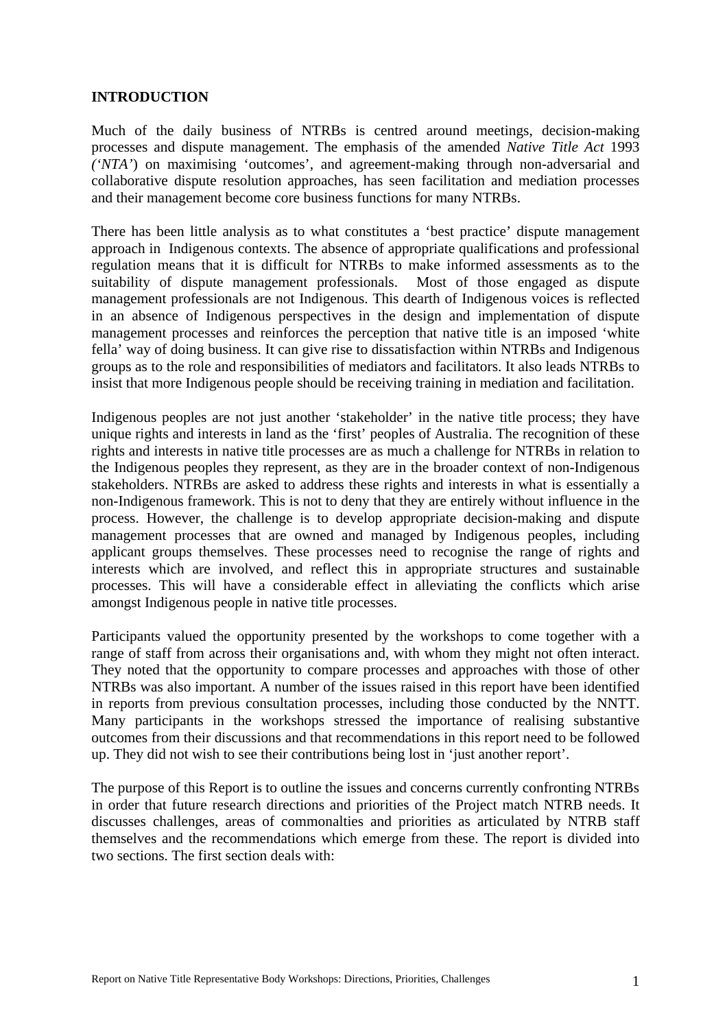## INTRODUCTION

Much of the daily business of NTRBs is centred around meetings, decision-making processes and dispute management. The emphasis of the amended *Native Title Act* 1993 *('NTA'*) on maximising 'outcomes', and agreement-making through non-adversarial and collaborative dispute resolution approaches, has seen facilitation and mediation processes and their management become core business functions for many NTRBs.

There has been little analysis as to what constitutes a 'best practice' dispute management approach in Indigenous contexts. The absence of appropriate qualifications and professional regulation means that it is difficult for NTRBs to make informed assessments as to the suitability of dispute management professionals. Most of those engaged as dispute management professionals are not Indigenous. This dearth of Indigenous voices is reflected in an absence of Indigenous perspectives in the design and implementation of dispute management processes and reinforces the perception that native title is an imposed 'white fella' way of doing business. It can give rise to dissatisfaction within NTRBs and Indigenous groups as to the role and responsibilities of mediators and facilitators. It also leads NTRBs to insist that more Indigenous people should be receiving training in mediation and facilitation.

Indigenous peoples are not just another 'stakeholder' in the native title process; they have unique rights and interests in land as the 'first' peoples of Australia. The recognition of these rights and interests in native title processes are as much a challenge for NTRBs in relation to the Indigenous peoples they represent, as they are in the broader context of non-Indigenous stakeholders. NTRBs are asked to address these rights and interests in what is essentially a non-Indigenous framework. This is not to deny that they are entirely without influence in the process. However, the challenge is to develop appropriate decision-making and dispute management processes that are owned and managed by Indigenous peoples, including applicant groups themselves. These processes need to recognise the range of rights and interests which are involved, and reflect this in appropriate structures and sustainable processes. This will have a considerable effect in alleviating the conflicts which arise amongst Indigenous people in native title processes.

Participants valued the opportunity presented by the workshops to come together with a range of staff from across their organisations and, with whom they might not often interact. They noted that the opportunity to compare processes and approaches with those of other NTRBs was also important. A number of the issues raised in this report have been identified in reports from previous consultation processes, including those conducted by the NNTT. Many participants in the workshops stressed the importance of realising substantive outcomes from their discussions and that recommendations in this report need to be followed up. They did not wish to see their contributions being lost in 'just another report'.

The purpose of this Report is to outline the issues and concerns currently confronting NTRBs in order that future research directions and priorities of the Project match NTRB needs. It discusses challenges, areas of commonalties and priorities as articulated by NTRB staff themselves and the recommendations which emerge from these. The report is divided into two sections. The first section deals with: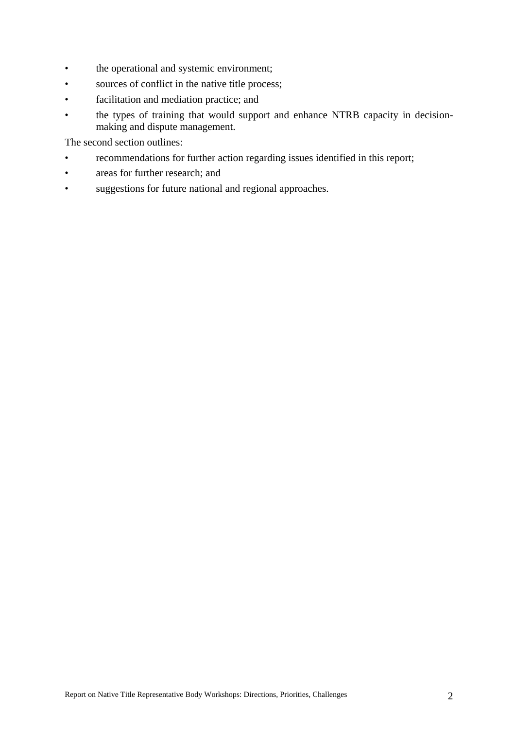- the operational and systemic environment;
- sources of conflict in the native title process;
- facilitation and mediation practice; and
- the types of training that would support and enhance NTRB capacity in decision-making and dispute management.

The second section outlines:

- recommendations for further action regarding issues identified in this report;
- areas for further research; and
- suggestions for future national and regional approaches.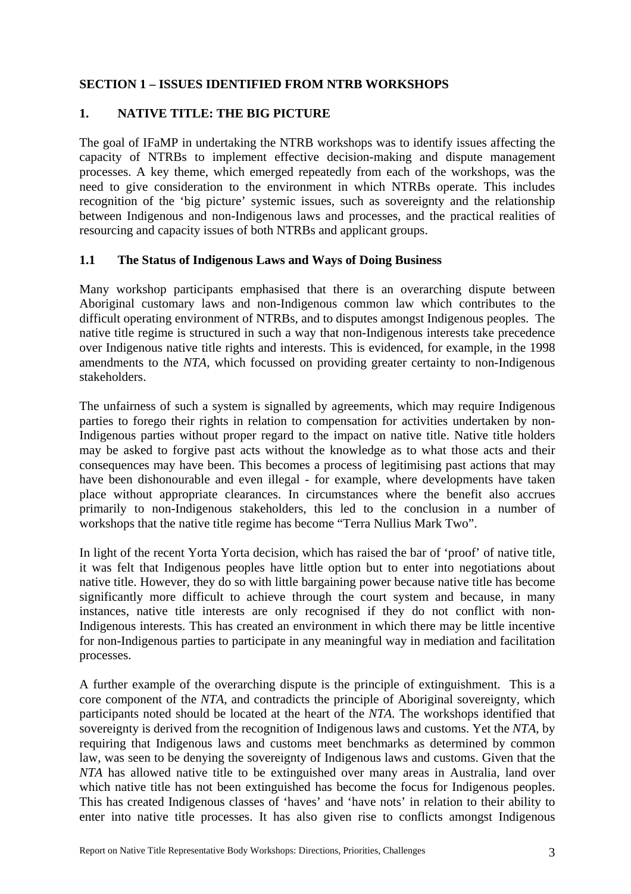## SECTION 1 – ISSUES IDENTIFIED FROM NTRB WORKSHOPS

## 1. NATIVE TITLE: THE BIG PICTURE

The goal of IFaMP in undertaking the NTRB workshops was to identify issues affecting the capacity of NTRBs to implement effective decision-making and dispute management processes. A key theme, which emerged repeatedly from each of the workshops, was the need to give consideration to the environment in which NTRBs operate. This includes recognition of the 'big picture' systemic issues, such as sovereignty and the relationship between Indigenous and non-Indigenous laws and processes, and the practical realities of resourcing and capacity issues of both NTRBs and applicant groups.

### 1.1 The Status of Indigenous Laws and Ways of Doing Business

Many workshop participants emphasised that there is an overarching dispute between Aboriginal customary laws and non-Indigenous common law which contributes to the difficult operating environment of NTRBs, and to disputes amongst Indigenous peoples. The native title regime is structured in such a way that non-Indigenous interests take precedence over Indigenous native title rights and interests. This is evidenced, for example, in the 1998 amendments to the *NTA*, which focussed on providing greater certainty to non-Indigenous stakeholders.

The unfairness of such a system is signalled by agreements, which may require Indigenous parties to forego their rights in relation to compensation for activities undertaken by non-Indigenous parties without proper regard to the impact on native title. Native title holders may be asked to forgive past acts without the knowledge as to what those acts and their consequences may have been. This becomes a process of legitimising past actions that may have been dishonourable and even illegal - for example, where developments have taken place without appropriate clearances. In circumstances where the benefit also accrues primarily to non-Indigenous stakeholders, this led to the conclusion in a number of workshops that the native title regime has become "Terra Nullius Mark Two".

In light of the recent Yorta Yorta decision, which has raised the bar of 'proof' of native title, it was felt that Indigenous peoples have little option but to enter into negotiations about native title. However, they do so with little bargaining power because native title has become significantly more difficult to achieve through the court system and because, in many instances, native title interests are only recognised if they do not conflict with non-Indigenous interests. This has created an environment in which there may be little incentive for non-Indigenous parties to participate in any meaningful way in mediation and facilitation processes.

A further example of the overarching dispute is the principle of extinguishment. This is a core component of the *NTA*, and contradicts the principle of Aboriginal sovereignty, which participants noted should be located at the heart of the *NTA.* The workshops identified that sovereignty is derived from the recognition of Indigenous laws and customs. Yet the *NTA*, by requiring that Indigenous laws and customs meet benchmarks as determined by common law, was seen to be denying the sovereignty of Indigenous laws and customs. Given that the *NTA* has allowed native title to be extinguished over many areas in Australia, land over which native title has not been extinguished has become the focus for Indigenous peoples. This has created Indigenous classes of 'haves' and 'have nots' in relation to their ability to enter into native title processes. It has also given rise to conflicts amongst Indigenous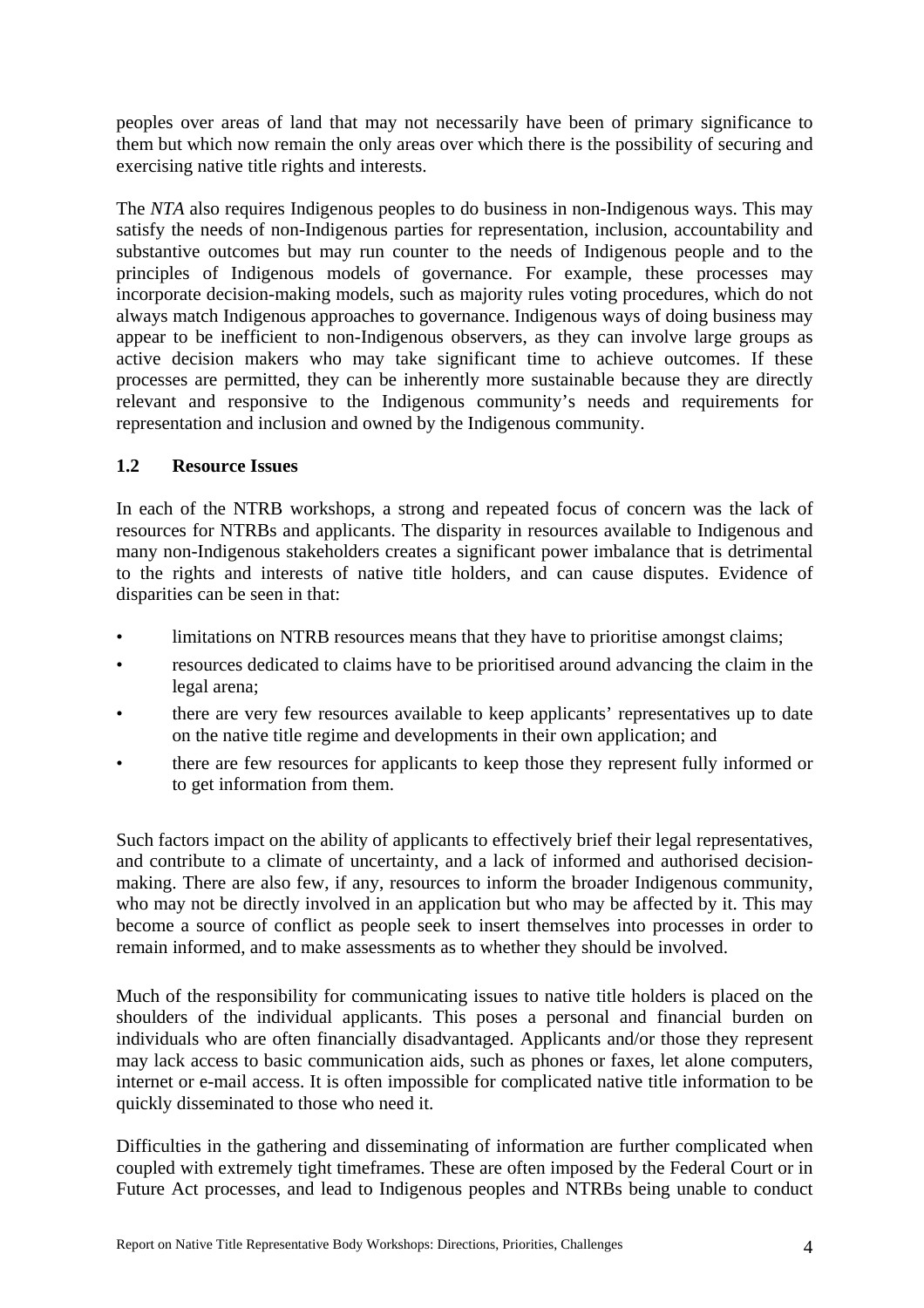peoples over areas of land that may not necessarily have been of primary significance to them but which now remain the only areas over which there is the possibility of securing and exercising native title rights and interests.

The *NTA* also requires Indigenous peoples to do business in non-Indigenous ways. This may satisfy the needs of non-Indigenous parties for representation, inclusion, accountability and substantive outcomes but may run counter to the needs of Indigenous people and to the principles of Indigenous models of governance. For example, these processes may incorporate decision-making models, such as majority rules voting procedures, which do not always match Indigenous approaches to governance. Indigenous ways of doing business may appear to be inefficient to non-Indigenous observers, as they can involve large groups as active decision makers who may take significant time to achieve outcomes. If these processes are permitted, they can be inherently more sustainable because they are directly relevant and responsive to the Indigenous community's needs and requirements for representation and inclusion and owned by the Indigenous community.

### 1.2 Resource Issues

In each of the NTRB workshops, a strong and repeated focus of concern was the lack of resources for NTRBs and applicants. The disparity in resources available to Indigenous and many non-Indigenous stakeholders creates a significant power imbalance that is detrimental to the rights and interests of native title holders, and can cause disputes. Evidence of disparities can be seen in that:

- limitations on NTRB resources means that they have to prioritise amongst claims;
- resources dedicated to claims have to be prioritised around advancing the claim in the legal arena;
- there are very few resources available to keep applicants' representatives up to date on the native title regime and developments in their own application; and
- there are few resources for applicants to keep those they represent fully informed or to get information from them.

Such factors impact on the ability of applicants to effectively brief their legal representatives, and contribute to a climate of uncertainty, and a lack of informed and authorised decision-making. There are also few, if any, resources to inform the broader Indigenous community, who may not be directly involved in an application but who may be affected by it. This may become a source of conflict as people seek to insert themselves into processes in order to remain informed, and to make assessments as to whether they should be involved.

Much of the responsibility for communicating issues to native title holders is placed on the shoulders of the individual applicants. This poses a personal and financial burden on individuals who are often financially disadvantaged. Applicants and/or those they represent may lack access to basic communication aids, such as phones or faxes, let alone computers, internet or e-mail access. It is often impossible for complicated native title information to be quickly disseminated to those who need it.

Difficulties in the gathering and disseminating of information are further complicated when coupled with extremely tight timeframes. These are often imposed by the Federal Court or in Future Act processes, and lead to Indigenous peoples and NTRBs being unable to conduct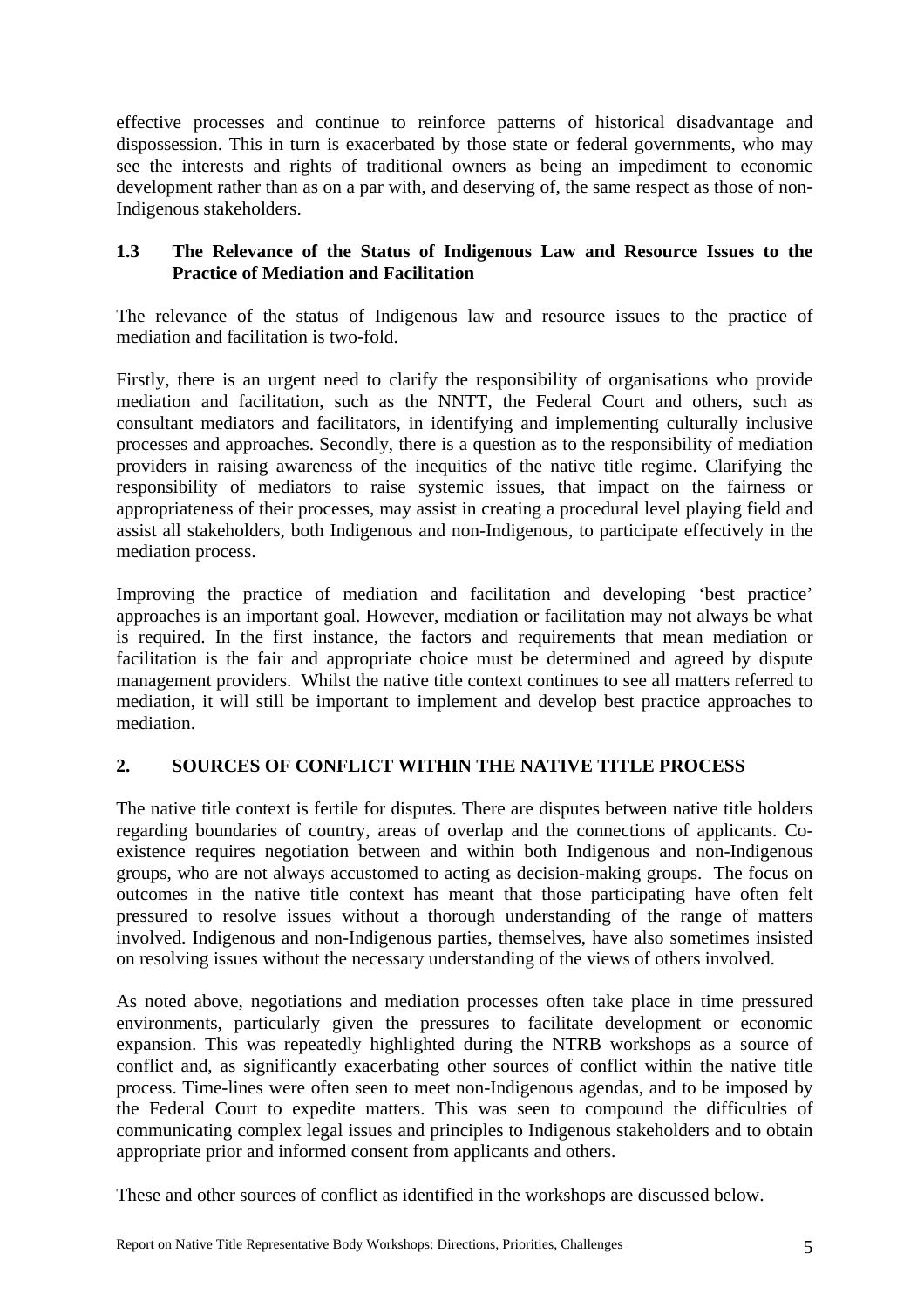effective processes and continue to reinforce patterns of historical disadvantage and dispossession. This in turn is exacerbated by those state or federal governments, who may see the interests and rights of traditional owners as being an impediment to economic development rather than as on a par with, and deserving of, the same respect as those of non-Indigenous stakeholders.

### 1.3 The Relevance of the Status of Indigenous Law and Resource Issues to the Practice of Mediation and Facilitation

The relevance of the status of Indigenous law and resource issues to the practice of mediation and facilitation is two-fold.

Firstly, there is an urgent need to clarify the responsibility of organisations who provide mediation and facilitation, such as the NNTT, the Federal Court and others, such as consultant mediators and facilitators, in identifying and implementing culturally inclusive processes and approaches. Secondly, there is a question as to the responsibility of mediation providers in raising awareness of the inequities of the native title regime. Clarifying the responsibility of mediators to raise systemic issues, that impact on the fairness or appropriateness of their processes, may assist in creating a procedural level playing field and assist all stakeholders, both Indigenous and non-Indigenous, to participate effectively in the mediation process.

Improving the practice of mediation and facilitation and developing 'best practice' approaches is an important goal. However, mediation or facilitation may not always be what is required. In the first instance, the factors and requirements that mean mediation or facilitation is the fair and appropriate choice must be determined and agreed by dispute management providers. Whilst the native title context continues to see all matters referred to mediation, it will still be important to implement and develop best practice approaches to mediation.

## 2. SOURCES OF CONFLICT WITHIN THE NATIVE TITLE PROCESS

The native title context is fertile for disputes. There are disputes between native title holders regarding boundaries of country, areas of overlap and the connections of applicants. Co-existence requires negotiation between and within both Indigenous and non-Indigenous groups, who are not always accustomed to acting as decision-making groups. The focus on outcomes in the native title context has meant that those participating have often felt pressured to resolve issues without a thorough understanding of the range of matters involved. Indigenous and non-Indigenous parties, themselves, have also sometimes insisted on resolving issues without the necessary understanding of the views of others involved.

As noted above, negotiations and mediation processes often take place in time pressured environments, particularly given the pressures to facilitate development or economic expansion. This was repeatedly highlighted during the NTRB workshops as a source of conflict and, as significantly exacerbating other sources of conflict within the native title process. Time-lines were often seen to meet non-Indigenous agendas, and to be imposed by the Federal Court to expedite matters. This was seen to compound the difficulties of communicating complex legal issues and principles to Indigenous stakeholders and to obtain appropriate prior and informed consent from applicants and others.

These and other sources of conflict as identified in the workshops are discussed below.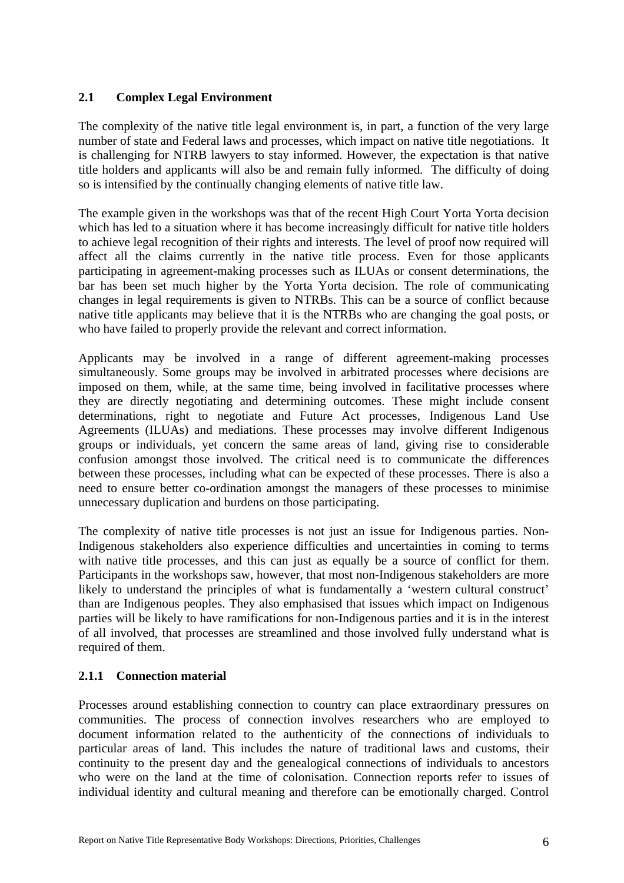## 2.1 Complex Legal Environment

The complexity of the native title legal environment is, in part, a function of the very large number of state and Federal laws and processes, which impact on native title negotiations. It is challenging for NTRB lawyers to stay informed. However, the expectation is that native title holders and applicants will also be and remain fully informed. The difficulty of doing so is intensified by the continually changing elements of native title law.

The example given in the workshops was that of the recent High Court Yorta Yorta decision which has led to a situation where it has become increasingly difficult for native title holders to achieve legal recognition of their rights and interests. The level of proof now required will affect all the claims currently in the native title process. Even for those applicants participating in agreement-making processes such as ILUAs or consent determinations, the bar has been set much higher by the Yorta Yorta decision. The role of communicating changes in legal requirements is given to NTRBs. This can be a source of conflict because native title applicants may believe that it is the NTRBs who are changing the goal posts, or who have failed to properly provide the relevant and correct information.

Applicants may be involved in a range of different agreement-making processes simultaneously. Some groups may be involved in arbitrated processes where decisions are imposed on them, while, at the same time, being involved in facilitative processes where they are directly negotiating and determining outcomes. These might include consent determinations, right to negotiate and Future Act processes, Indigenous Land Use Agreements (ILUAs) and mediations. These processes may involve different Indigenous groups or individuals, yet concern the same areas of land, giving rise to considerable confusion amongst those involved. The critical need is to communicate the differences between these processes, including what can be expected of these processes. There is also a need to ensure better co-ordination amongst the managers of these processes to minimise unnecessary duplication and burdens on those participating.

The complexity of native title processes is not just an issue for Indigenous parties. Non-Indigenous stakeholders also experience difficulties and uncertainties in coming to terms with native title processes, and this can just as equally be a source of conflict for them. Participants in the workshops saw, however, that most non-Indigenous stakeholders are more likely to understand the principles of what is fundamentally a 'western cultural construct' than are Indigenous peoples. They also emphasised that issues which impact on Indigenous parties will be likely to have ramifications for non-Indigenous parties and it is in the interest of all involved, that processes are streamlined and those involved fully understand what is required of them.

### 2.1.1 Connection material

Processes around establishing connection to country can place extraordinary pressures on communities. The process of connection involves researchers who are employed to document information related to the authenticity of the connections of individuals to particular areas of land. This includes the nature of traditional laws and customs, their continuity to the present day and the genealogical connections of individuals to ancestors who were on the land at the time of colonisation. Connection reports refer to issues of individual identity and cultural meaning and therefore can be emotionally charged. Control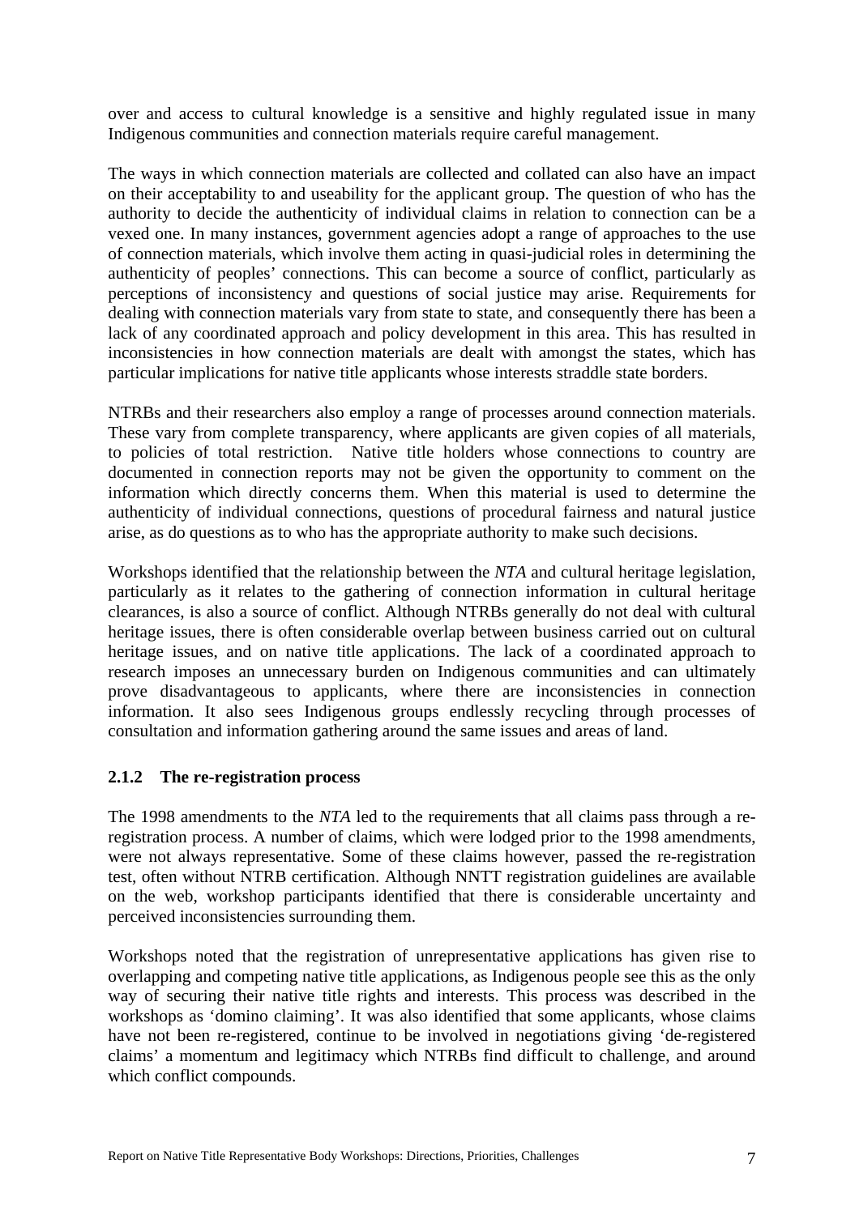over and access to cultural knowledge is a sensitive and highly regulated issue in many Indigenous communities and connection materials require careful management.

The ways in which connection materials are collected and collated can also have an impact on their acceptability to and useability for the applicant group. The question of who has the authority to decide the authenticity of individual claims in relation to connection can be a vexed one. In many instances, government agencies adopt a range of approaches to the use of connection materials, which involve them acting in quasi-judicial roles in determining the authenticity of peoples' connections. This can become a source of conflict, particularly as perceptions of inconsistency and questions of social justice may arise. Requirements for dealing with connection materials vary from state to state, and consequently there has been a lack of any coordinated approach and policy development in this area. This has resulted in inconsistencies in how connection materials are dealt with amongst the states, which has particular implications for native title applicants whose interests straddle state borders.

NTRBs and their researchers also employ a range of processes around connection materials. These vary from complete transparency, where applicants are given copies of all materials, to policies of total restriction. Native title holders whose connections to country are documented in connection reports may not be given the opportunity to comment on the information which directly concerns them. When this material is used to determine the authenticity of individual connections, questions of procedural fairness and natural justice arise, as do questions as to who has the appropriate authority to make such decisions.

Workshops identified that the relationship between the *NTA* and cultural heritage legislation, particularly as it relates to the gathering of connection information in cultural heritage clearances, is also a source of conflict. Although NTRBs generally do not deal with cultural heritage issues, there is often considerable overlap between business carried out on cultural heritage issues, and on native title applications. The lack of a coordinated approach to research imposes an unnecessary burden on Indigenous communities and can ultimately prove disadvantageous to applicants, where there are inconsistencies in connection information. It also sees Indigenous groups endlessly recycling through processes of consultation and information gathering around the same issues and areas of land.

### 2.1.2 The re-registration process

The 1998 amendments to the *NTA* led to the requirements that all claims pass through a re-registration process. A number of claims, which were lodged prior to the 1998 amendments, were not always representative. Some of these claims however, passed the re-registration test, often without NTRB certification. Although NNTT registration guidelines are available on the web, workshop participants identified that there is considerable uncertainty and perceived inconsistencies surrounding them.

Workshops noted that the registration of unrepresentative applications has given rise to overlapping and competing native title applications, as Indigenous people see this as the only way of securing their native title rights and interests. This process was described in the workshops as 'domino claiming'. It was also identified that some applicants, whose claims have not been re-registered, continue to be involved in negotiations giving 'de-registered claims' a momentum and legitimacy which NTRBs find difficult to challenge, and around which conflict compounds.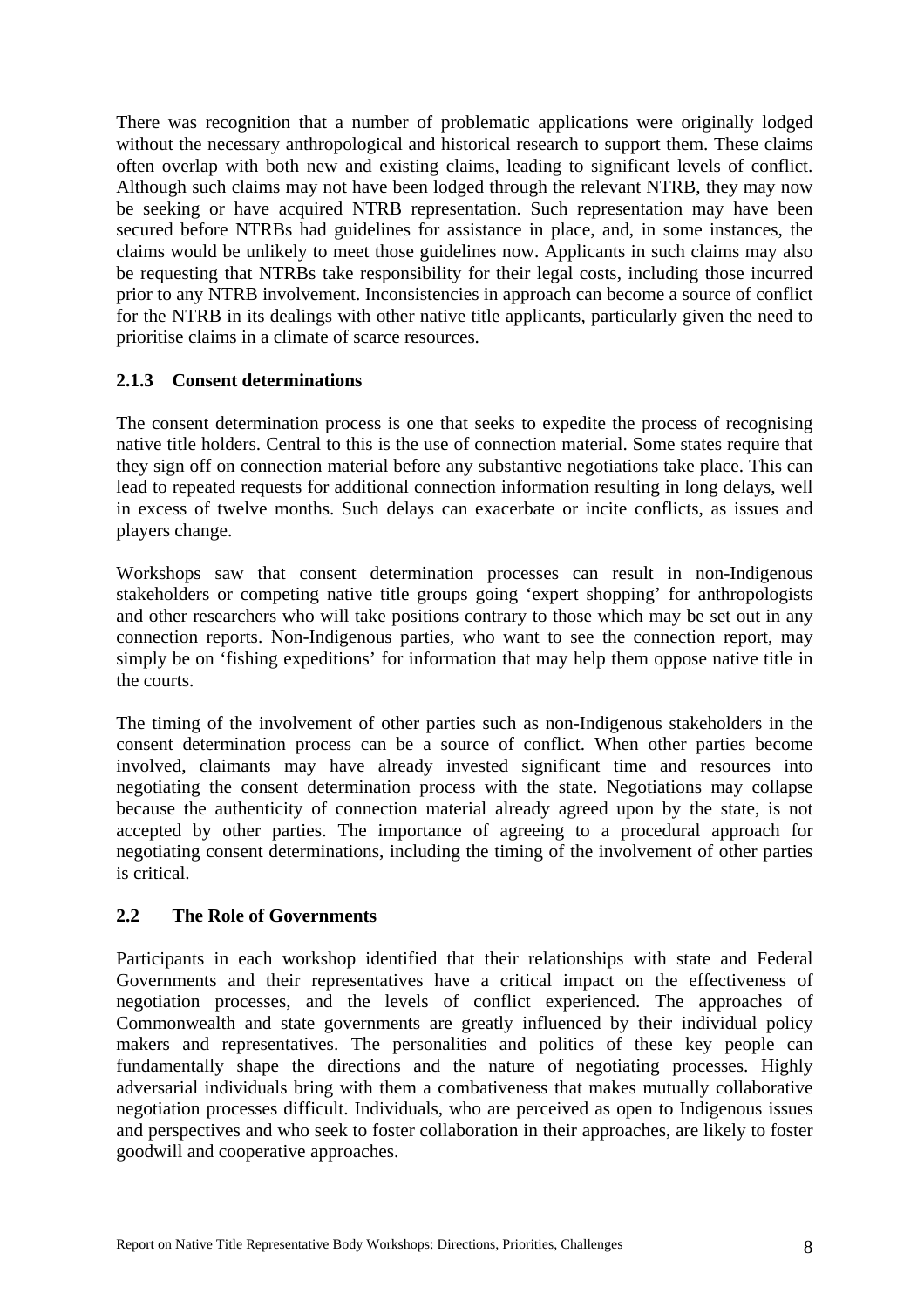There was recognition that a number of problematic applications were originally lodged without the necessary anthropological and historical research to support them. These claims often overlap with both new and existing claims, leading to significant levels of conflict. Although such claims may not have been lodged through the relevant NTRB, they may now be seeking or have acquired NTRB representation. Such representation may have been secured before NTRBs had guidelines for assistance in place, and, in some instances, the claims would be unlikely to meet those guidelines now. Applicants in such claims may also be requesting that NTRBs take responsibility for their legal costs, including those incurred prior to any NTRB involvement. Inconsistencies in approach can become a source of conflict for the NTRB in its dealings with other native title applicants, particularly given the need to prioritise claims in a climate of scarce resources.

### 2.1.3 Consent determinations

The consent determination process is one that seeks to expedite the process of recognising native title holders. Central to this is the use of connection material. Some states require that they sign off on connection material before any substantive negotiations take place. This can lead to repeated requests for additional connection information resulting in long delays, well in excess of twelve months. Such delays can exacerbate or incite conflicts, as issues and players change.

Workshops saw that consent determination processes can result in non-Indigenous stakeholders or competing native title groups going 'expert shopping' for anthropologists and other researchers who will take positions contrary to those which may be set out in any connection reports. Non-Indigenous parties, who want to see the connection report, may simply be on 'fishing expeditions' for information that may help them oppose native title in the courts.

The timing of the involvement of other parties such as non-Indigenous stakeholders in the consent determination process can be a source of conflict. When other parties become involved, claimants may have already invested significant time and resources into negotiating the consent determination process with the state. Negotiations may collapse because the authenticity of connection material already agreed upon by the state, is not accepted by other parties. The importance of agreeing to a procedural approach for negotiating consent determinations, including the timing of the involvement of other parties is critical.

## 2.2 The Role of Governments

Participants in each workshop identified that their relationships with state and Federal Governments and their representatives have a critical impact on the effectiveness of negotiation processes, and the levels of conflict experienced. The approaches of Commonwealth and state governments are greatly influenced by their individual policy makers and representatives. The personalities and politics of these key people can fundamentally shape the directions and the nature of negotiating processes. Highly adversarial individuals bring with them a combativeness that makes mutually collaborative negotiation processes difficult. Individuals, who are perceived as open to Indigenous issues and perspectives and who seek to foster collaboration in their approaches, are likely to foster goodwill and cooperative approaches.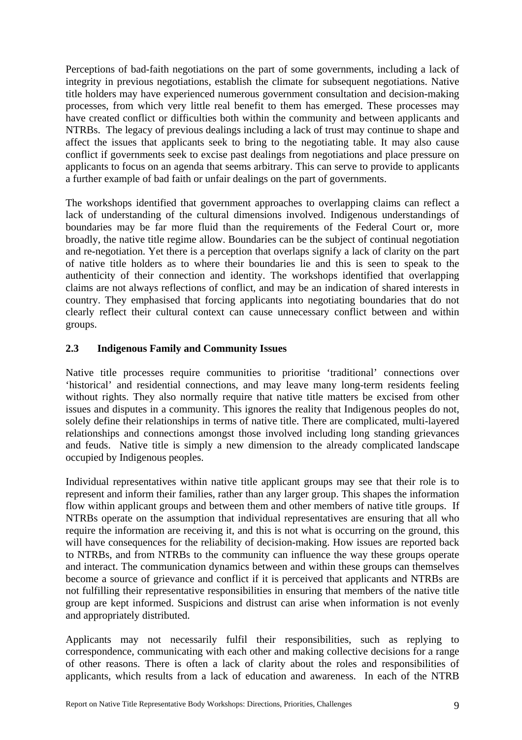Perceptions of bad-faith negotiations on the part of some governments, including a lack of integrity in previous negotiations, establish the climate for subsequent negotiations. Native title holders may have experienced numerous government consultation and decision-making processes, from which very little real benefit to them has emerged. These processes may have created conflict or difficulties both within the community and between applicants and NTRBs. The legacy of previous dealings including a lack of trust may continue to shape and affect the issues that applicants seek to bring to the negotiating table. It may also cause conflict if governments seek to excise past dealings from negotiations and place pressure on applicants to focus on an agenda that seems arbitrary. This can serve to provide to applicants a further example of bad faith or unfair dealings on the part of governments.

The workshops identified that government approaches to overlapping claims can reflect a lack of understanding of the cultural dimensions involved. Indigenous understandings of boundaries may be far more fluid than the requirements of the Federal Court or, more broadly, the native title regime allow. Boundaries can be the subject of continual negotiation and re-negotiation. Yet there is a perception that overlaps signify a lack of clarity on the part of native title holders as to where their boundaries lie and this is seen to speak to the authenticity of their connection and identity. The workshops identified that overlapping claims are not always reflections of conflict, and may be an indication of shared interests in country. They emphasised that forcing applicants into negotiating boundaries that do not clearly reflect their cultural context can cause unnecessary conflict between and within groups.

## 2.3 Indigenous Family and Community Issues

Native title processes require communities to prioritise 'traditional' connections over 'historical' and residential connections, and may leave many long-term residents feeling without rights. They also normally require that native title matters be excised from other issues and disputes in a community. This ignores the reality that Indigenous peoples do not, solely define their relationships in terms of native title. There are complicated, multi-layered relationships and connections amongst those involved including long standing grievances and feuds. Native title is simply a new dimension to the already complicated landscape occupied by Indigenous peoples.

Individual representatives within native title applicant groups may see that their role is to represent and inform their families, rather than any larger group. This shapes the information flow within applicant groups and between them and other members of native title groups. If NTRBs operate on the assumption that individual representatives are ensuring that all who require the information are receiving it, and this is not what is occurring on the ground, this will have consequences for the reliability of decision-making. How issues are reported back to NTRBs, and from NTRBs to the community can influence the way these groups operate and interact. The communication dynamics between and within these groups can themselves become a source of grievance and conflict if it is perceived that applicants and NTRBs are not fulfilling their representative responsibilities in ensuring that members of the native title group are kept informed. Suspicions and distrust can arise when information is not evenly and appropriately distributed.

Applicants may not necessarily fulfil their responsibilities, such as replying to correspondence, communicating with each other and making collective decisions for a range of other reasons. There is often a lack of clarity about the roles and responsibilities of applicants, which results from a lack of education and awareness. In each of the NTRB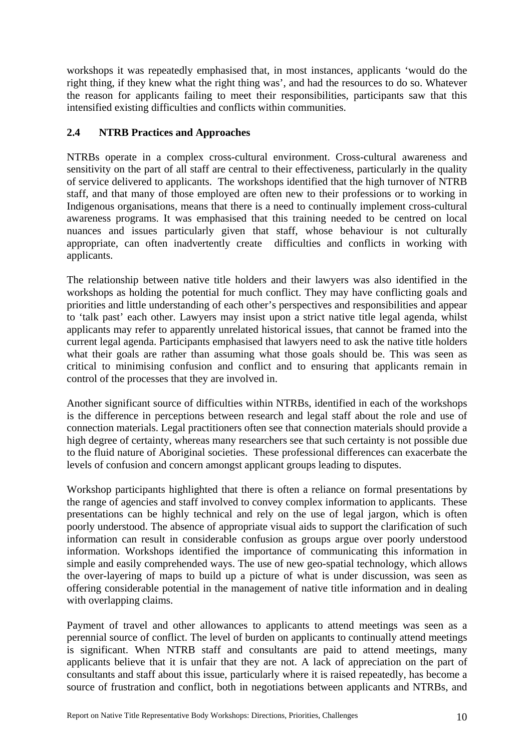workshops it was repeatedly emphasised that, in most instances, applicants 'would do the right thing, if they knew what the right thing was', and had the resources to do so. Whatever the reason for applicants failing to meet their responsibilities, participants saw that this intensified existing difficulties and conflicts within communities.

### 2.4 NTRB Practices and Approaches

NTRBs operate in a complex cross-cultural environment. Cross-cultural awareness and sensitivity on the part of all staff are central to their effectiveness, particularly in the quality of service delivered to applicants. The workshops identified that the high turnover of NTRB staff, and that many of those employed are often new to their professions or to working in Indigenous organisations, means that there is a need to continually implement cross-cultural awareness programs. It was emphasised that this training needed to be centred on local nuances and issues particularly given that staff, whose behaviour is not culturally appropriate, can often inadvertently create difficulties and conflicts in working with applicants.

The relationship between native title holders and their lawyers was also identified in the workshops as holding the potential for much conflict. They may have conflicting goals and priorities and little understanding of each other's perspectives and responsibilities and appear to 'talk past' each other. Lawyers may insist upon a strict native title legal agenda, whilst applicants may refer to apparently unrelated historical issues, that cannot be framed into the current legal agenda. Participants emphasised that lawyers need to ask the native title holders what their goals are rather than assuming what those goals should be. This was seen as critical to minimising confusion and conflict and to ensuring that applicants remain in control of the processes that they are involved in.

Another significant source of difficulties within NTRBs, identified in each of the workshops is the difference in perceptions between research and legal staff about the role and use of connection materials. Legal practitioners often see that connection materials should provide a high degree of certainty, whereas many researchers see that such certainty is not possible due to the fluid nature of Aboriginal societies. These professional differences can exacerbate the levels of confusion and concern amongst applicant groups leading to disputes.

Workshop participants highlighted that there is often a reliance on formal presentations by the range of agencies and staff involved to convey complex information to applicants. These presentations can be highly technical and rely on the use of legal jargon, which is often poorly understood. The absence of appropriate visual aids to support the clarification of such information can result in considerable confusion as groups argue over poorly understood information. Workshops identified the importance of communicating this information in simple and easily comprehended ways. The use of new geo-spatial technology, which allows the over-layering of maps to build up a picture of what is under discussion, was seen as offering considerable potential in the management of native title information and in dealing with overlapping claims.

Payment of travel and other allowances to applicants to attend meetings was seen as a perennial source of conflict. The level of burden on applicants to continually attend meetings is significant. When NTRB staff and consultants are paid to attend meetings, many applicants believe that it is unfair that they are not. A lack of appreciation on the part of consultants and staff about this issue, particularly where it is raised repeatedly, has become a source of frustration and conflict, both in negotiations between applicants and NTRBs, and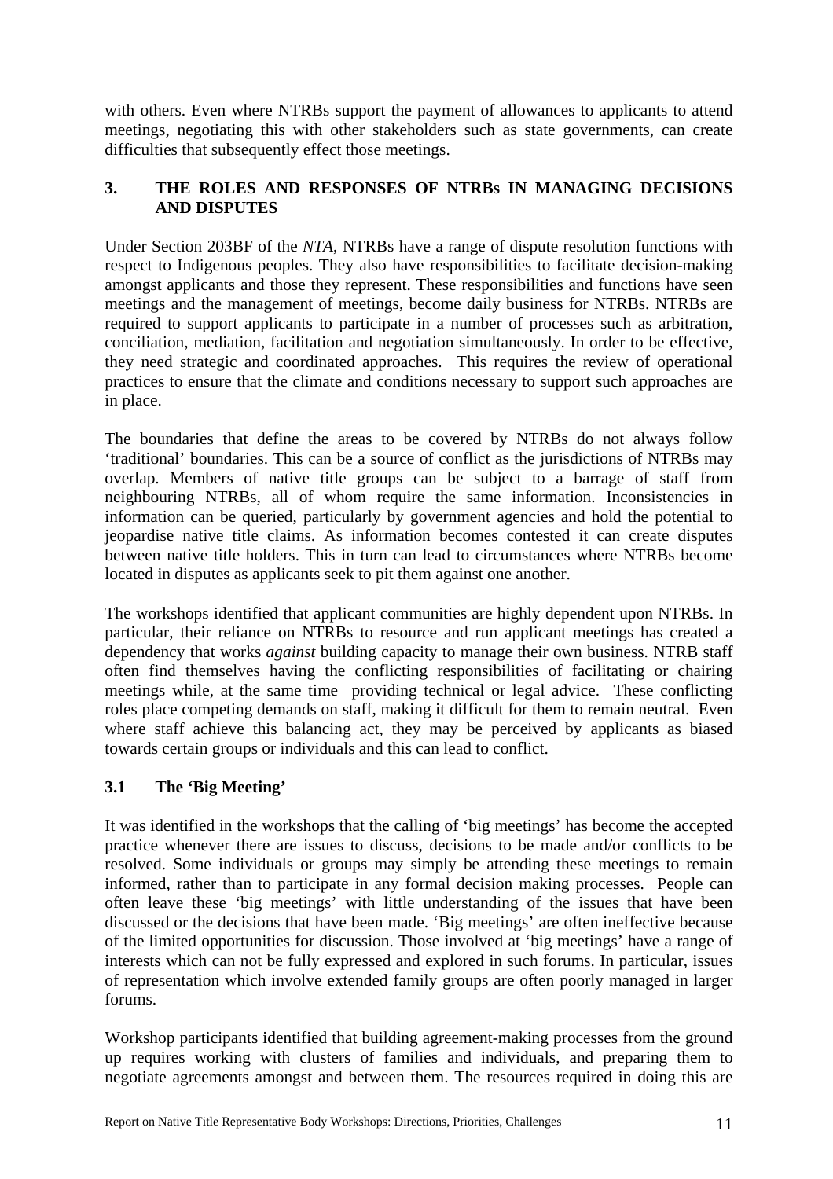with others. Even where NTRBs support the payment of allowances to applicants to attend meetings, negotiating this with other stakeholders such as state governments, can create difficulties that subsequently effect those meetings.

## 3. THE ROLES AND RESPONSES OF NTRBs IN MANAGING DECISIONS AND DISPUTES

Under Section 203BF of the *NTA*, NTRBs have a range of dispute resolution functions with respect to Indigenous peoples. They also have responsibilities to facilitate decision-making amongst applicants and those they represent. These responsibilities and functions have seen meetings and the management of meetings, become daily business for NTRBs. NTRBs are required to support applicants to participate in a number of processes such as arbitration, conciliation, mediation, facilitation and negotiation simultaneously. In order to be effective, they need strategic and coordinated approaches. This requires the review of operational practices to ensure that the climate and conditions necessary to support such approaches are in place.

The boundaries that define the areas to be covered by NTRBs do not always follow 'traditional' boundaries. This can be a source of conflict as the jurisdictions of NTRBs may overlap. Members of native title groups can be subject to a barrage of staff from neighbouring NTRBs, all of whom require the same information. Inconsistencies in information can be queried, particularly by government agencies and hold the potential to jeopardise native title claims. As information becomes contested it can create disputes between native title holders. This in turn can lead to circumstances where NTRBs become located in disputes as applicants seek to pit them against one another.

The workshops identified that applicant communities are highly dependent upon NTRBs. In particular, their reliance on NTRBs to resource and run applicant meetings has created a dependency that works *against* building capacity to manage their own business. NTRB staff often find themselves having the conflicting responsibilities of facilitating or chairing meetings while, at the same time providing technical or legal advice. These conflicting roles place competing demands on staff, making it difficult for them to remain neutral. Even where staff achieve this balancing act, they may be perceived by applicants as biased towards certain groups or individuals and this can lead to conflict.

### 3.1 The 'Big Meeting'

It was identified in the workshops that the calling of 'big meetings' has become the accepted practice whenever there are issues to discuss, decisions to be made and/or conflicts to be resolved. Some individuals or groups may simply be attending these meetings to remain informed, rather than to participate in any formal decision making processes. People can often leave these 'big meetings' with little understanding of the issues that have been discussed or the decisions that have been made. 'Big meetings' are often ineffective because of the limited opportunities for discussion. Those involved at 'big meetings' have a range of interests which can not be fully expressed and explored in such forums. In particular, issues of representation which involve extended family groups are often poorly managed in larger forums.

Workshop participants identified that building agreement-making processes from the ground up requires working with clusters of families and individuals, and preparing them to negotiate agreements amongst and between them. The resources required in doing this are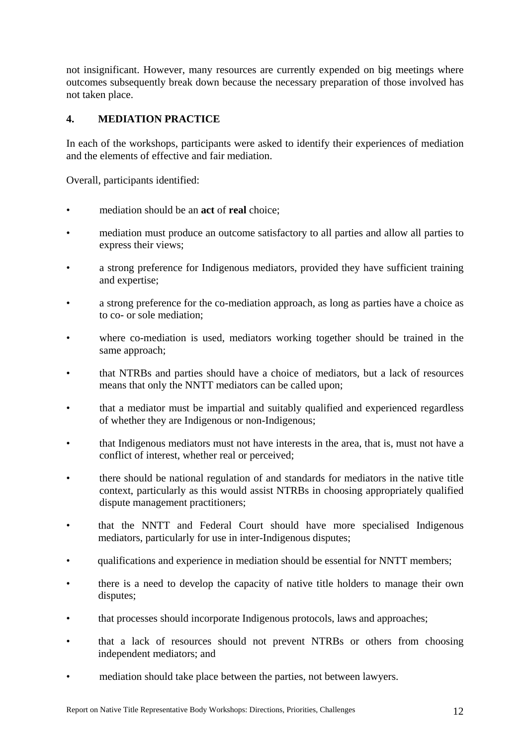not insignificant. However, many resources are currently expended on big meetings where outcomes subsequently break down because the necessary preparation of those involved has not taken place.

## 4. MEDIATION PRACTICE

In each of the workshops, participants were asked to identify their experiences of mediation and the elements of effective and fair mediation.

Overall, participants identified:

- mediation should be an **act** of **real** choice;
- mediation must produce an outcome satisfactory to all parties and allow all parties to express their views;
- a strong preference for Indigenous mediators, provided they have sufficient training and expertise;
- a strong preference for the co-mediation approach, as long as parties have a choice as to co- or sole mediation;
- where co-mediation is used, mediators working together should be trained in the same approach;
- that NTRBs and parties should have a choice of mediators, but a lack of resources means that only the NNTT mediators can be called upon;
- that a mediator must be impartial and suitably qualified and experienced regardless of whether they are Indigenous or non-Indigenous;
- that Indigenous mediators must not have interests in the area, that is, must not have a conflict of interest, whether real or perceived;
- there should be national regulation of and standards for mediators in the native title context, particularly as this would assist NTRBs in choosing appropriately qualified dispute management practitioners;
- that the NNTT and Federal Court should have more specialised Indigenous mediators, particularly for use in inter-Indigenous disputes;
- qualifications and experience in mediation should be essential for NNTT members;
- there is a need to develop the capacity of native title holders to manage their own disputes;
- that processes should incorporate Indigenous protocols, laws and approaches;
- that a lack of resources should not prevent NTRBs or others from choosing independent mediators; and
- mediation should take place between the parties, not between lawyers.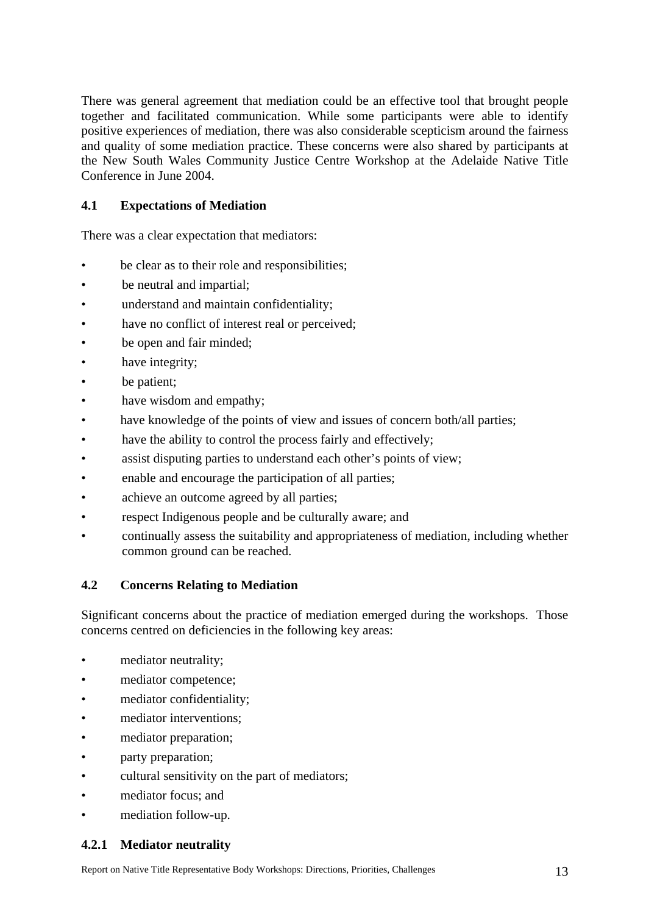There was general agreement that mediation could be an effective tool that brought people together and facilitated communication. While some participants were able to identify positive experiences of mediation, there was also considerable scepticism around the fairness and quality of some mediation practice. These concerns were also shared by participants at the New South Wales Community Justice Centre Workshop at the Adelaide Native Title Conference in June 2004.

### 4.1 Expectations of Mediation

There was a clear expectation that mediators:

- be clear as to their role and responsibilities;
- be neutral and impartial;
- understand and maintain confidentiality;
- have no conflict of interest real or perceived;
- be open and fair minded;
- have integrity;
- be patient;
- have wisdom and empathy;
- have knowledge of the points of view and issues of concern both/all parties;
- have the ability to control the process fairly and effectively;
- assist disputing parties to understand each other's points of view;
- enable and encourage the participation of all parties;
- achieve an outcome agreed by all parties;
- respect Indigenous people and be culturally aware; and
- continually assess the suitability and appropriateness of mediation, including whether common ground can be reached.

### 4.2 Concerns Relating to Mediation

Significant concerns about the practice of mediation emerged during the workshops. Those concerns centred on deficiencies in the following key areas:

- mediator neutrality;
- mediator competence;
- mediator confidentiality;
- mediator interventions;
- mediator preparation;
- party preparation;
- cultural sensitivity on the part of mediators;
- mediator focus; and
- mediation follow-up.

#### 4.2.1 Mediator neutrality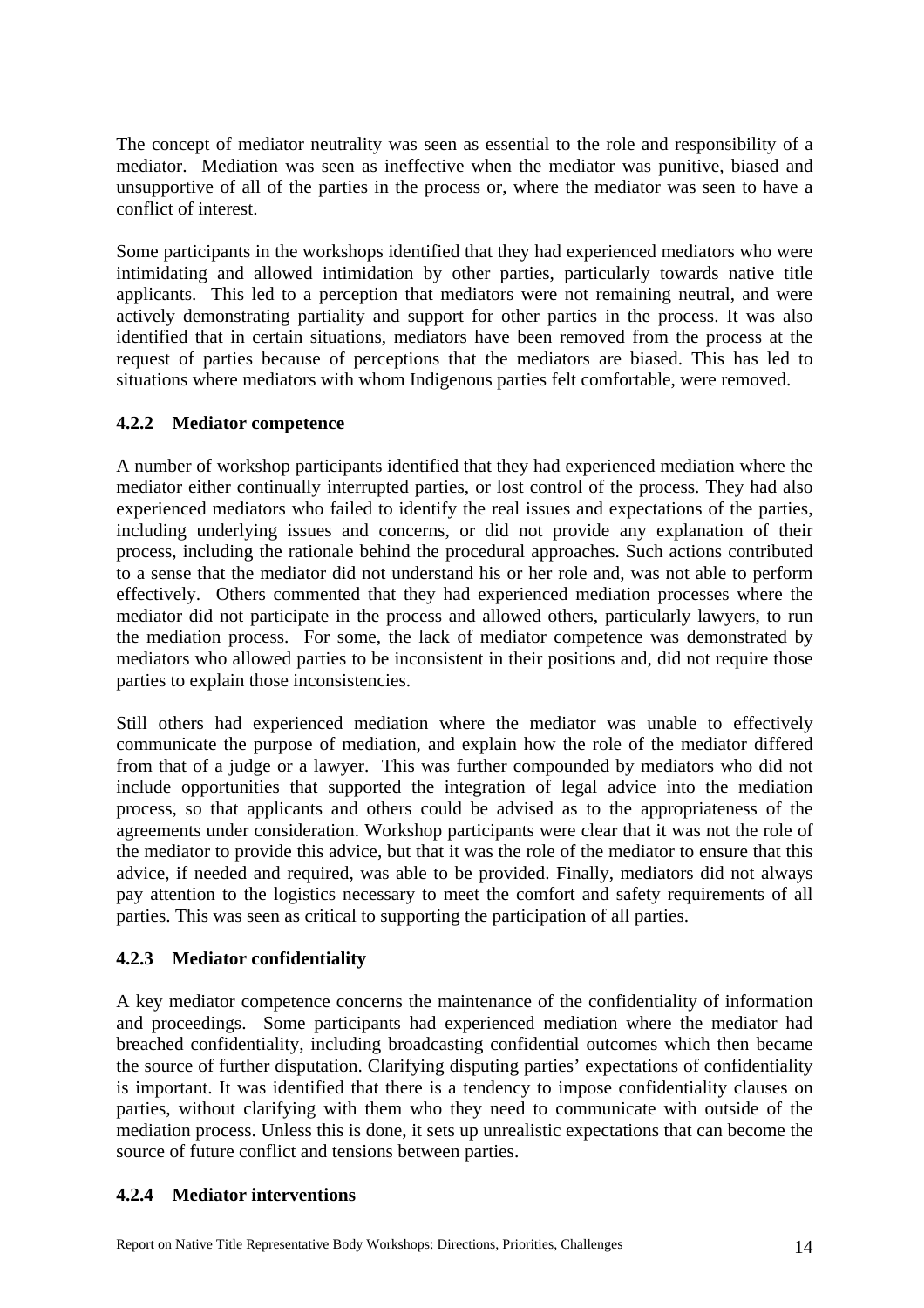The concept of mediator neutrality was seen as essential to the role and responsibility of a mediator. Mediation was seen as ineffective when the mediator was punitive, biased and unsupportive of all of the parties in the process or, where the mediator was seen to have a conflict of interest.

Some participants in the workshops identified that they had experienced mediators who were intimidating and allowed intimidation by other parties, particularly towards native title applicants. This led to a perception that mediators were not remaining neutral, and were actively demonstrating partiality and support for other parties in the process. It was also identified that in certain situations, mediators have been removed from the process at the request of parties because of perceptions that the mediators are biased. This has led to situations where mediators with whom Indigenous parties felt comfortable, were removed.

### 4.2.2 Mediator competence

A number of workshop participants identified that they had experienced mediation where the mediator either continually interrupted parties, or lost control of the process. They had also experienced mediators who failed to identify the real issues and expectations of the parties, including underlying issues and concerns, or did not provide any explanation of their process, including the rationale behind the procedural approaches. Such actions contributed to a sense that the mediator did not understand his or her role and, was not able to perform effectively. Others commented that they had experienced mediation processes where the mediator did not participate in the process and allowed others, particularly lawyers, to run the mediation process. For some, the lack of mediator competence was demonstrated by mediators who allowed parties to be inconsistent in their positions and, did not require those parties to explain those inconsistencies.

Still others had experienced mediation where the mediator was unable to effectively communicate the purpose of mediation, and explain how the role of the mediator differed from that of a judge or a lawyer. This was further compounded by mediators who did not include opportunities that supported the integration of legal advice into the mediation process, so that applicants and others could be advised as to the appropriateness of the agreements under consideration. Workshop participants were clear that it was not the role of the mediator to provide this advice, but that it was the role of the mediator to ensure that this advice, if needed and required, was able to be provided. Finally, mediators did not always pay attention to the logistics necessary to meet the comfort and safety requirements of all parties. This was seen as critical to supporting the participation of all parties.

### 4.2.3 Mediator confidentiality

A key mediator competence concerns the maintenance of the confidentiality of information and proceedings. Some participants had experienced mediation where the mediator had breached confidentiality, including broadcasting confidential outcomes which then became the source of further disputation. Clarifying disputing parties' expectations of confidentiality is important. It was identified that there is a tendency to impose confidentiality clauses on parties, without clarifying with them who they need to communicate with outside of the mediation process. Unless this is done, it sets up unrealistic expectations that can become the source of future conflict and tensions between parties.

### 4.2.4 Mediator interventions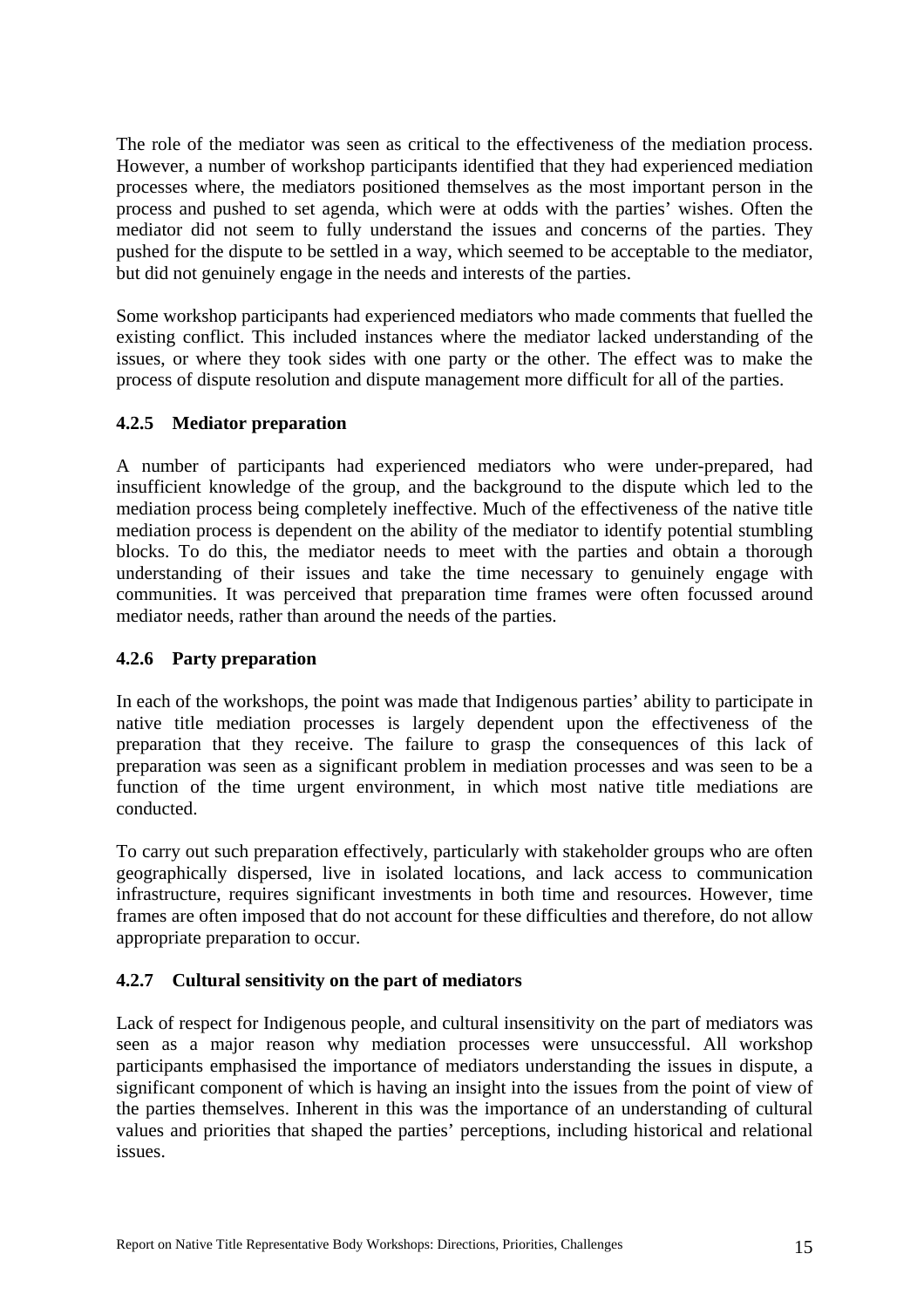The role of the mediator was seen as critical to the effectiveness of the mediation process. However, a number of workshop participants identified that they had experienced mediation processes where, the mediators positioned themselves as the most important person in the process and pushed to set agenda, which were at odds with the parties' wishes. Often the mediator did not seem to fully understand the issues and concerns of the parties. They pushed for the dispute to be settled in a way, which seemed to be acceptable to the mediator, but did not genuinely engage in the needs and interests of the parties.

Some workshop participants had experienced mediators who made comments that fuelled the existing conflict. This included instances where the mediator lacked understanding of the issues, or where they took sides with one party or the other. The effect was to make the process of dispute resolution and dispute management more difficult for all of the parties.

#### 4.2.5 Mediator preparation

A number of participants had experienced mediators who were under-prepared, had insufficient knowledge of the group, and the background to the dispute which led to the mediation process being completely ineffective. Much of the effectiveness of the native title mediation process is dependent on the ability of the mediator to identify potential stumbling blocks. To do this, the mediator needs to meet with the parties and obtain a thorough understanding of their issues and take the time necessary to genuinely engage with communities. It was perceived that preparation time frames were often focussed around mediator needs, rather than around the needs of the parties.

#### 4.2.6 Party preparation

In each of the workshops, the point was made that Indigenous parties' ability to participate in native title mediation processes is largely dependent upon the effectiveness of the preparation that they receive. The failure to grasp the consequences of this lack of preparation was seen as a significant problem in mediation processes and was seen to be a function of the time urgent environment, in which most native title mediations are conducted.

To carry out such preparation effectively, particularly with stakeholder groups who are often geographically dispersed, live in isolated locations, and lack access to communication infrastructure, requires significant investments in both time and resources. However, time frames are often imposed that do not account for these difficulties and therefore, do not allow appropriate preparation to occur.

#### 4.2.7 Cultural sensitivity on the part of mediators

Lack of respect for Indigenous people, and cultural insensitivity on the part of mediators was seen as a major reason why mediation processes were unsuccessful. All workshop participants emphasised the importance of mediators understanding the issues in dispute, a significant component of which is having an insight into the issues from the point of view of the parties themselves. Inherent in this was the importance of an understanding of cultural values and priorities that shaped the parties' perceptions, including historical and relational issues.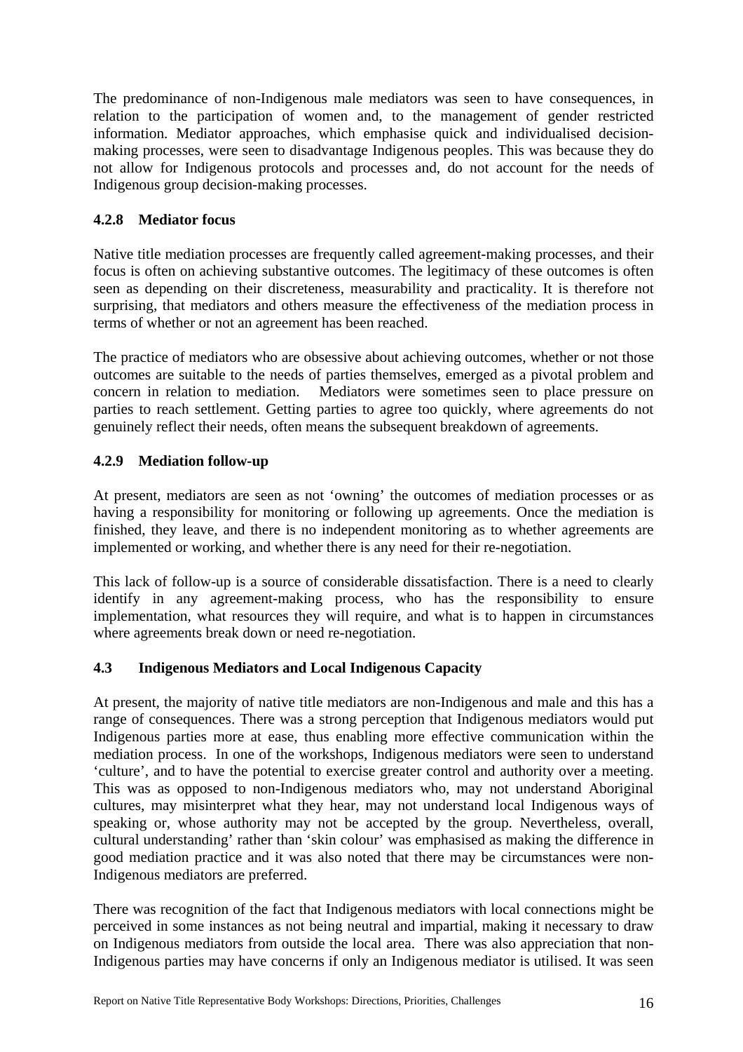The predominance of non-Indigenous male mediators was seen to have consequences, in relation to the participation of women and, to the management of gender restricted information. Mediator approaches, which emphasise quick and individualised decision-making processes, were seen to disadvantage Indigenous peoples. This was because they do not allow for Indigenous protocols and processes and, do not account for the needs of Indigenous group decision-making processes.

### 4.2.8 Mediator focus

Native title mediation processes are frequently called agreement-making processes, and their focus is often on achieving substantive outcomes. The legitimacy of these outcomes is often seen as depending on their discreteness, measurability and practicality. It is therefore not surprising, that mediators and others measure the effectiveness of the mediation process in terms of whether or not an agreement has been reached.

The practice of mediators who are obsessive about achieving outcomes, whether or not those outcomes are suitable to the needs of parties themselves, emerged as a pivotal problem and concern in relation to mediation. Mediators were sometimes seen to place pressure on parties to reach settlement. Getting parties to agree too quickly, where agreements do not genuinely reflect their needs, often means the subsequent breakdown of agreements.

### 4.2.9 Mediation follow-up

At present, mediators are seen as not 'owning' the outcomes of mediation processes or as having a responsibility for monitoring or following up agreements. Once the mediation is finished, they leave, and there is no independent monitoring as to whether agreements are implemented or working, and whether there is any need for their re-negotiation.

This lack of follow-up is a source of considerable dissatisfaction. There is a need to clearly identify in any agreement-making process, who has the responsibility to ensure implementation, what resources they will require, and what is to happen in circumstances where agreements break down or need re-negotiation.

## 4.3 Indigenous Mediators and Local Indigenous Capacity

At present, the majority of native title mediators are non-Indigenous and male and this has a range of consequences. There was a strong perception that Indigenous mediators would put Indigenous parties more at ease, thus enabling more effective communication within the mediation process. In one of the workshops, Indigenous mediators were seen to understand 'culture', and to have the potential to exercise greater control and authority over a meeting. This was as opposed to non-Indigenous mediators who, may not understand Aboriginal cultures, may misinterpret what they hear, may not understand local Indigenous ways of speaking or, whose authority may not be accepted by the group. Nevertheless, overall, cultural understanding' rather than 'skin colour' was emphasised as making the difference in good mediation practice and it was also noted that there may be circumstances were non-Indigenous mediators are preferred.

There was recognition of the fact that Indigenous mediators with local connections might be perceived in some instances as not being neutral and impartial, making it necessary to draw on Indigenous mediators from outside the local area. There was also appreciation that non-Indigenous parties may have concerns if only an Indigenous mediator is utilised. It was seen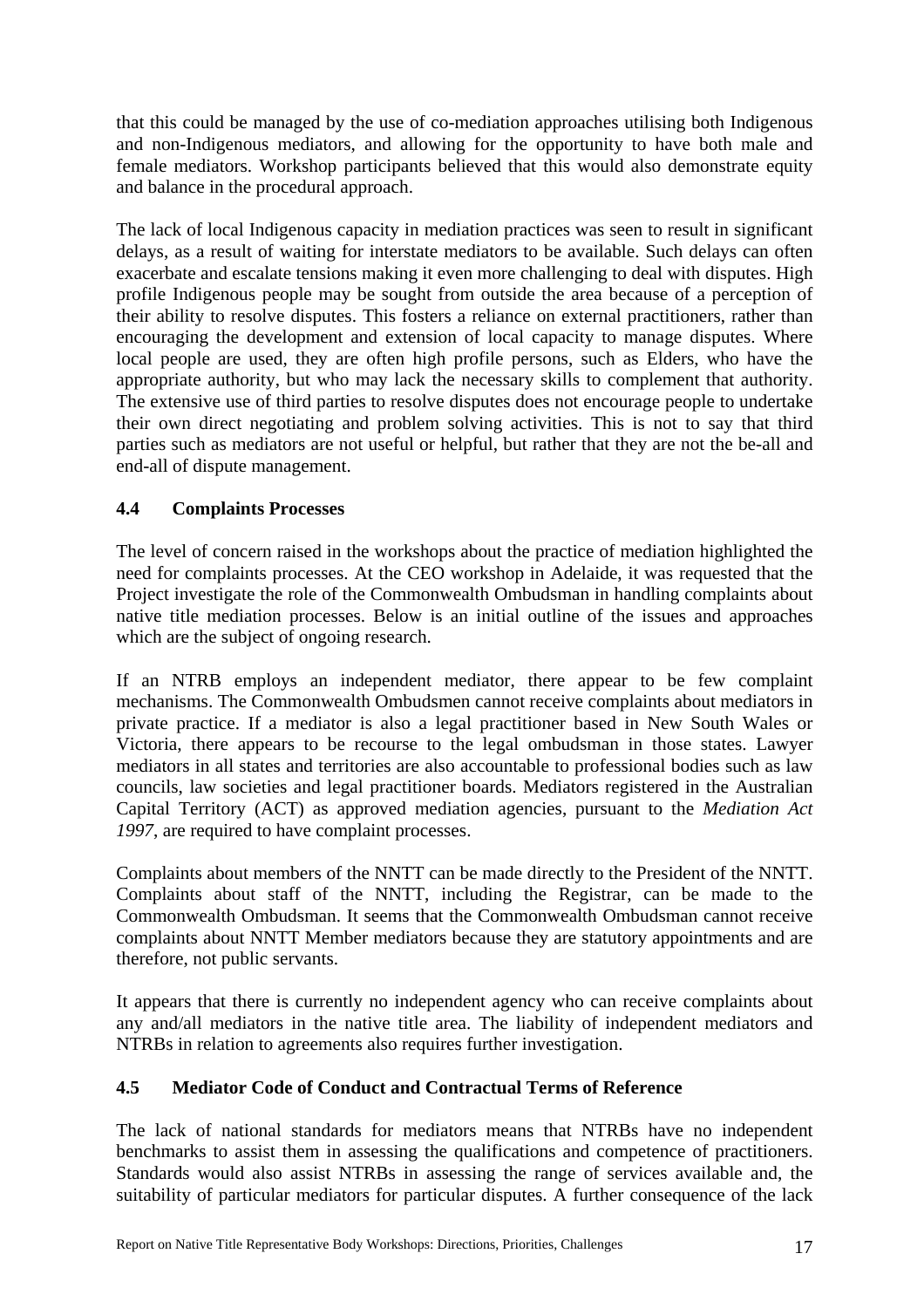that this could be managed by the use of co-mediation approaches utilising both Indigenous and non-Indigenous mediators, and allowing for the opportunity to have both male and female mediators. Workshop participants believed that this would also demonstrate equity and balance in the procedural approach.

The lack of local Indigenous capacity in mediation practices was seen to result in significant delays, as a result of waiting for interstate mediators to be available. Such delays can often exacerbate and escalate tensions making it even more challenging to deal with disputes. High profile Indigenous people may be sought from outside the area because of a perception of their ability to resolve disputes. This fosters a reliance on external practitioners, rather than encouraging the development and extension of local capacity to manage disputes. Where local people are used, they are often high profile persons, such as Elders, who have the appropriate authority, but who may lack the necessary skills to complement that authority. The extensive use of third parties to resolve disputes does not encourage people to undertake their own direct negotiating and problem solving activities. This is not to say that third parties such as mediators are not useful or helpful, but rather that they are not the be-all and end-all of dispute management.

### 4.4 Complaints Processes

The level of concern raised in the workshops about the practice of mediation highlighted the need for complaints processes. At the CEO workshop in Adelaide, it was requested that the Project investigate the role of the Commonwealth Ombudsman in handling complaints about native title mediation processes. Below is an initial outline of the issues and approaches which are the subject of ongoing research.

If an NTRB employs an independent mediator, there appear to be few complaint mechanisms. The Commonwealth Ombudsmen cannot receive complaints about mediators in private practice. If a mediator is also a legal practitioner based in New South Wales or Victoria, there appears to be recourse to the legal ombudsman in those states. Lawyer mediators in all states and territories are also accountable to professional bodies such as law councils, law societies and legal practitioner boards. Mediators registered in the Australian Capital Territory (ACT) as approved mediation agencies, pursuant to the *Mediation Act 1997*, are required to have complaint processes.

Complaints about members of the NNTT can be made directly to the President of the NNTT. Complaints about staff of the NNTT, including the Registrar, can be made to the Commonwealth Ombudsman. It seems that the Commonwealth Ombudsman cannot receive complaints about NNTT Member mediators because they are statutory appointments and are therefore, not public servants.

It appears that there is currently no independent agency who can receive complaints about any and/all mediators in the native title area. The liability of independent mediators and NTRBs in relation to agreements also requires further investigation.

### 4.5 Mediator Code of Conduct and Contractual Terms of Reference

The lack of national standards for mediators means that NTRBs have no independent benchmarks to assist them in assessing the qualifications and competence of practitioners. Standards would also assist NTRBs in assessing the range of services available and, the suitability of particular mediators for particular disputes. A further consequence of the lack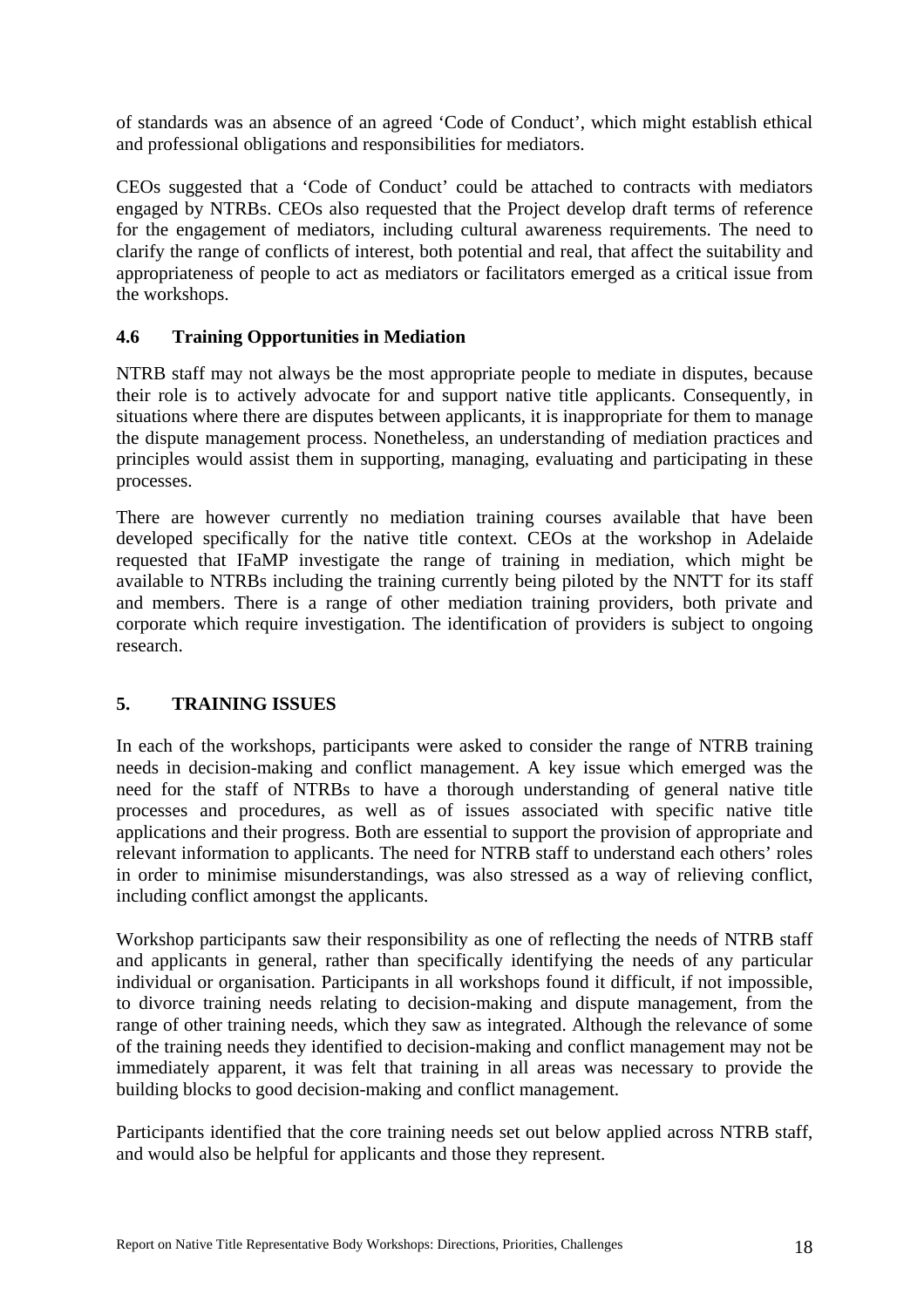of standards was an absence of an agreed 'Code of Conduct', which might establish ethical and professional obligations and responsibilities for mediators.

CEOs suggested that a 'Code of Conduct' could be attached to contracts with mediators engaged by NTRBs. CEOs also requested that the Project develop draft terms of reference for the engagement of mediators, including cultural awareness requirements. The need to clarify the range of conflicts of interest, both potential and real, that affect the suitability and appropriateness of people to act as mediators or facilitators emerged as a critical issue from the workshops.

### 4.6 Training Opportunities in Mediation

NTRB staff may not always be the most appropriate people to mediate in disputes, because their role is to actively advocate for and support native title applicants. Consequently, in situations where there are disputes between applicants, it is inappropriate for them to manage the dispute management process. Nonetheless, an understanding of mediation practices and principles would assist them in supporting, managing, evaluating and participating in these processes.

There are however currently no mediation training courses available that have been developed specifically for the native title context. CEOs at the workshop in Adelaide requested that IFaMP investigate the range of training in mediation, which might be available to NTRBs including the training currently being piloted by the NNTT for its staff and members. There is a range of other mediation training providers, both private and corporate which require investigation. The identification of providers is subject to ongoing research.

## 5. TRAINING ISSUES

In each of the workshops, participants were asked to consider the range of NTRB training needs in decision-making and conflict management. A key issue which emerged was the need for the staff of NTRBs to have a thorough understanding of general native title processes and procedures, as well as of issues associated with specific native title applications and their progress. Both are essential to support the provision of appropriate and relevant information to applicants. The need for NTRB staff to understand each others' roles in order to minimise misunderstandings, was also stressed as a way of relieving conflict, including conflict amongst the applicants.

Workshop participants saw their responsibility as one of reflecting the needs of NTRB staff and applicants in general, rather than specifically identifying the needs of any particular individual or organisation. Participants in all workshops found it difficult, if not impossible, to divorce training needs relating to decision-making and dispute management, from the range of other training needs, which they saw as integrated. Although the relevance of some of the training needs they identified to decision-making and conflict management may not be immediately apparent, it was felt that training in all areas was necessary to provide the building blocks to good decision-making and conflict management.

Participants identified that the core training needs set out below applied across NTRB staff, and would also be helpful for applicants and those they represent.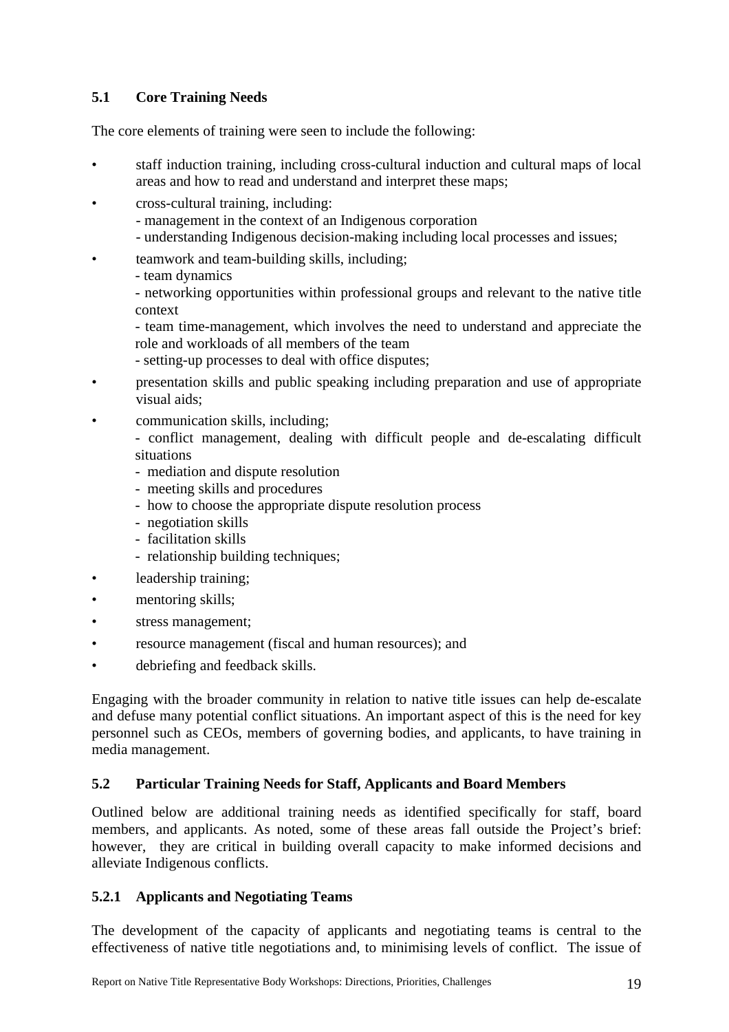## 5.1 Core Training Needs

The core elements of training were seen to include the following:

- staff induction training, including cross-cultural induction and cultural maps of local areas and how to read and understand and interpret these maps;
- cross-cultural training, including:
  - management in the context of an Indigenous corporation
  - understanding Indigenous decision-making including local processes and issues;
- teamwork and team-building skills, including;
  - team dynamics
  - networking opportunities within professional groups and relevant to the native title context
  - team time-management, which involves the need to understand and appreciate the role and workloads of all members of the team
  - setting-up processes to deal with office disputes;
- presentation skills and public speaking including preparation and use of appropriate visual aids;
- communication skills, including;
  - conflict management, dealing with difficult people and de-escalating difficult situations
  - mediation and dispute resolution
  - meeting skills and procedures
  - how to choose the appropriate dispute resolution process
  - negotiation skills
  - facilitation skills
  - relationship building techniques;
- leadership training;
- mentoring skills;
- stress management;
- resource management (fiscal and human resources); and
- debriefing and feedback skills.

Engaging with the broader community in relation to native title issues can help de-escalate and defuse many potential conflict situations. An important aspect of this is the need for key personnel such as CEOs, members of governing bodies, and applicants, to have training in media management.

## 5.2 Particular Training Needs for Staff, Applicants and Board Members

Outlined below are additional training needs as identified specifically for staff, board members, and applicants. As noted, some of these areas fall outside the Project's brief: however, they are critical in building overall capacity to make informed decisions and alleviate Indigenous conflicts.

### 5.2.1 Applicants and Negotiating Teams

The development of the capacity of applicants and negotiating teams is central to the effectiveness of native title negotiations and, to minimising levels of conflict. The issue of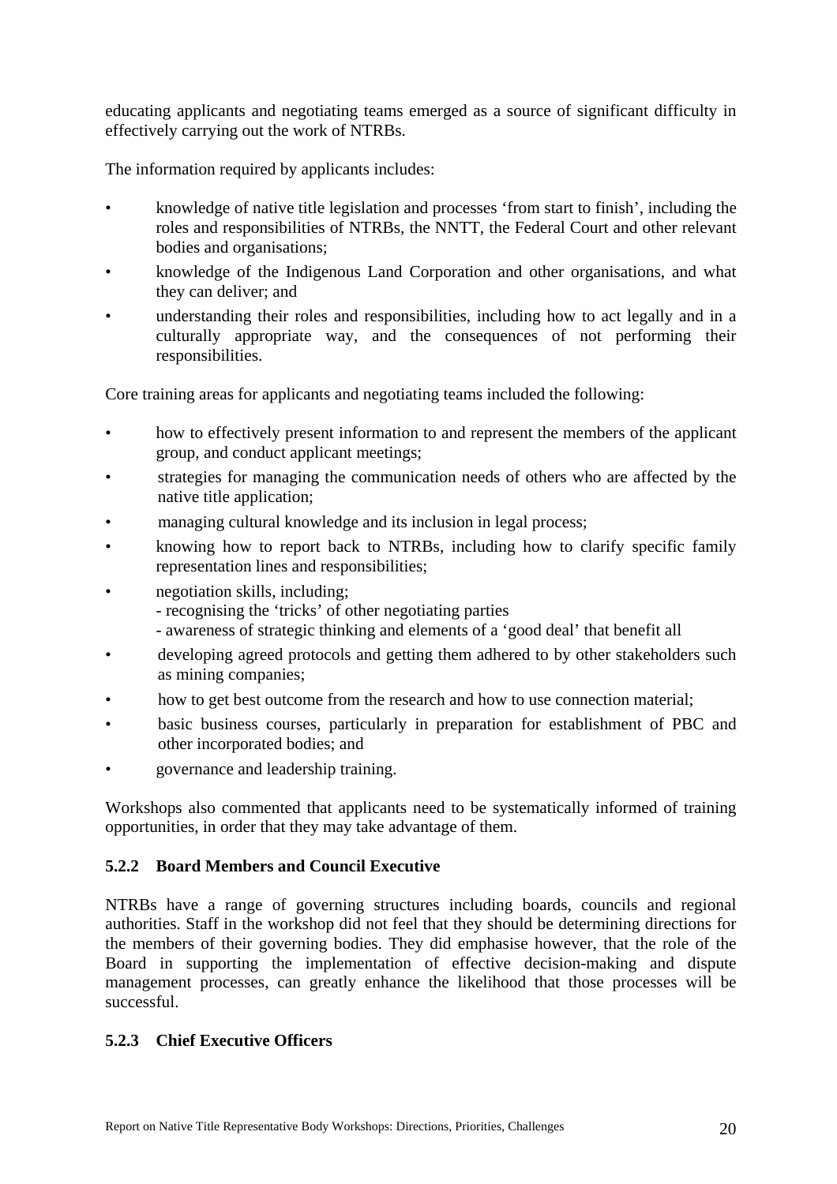educating applicants and negotiating teams emerged as a source of significant difficulty in effectively carrying out the work of NTRBs.

The information required by applicants includes:

- knowledge of native title legislation and processes ‘from start to finish’, including the roles and responsibilities of NTRBs, the NNTT, the Federal Court and other relevant bodies and organisations;
- knowledge of the Indigenous Land Corporation and other organisations, and what they can deliver; and
- understanding their roles and responsibilities, including how to act legally and in a culturally appropriate way, and the consequences of not performing their responsibilities.

Core training areas for applicants and negotiating teams included the following:

- how to effectively present information to and represent the members of the applicant group, and conduct applicant meetings;
- strategies for managing the communication needs of others who are affected by the native title application;
- managing cultural knowledge and its inclusion in legal process;
- knowing how to report back to NTRBs, including how to clarify specific family representation lines and responsibilities;
- negotiation skills, including;
  - recognising the ‘tricks’ of other negotiating parties
  - awareness of strategic thinking and elements of a ‘good deal’ that benefit all
- developing agreed protocols and getting them adhered to by other stakeholders such as mining companies;
- how to get best outcome from the research and how to use connection material;
- basic business courses, particularly in preparation for establishment of PBC and other incorporated bodies; and
- governance and leadership training.

Workshops also commented that applicants need to be systematically informed of training opportunities, in order that they may take advantage of them.

### 5.2.2 Board Members and Council Executive

NTRBs have a range of governing structures including boards, councils and regional authorities. Staff in the workshop did not feel that they should be determining directions for the members of their governing bodies. They did emphasise however, that the role of the Board in supporting the implementation of effective decision-making and dispute management processes, can greatly enhance the likelihood that those processes will be successful.

### 5.2.3 Chief Executive Officers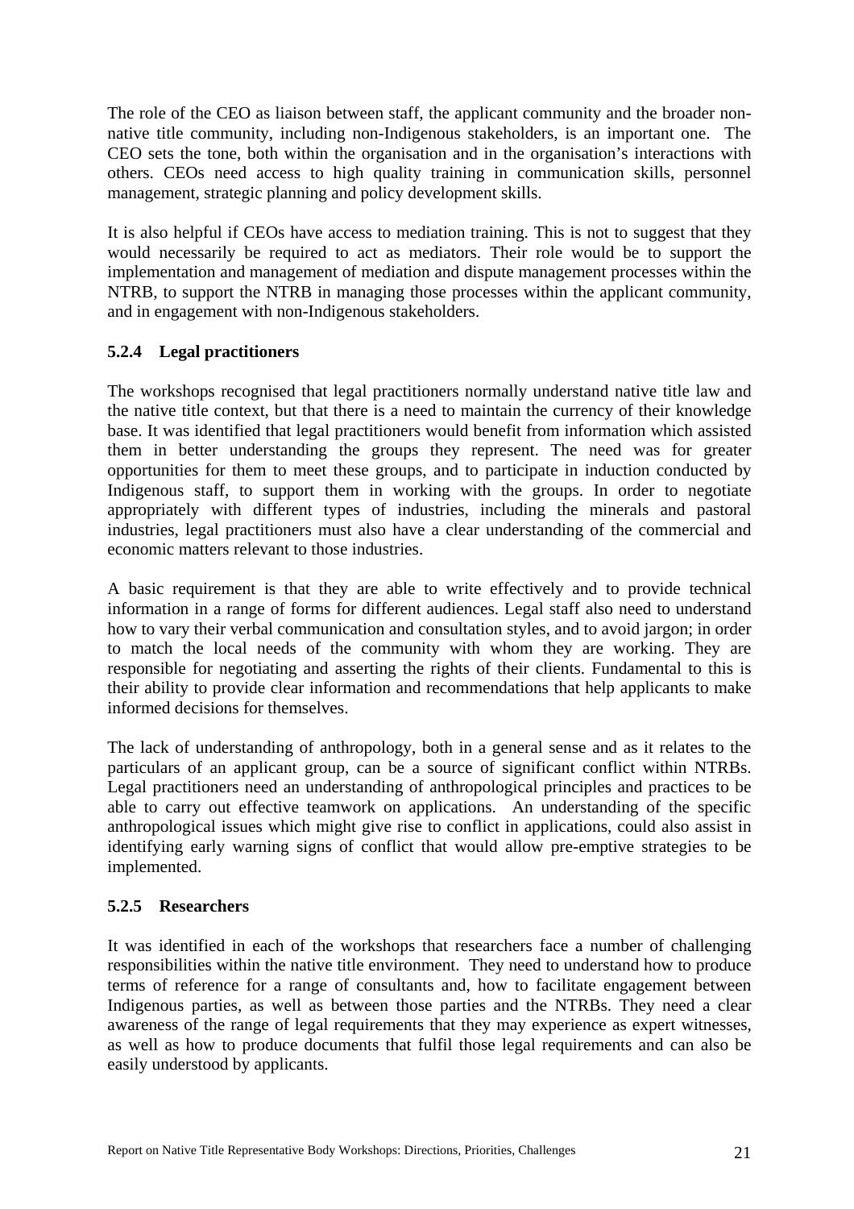The role of the CEO as liaison between staff, the applicant community and the broader non-native title community, including non-Indigenous stakeholders, is an important one. The CEO sets the tone, both within the organisation and in the organisation's interactions with others. CEOs need access to high quality training in communication skills, personnel management, strategic planning and policy development skills.

It is also helpful if CEOs have access to mediation training. This is not to suggest that they would necessarily be required to act as mediators. Their role would be to support the implementation and management of mediation and dispute management processes within the NTRB, to support the NTRB in managing those processes within the applicant community, and in engagement with non-Indigenous stakeholders.

### 5.2.4 Legal practitioners

The workshops recognised that legal practitioners normally understand native title law and the native title context, but that there is a need to maintain the currency of their knowledge base. It was identified that legal practitioners would benefit from information which assisted them in better understanding the groups they represent. The need was for greater opportunities for them to meet these groups, and to participate in induction conducted by Indigenous staff, to support them in working with the groups. In order to negotiate appropriately with different types of industries, including the minerals and pastoral industries, legal practitioners must also have a clear understanding of the commercial and economic matters relevant to those industries.

A basic requirement is that they are able to write effectively and to provide technical information in a range of forms for different audiences. Legal staff also need to understand how to vary their verbal communication and consultation styles, and to avoid jargon; in order to match the local needs of the community with whom they are working. They are responsible for negotiating and asserting the rights of their clients. Fundamental to this is their ability to provide clear information and recommendations that help applicants to make informed decisions for themselves.

The lack of understanding of anthropology, both in a general sense and as it relates to the particulars of an applicant group, can be a source of significant conflict within NTRBs. Legal practitioners need an understanding of anthropological principles and practices to be able to carry out effective teamwork on applications. An understanding of the specific anthropological issues which might give rise to conflict in applications, could also assist in identifying early warning signs of conflict that would allow pre-emptive strategies to be implemented.

### 5.2.5 Researchers

It was identified in each of the workshops that researchers face a number of challenging responsibilities within the native title environment. They need to understand how to produce terms of reference for a range of consultants and, how to facilitate engagement between Indigenous parties, as well as between those parties and the NTRBs. They need a clear awareness of the range of legal requirements that they may experience as expert witnesses, as well as how to produce documents that fulfil those legal requirements and can also be easily understood by applicants.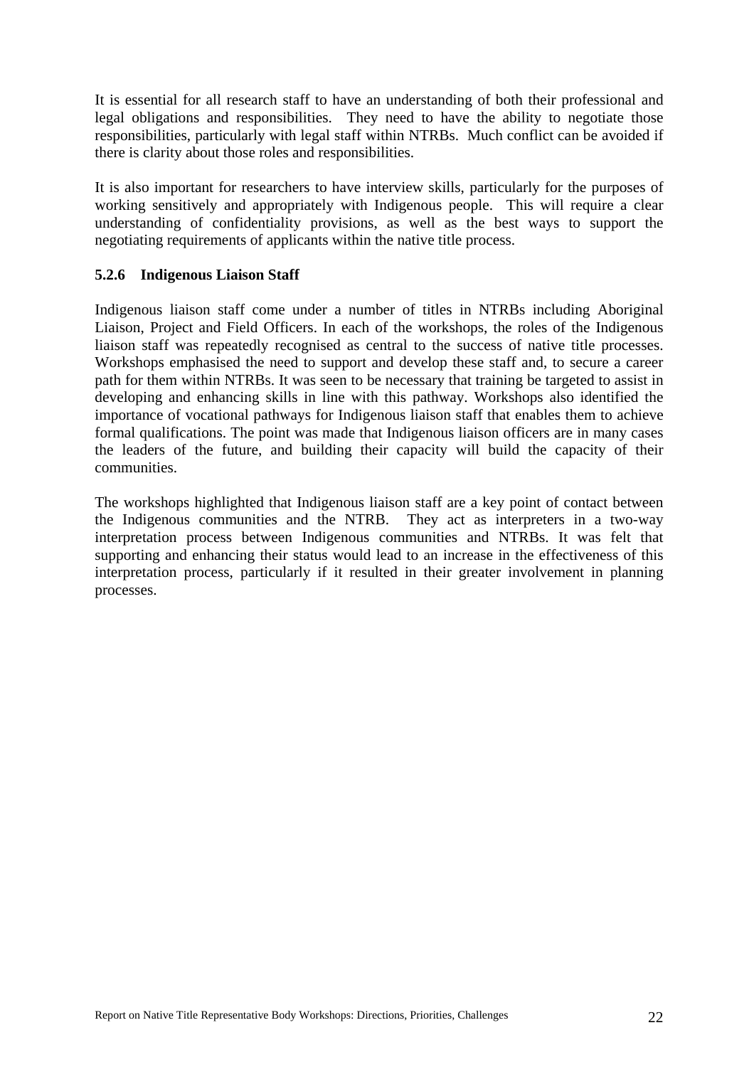It is essential for all research staff to have an understanding of both their professional and legal obligations and responsibilities. They need to have the ability to negotiate those responsibilities, particularly with legal staff within NTRBs. Much conflict can be avoided if there is clarity about those roles and responsibilities.

It is also important for researchers to have interview skills, particularly for the purposes of working sensitively and appropriately with Indigenous people. This will require a clear understanding of confidentiality provisions, as well as the best ways to support the negotiating requirements of applicants within the native title process.

### 5.2.6 Indigenous Liaison Staff

Indigenous liaison staff come under a number of titles in NTRBs including Aboriginal Liaison, Project and Field Officers. In each of the workshops, the roles of the Indigenous liaison staff was repeatedly recognised as central to the success of native title processes. Workshops emphasised the need to support and develop these staff and, to secure a career path for them within NTRBs. It was seen to be necessary that training be targeted to assist in developing and enhancing skills in line with this pathway. Workshops also identified the importance of vocational pathways for Indigenous liaison staff that enables them to achieve formal qualifications. The point was made that Indigenous liaison officers are in many cases the leaders of the future, and building their capacity will build the capacity of their communities.

The workshops highlighted that Indigenous liaison staff are a key point of contact between the Indigenous communities and the NTRB. They act as interpreters in a two-way interpretation process between Indigenous communities and NTRBs. It was felt that supporting and enhancing their status would lead to an increase in the effectiveness of this interpretation process, particularly if it resulted in their greater involvement in planning processes.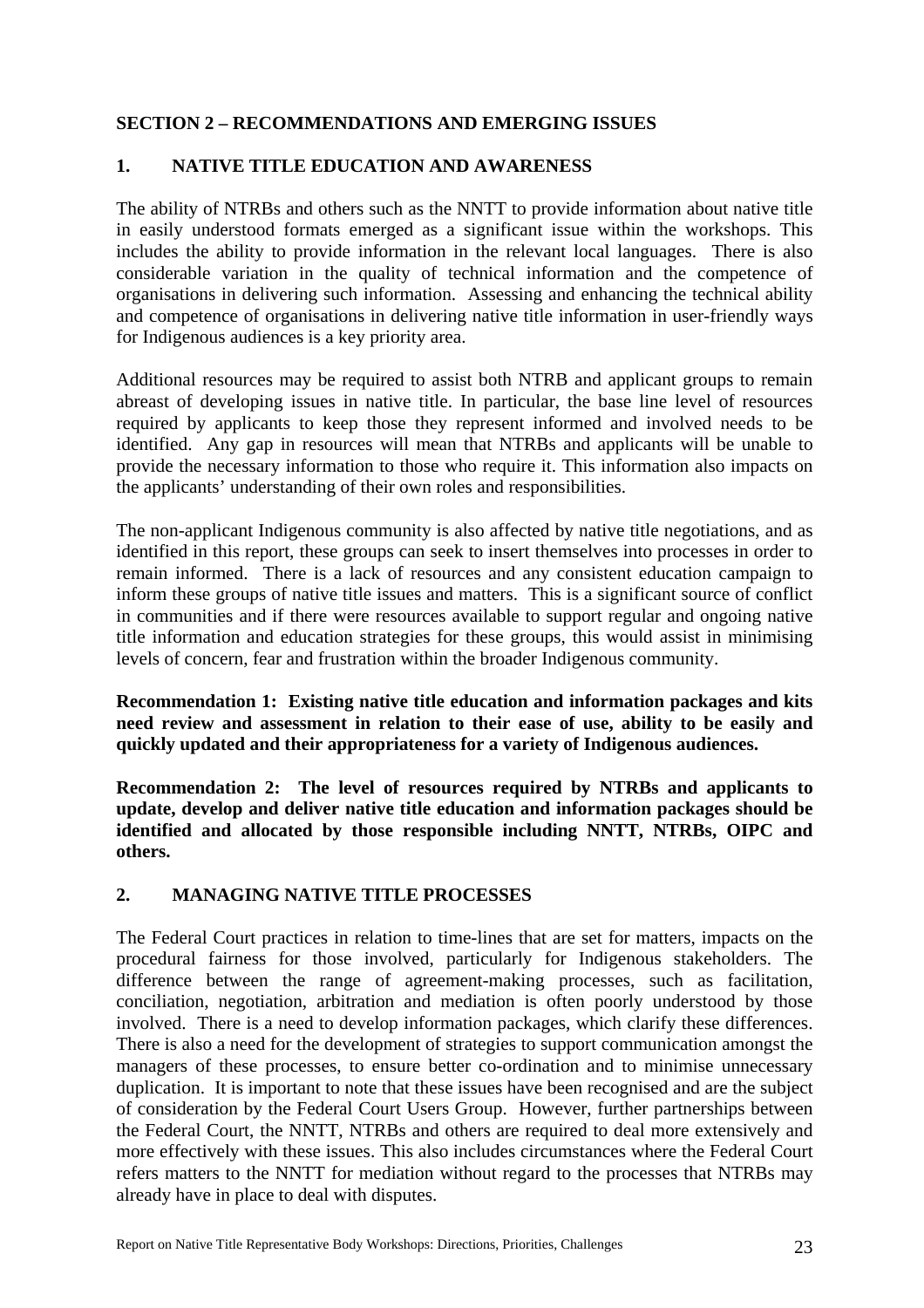## SECTION 2 – RECOMMENDATIONS AND EMERGING ISSUES

### 1. NATIVE TITLE EDUCATION AND AWARENESS

The ability of NTRBs and others such as the NNTT to provide information about native title in easily understood formats emerged as a significant issue within the workshops. This includes the ability to provide information in the relevant local languages. There is also considerable variation in the quality of technical information and the competence of organisations in delivering such information. Assessing and enhancing the technical ability and competence of organisations in delivering native title information in user-friendly ways for Indigenous audiences is a key priority area.

Additional resources may be required to assist both NTRB and applicant groups to remain abreast of developing issues in native title. In particular, the base line level of resources required by applicants to keep those they represent informed and involved needs to be identified. Any gap in resources will mean that NTRBs and applicants will be unable to provide the necessary information to those who require it. This information also impacts on the applicants' understanding of their own roles and responsibilities.

The non-applicant Indigenous community is also affected by native title negotiations, and as identified in this report, these groups can seek to insert themselves into processes in order to remain informed. There is a lack of resources and any consistent education campaign to inform these groups of native title issues and matters. This is a significant source of conflict in communities and if there were resources available to support regular and ongoing native title information and education strategies for these groups, this would assist in minimising levels of concern, fear and frustration within the broader Indigenous community.

**Recommendation 1: Existing native title education and information packages and kits need review and assessment in relation to their ease of use, ability to be easily and quickly updated and their appropriateness for a variety of Indigenous audiences.**

**Recommendation 2: The level of resources required by NTRBs and applicants to update, develop and deliver native title education and information packages should be identified and allocated by those responsible including NNTT, NTRBs, OIPC and others.**

### 2. MANAGING NATIVE TITLE PROCESSES

The Federal Court practices in relation to time-lines that are set for matters, impacts on the procedural fairness for those involved, particularly for Indigenous stakeholders. The difference between the range of agreement-making processes, such as facilitation, conciliation, negotiation, arbitration and mediation is often poorly understood by those involved. There is a need to develop information packages, which clarify these differences. There is also a need for the development of strategies to support communication amongst the managers of these processes, to ensure better co-ordination and to minimise unnecessary duplication. It is important to note that these issues have been recognised and are the subject of consideration by the Federal Court Users Group. However, further partnerships between the Federal Court, the NNTT, NTRBs and others are required to deal more extensively and more effectively with these issues. This also includes circumstances where the Federal Court refers matters to the NNTT for mediation without regard to the processes that NTRBs may already have in place to deal with disputes.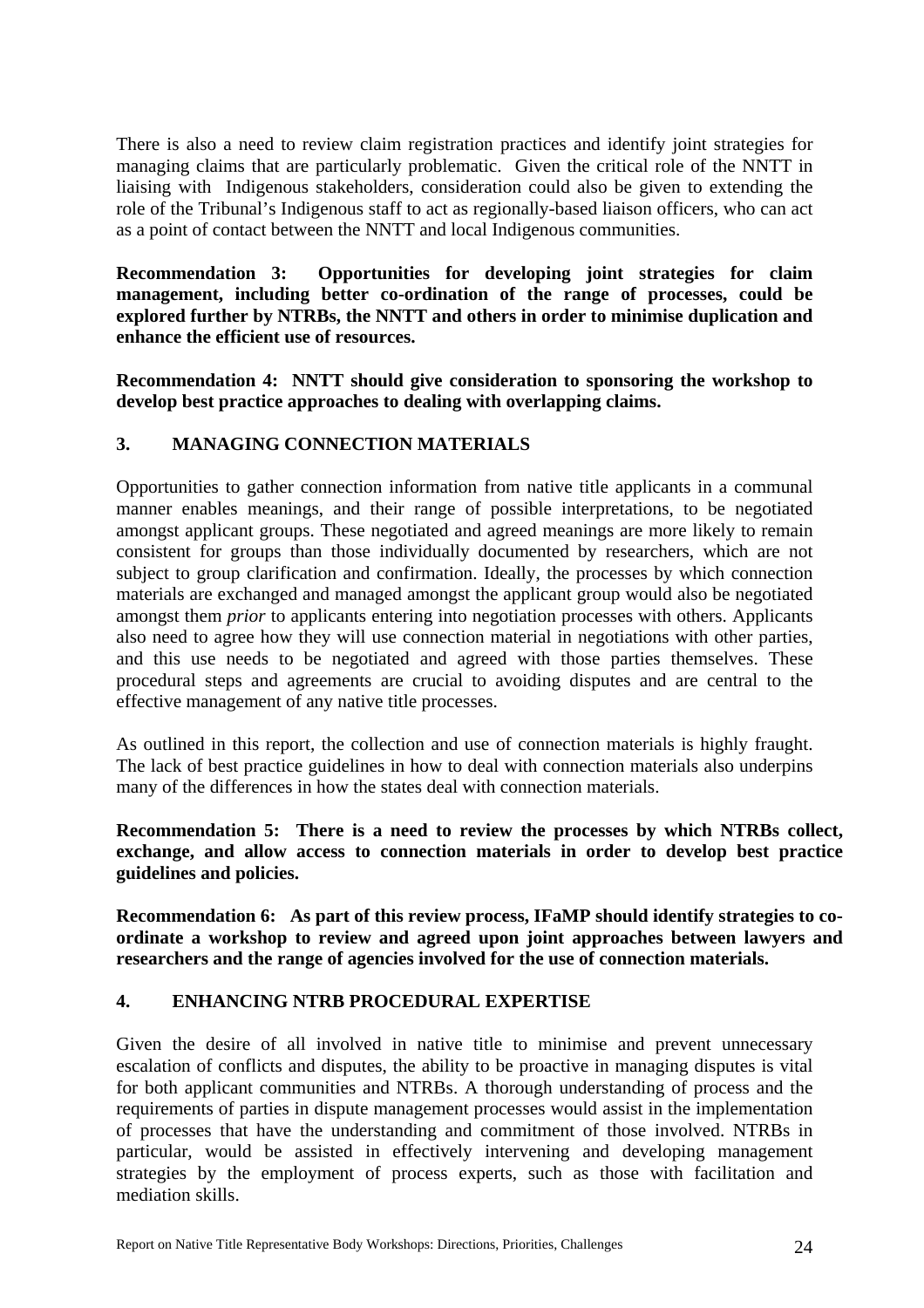There is also a need to review claim registration practices and identify joint strategies for managing claims that are particularly problematic. Given the critical role of the NNTT in liaising with Indigenous stakeholders, consideration could also be given to extending the role of the Tribunal's Indigenous staff to act as regionally-based liaison officers, who can act as a point of contact between the NNTT and local Indigenous communities.

**Recommendation 3: Opportunities for developing joint strategies for claim management, including better co-ordination of the range of processes, could be explored further by NTRBs, the NNTT and others in order to minimise duplication and enhance the efficient use of resources.**

**Recommendation 4: NNTT should give consideration to sponsoring the workshop to develop best practice approaches to dealing with overlapping claims.**

## 3. MANAGING CONNECTION MATERIALS

Opportunities to gather connection information from native title applicants in a communal manner enables meanings, and their range of possible interpretations, to be negotiated amongst applicant groups. These negotiated and agreed meanings are more likely to remain consistent for groups than those individually documented by researchers, which are not subject to group clarification and confirmation. Ideally, the processes by which connection materials are exchanged and managed amongst the applicant group would also be negotiated amongst them *prior* to applicants entering into negotiation processes with others. Applicants also need to agree how they will use connection material in negotiations with other parties, and this use needs to be negotiated and agreed with those parties themselves. These procedural steps and agreements are crucial to avoiding disputes and are central to the effective management of any native title processes.

As outlined in this report, the collection and use of connection materials is highly fraught. The lack of best practice guidelines in how to deal with connection materials also underpins many of the differences in how the states deal with connection materials.

**Recommendation 5: There is a need to review the processes by which NTRBs collect, exchange, and allow access to connection materials in order to develop best practice guidelines and policies.**

**Recommendation 6: As part of this review process, IFaMP should identify strategies to co-ordinate a workshop to review and agreed upon joint approaches between lawyers and researchers and the range of agencies involved for the use of connection materials.**

## 4. ENHANCING NTRB PROCEDURAL EXPERTISE

Given the desire of all involved in native title to minimise and prevent unnecessary escalation of conflicts and disputes, the ability to be proactive in managing disputes is vital for both applicant communities and NTRBs. A thorough understanding of process and the requirements of parties in dispute management processes would assist in the implementation of processes that have the understanding and commitment of those involved. NTRBs in particular, would be assisted in effectively intervening and developing management strategies by the employment of process experts, such as those with facilitation and mediation skills.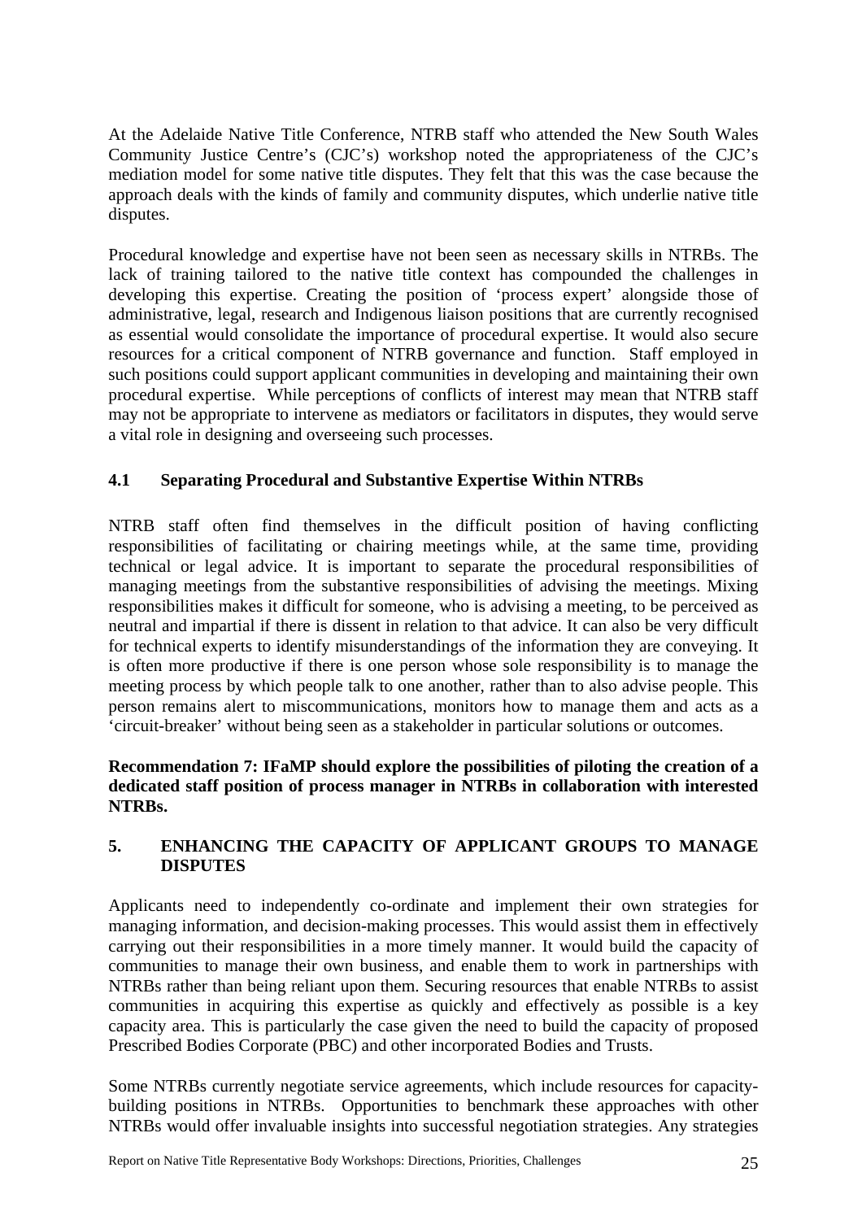At the Adelaide Native Title Conference, NTRB staff who attended the New South Wales Community Justice Centre's (CJC's) workshop noted the appropriateness of the CJC's mediation model for some native title disputes. They felt that this was the case because the approach deals with the kinds of family and community disputes, which underlie native title disputes.

Procedural knowledge and expertise have not been seen as necessary skills in NTRBs. The lack of training tailored to the native title context has compounded the challenges in developing this expertise. Creating the position of 'process expert' alongside those of administrative, legal, research and Indigenous liaison positions that are currently recognised as essential would consolidate the importance of procedural expertise. It would also secure resources for a critical component of NTRB governance and function. Staff employed in such positions could support applicant communities in developing and maintaining their own procedural expertise. While perceptions of conflicts of interest may mean that NTRB staff may not be appropriate to intervene as mediators or facilitators in disputes, they would serve a vital role in designing and overseeing such processes.

### 4.1 Separating Procedural and Substantive Expertise Within NTRBs

NTRB staff often find themselves in the difficult position of having conflicting responsibilities of facilitating or chairing meetings while, at the same time, providing technical or legal advice. It is important to separate the procedural responsibilities of managing meetings from the substantive responsibilities of advising the meetings. Mixing responsibilities makes it difficult for someone, who is advising a meeting, to be perceived as neutral and impartial if there is dissent in relation to that advice. It can also be very difficult for technical experts to identify misunderstandings of the information they are conveying. It is often more productive if there is one person whose sole responsibility is to manage the meeting process by which people talk to one another, rather than to also advise people. This person remains alert to miscommunications, monitors how to manage them and acts as a 'circuit-breaker' without being seen as a stakeholder in particular solutions or outcomes.

**Recommendation 7: IFaMP should explore the possibilities of piloting the creation of a dedicated staff position of process manager in NTRBs in collaboration with interested NTRBs.**

## 5. ENHANCING THE CAPACITY OF APPLICANT GROUPS TO MANAGE DISPUTES

Applicants need to independently co-ordinate and implement their own strategies for managing information, and decision-making processes. This would assist them in effectively carrying out their responsibilities in a more timely manner. It would build the capacity of communities to manage their own business, and enable them to work in partnerships with NTRBs rather than being reliant upon them. Securing resources that enable NTRBs to assist communities in acquiring this expertise as quickly and effectively as possible is a key capacity area. This is particularly the case given the need to build the capacity of proposed Prescribed Bodies Corporate (PBC) and other incorporated Bodies and Trusts.

Some NTRBs currently negotiate service agreements, which include resources for capacity-building positions in NTRBs. Opportunities to benchmark these approaches with other NTRBs would offer invaluable insights into successful negotiation strategies. Any strategies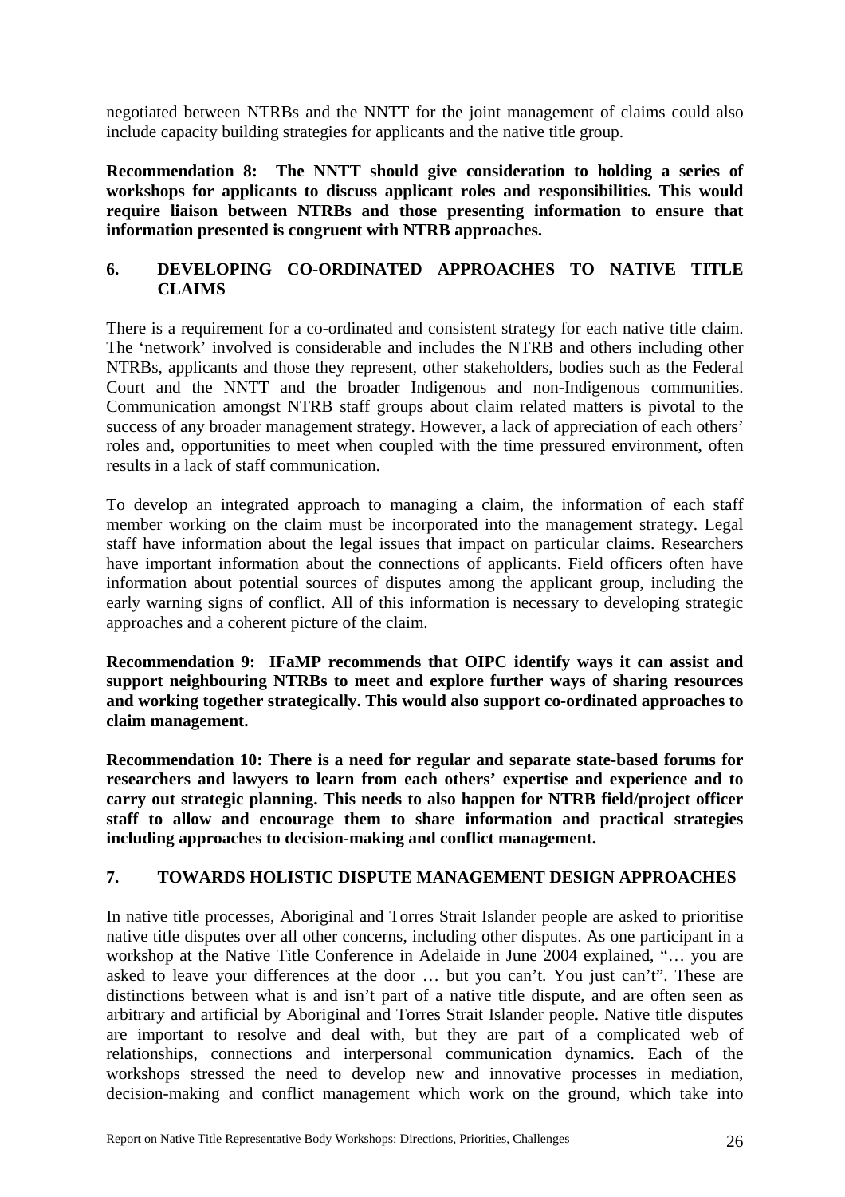negotiated between NTRBs and the NNTT for the joint management of claims could also include capacity building strategies for applicants and the native title group.

**Recommendation 8: The NNTT should give consideration to holding a series of workshops for applicants to discuss applicant roles and responsibilities. This would require liaison between NTRBs and those presenting information to ensure that information presented is congruent with NTRB approaches.**

## 6. DEVELOPING CO-ORDINATED APPROACHES TO NATIVE TITLE CLAIMS

There is a requirement for a co-ordinated and consistent strategy for each native title claim. The 'network' involved is considerable and includes the NTRB and others including other NTRBs, applicants and those they represent, other stakeholders, bodies such as the Federal Court and the NNTT and the broader Indigenous and non-Indigenous communities. Communication amongst NTRB staff groups about claim related matters is pivotal to the success of any broader management strategy. However, a lack of appreciation of each others' roles and, opportunities to meet when coupled with the time pressured environment, often results in a lack of staff communication.

To develop an integrated approach to managing a claim, the information of each staff member working on the claim must be incorporated into the management strategy. Legal staff have information about the legal issues that impact on particular claims. Researchers have important information about the connections of applicants. Field officers often have information about potential sources of disputes among the applicant group, including the early warning signs of conflict. All of this information is necessary to developing strategic approaches and a coherent picture of the claim.

**Recommendation 9: IFaMP recommends that OIPC identify ways it can assist and support neighbouring NTRBs to meet and explore further ways of sharing resources and working together strategically. This would also support co-ordinated approaches to claim management.**

**Recommendation 10: There is a need for regular and separate state-based forums for researchers and lawyers to learn from each others' expertise and experience and to carry out strategic planning. This needs to also happen for NTRB field/project officer staff to allow and encourage them to share information and practical strategies including approaches to decision-making and conflict management.**

## 7. TOWARDS HOLISTIC DISPUTE MANAGEMENT DESIGN APPROACHES

In native title processes, Aboriginal and Torres Strait Islander people are asked to prioritise native title disputes over all other concerns, including other disputes. As one participant in a workshop at the Native Title Conference in Adelaide in June 2004 explained, "… you are asked to leave your differences at the door … but you can't. You just can't". These are distinctions between what is and isn't part of a native title dispute, and are often seen as arbitrary and artificial by Aboriginal and Torres Strait Islander people. Native title disputes are important to resolve and deal with, but they are part of a complicated web of relationships, connections and interpersonal communication dynamics. Each of the workshops stressed the need to develop new and innovative processes in mediation, decision-making and conflict management which work on the ground, which take into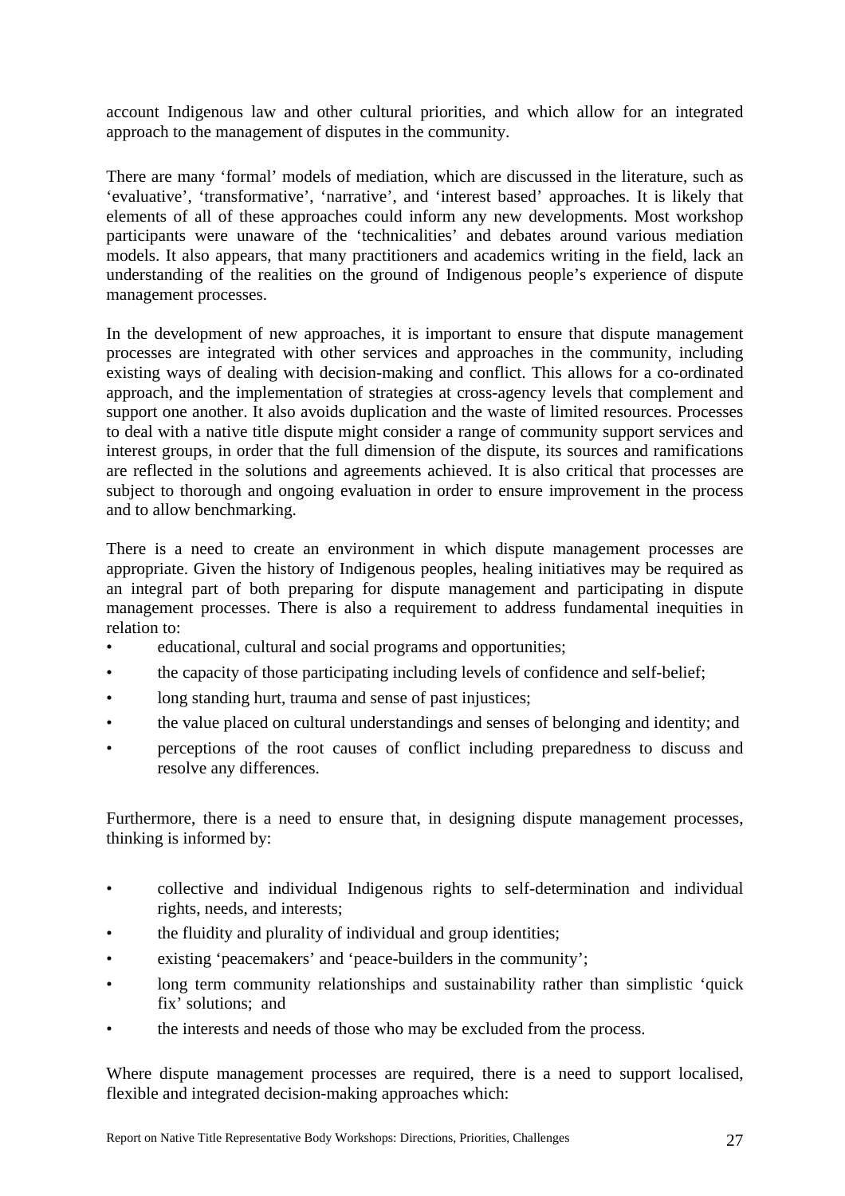account Indigenous law and other cultural priorities, and which allow for an integrated approach to the management of disputes in the community.

There are many 'formal' models of mediation, which are discussed in the literature, such as 'evaluative', 'transformative', 'narrative', and 'interest based' approaches. It is likely that elements of all of these approaches could inform any new developments. Most workshop participants were unaware of the 'technicalities' and debates around various mediation models. It also appears, that many practitioners and academics writing in the field, lack an understanding of the realities on the ground of Indigenous people's experience of dispute management processes.

In the development of new approaches, it is important to ensure that dispute management processes are integrated with other services and approaches in the community, including existing ways of dealing with decision-making and conflict. This allows for a co-ordinated approach, and the implementation of strategies at cross-agency levels that complement and support one another. It also avoids duplication and the waste of limited resources. Processes to deal with a native title dispute might consider a range of community support services and interest groups, in order that the full dimension of the dispute, its sources and ramifications are reflected in the solutions and agreements achieved. It is also critical that processes are subject to thorough and ongoing evaluation in order to ensure improvement in the process and to allow benchmarking.

There is a need to create an environment in which dispute management processes are appropriate. Given the history of Indigenous peoples, healing initiatives may be required as an integral part of both preparing for dispute management and participating in dispute management processes. There is also a requirement to address fundamental inequities in relation to:

- educational, cultural and social programs and opportunities;
- the capacity of those participating including levels of confidence and self-belief;
- long standing hurt, trauma and sense of past injustices;
- the value placed on cultural understandings and senses of belonging and identity; and
- perceptions of the root causes of conflict including preparedness to discuss and resolve any differences.

Furthermore, there is a need to ensure that, in designing dispute management processes, thinking is informed by:

- collective and individual Indigenous rights to self-determination and individual rights, needs, and interests;
- the fluidity and plurality of individual and group identities;
- existing 'peacemakers' and 'peace-builders in the community';
- long term community relationships and sustainability rather than simplistic 'quick fix' solutions; and
- the interests and needs of those who may be excluded from the process.

Where dispute management processes are required, there is a need to support localised, flexible and integrated decision-making approaches which: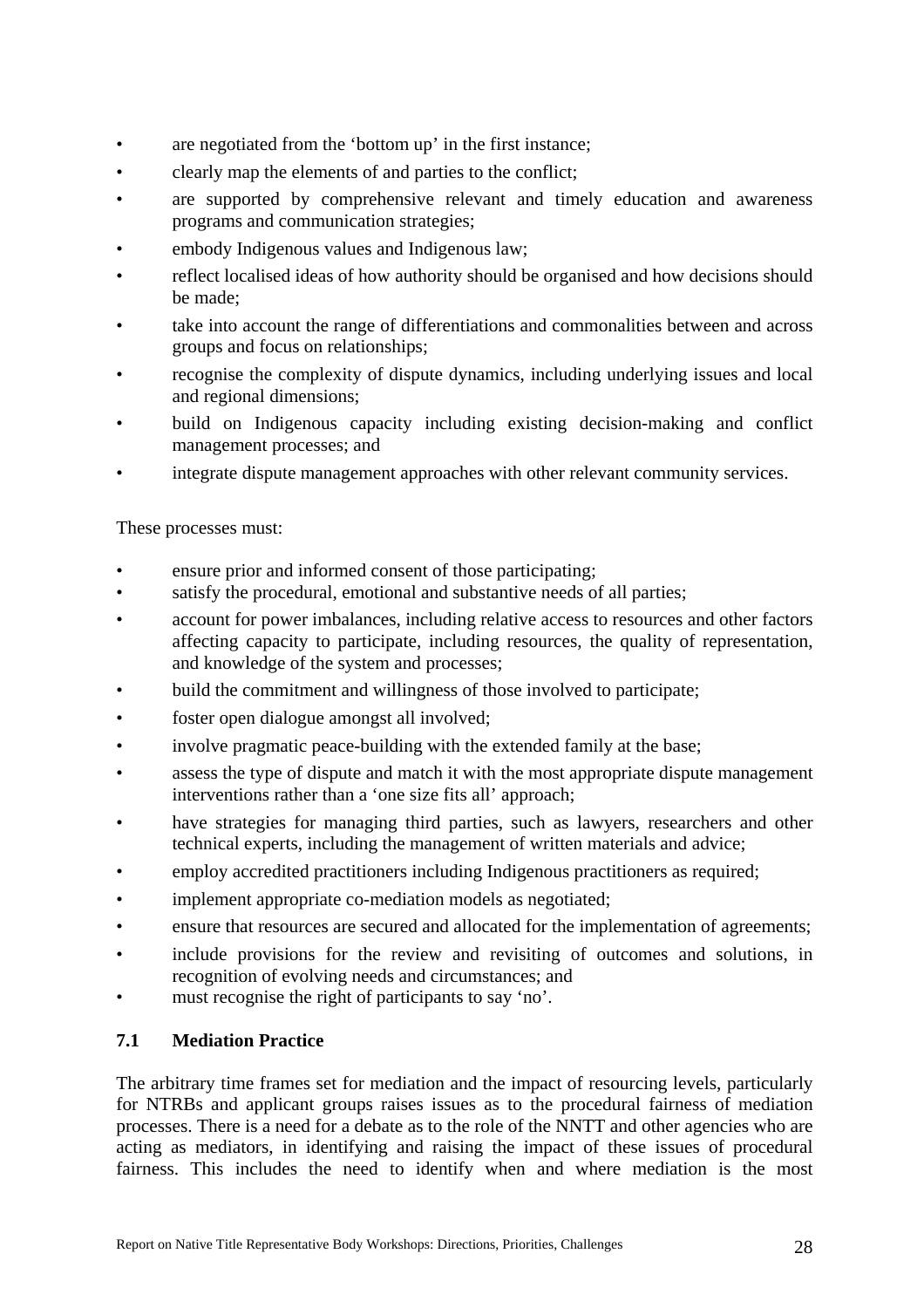- are negotiated from the 'bottom up' in the first instance;
- clearly map the elements of and parties to the conflict;
- are supported by comprehensive relevant and timely education and awareness programs and communication strategies;
- embody Indigenous values and Indigenous law;
- reflect localised ideas of how authority should be organised and how decisions should be made;
- take into account the range of differentiations and commonalities between and across groups and focus on relationships;
- recognise the complexity of dispute dynamics, including underlying issues and local and regional dimensions;
- build on Indigenous capacity including existing decision-making and conflict management processes; and
- integrate dispute management approaches with other relevant community services.

These processes must:

- ensure prior and informed consent of those participating;
- satisfy the procedural, emotional and substantive needs of all parties;
- account for power imbalances, including relative access to resources and other factors affecting capacity to participate, including resources, the quality of representation, and knowledge of the system and processes;
- build the commitment and willingness of those involved to participate;
- foster open dialogue amongst all involved;
- involve pragmatic peace-building with the extended family at the base;
- assess the type of dispute and match it with the most appropriate dispute management interventions rather than a 'one size fits all' approach;
- have strategies for managing third parties, such as lawyers, researchers and other technical experts, including the management of written materials and advice;
- employ accredited practitioners including Indigenous practitioners as required;
- implement appropriate co-mediation models as negotiated;
- ensure that resources are secured and allocated for the implementation of agreements;
- include provisions for the review and revisiting of outcomes and solutions, in recognition of evolving needs and circumstances; and
- must recognise the right of participants to say 'no'.

### 7.1 Mediation Practice

The arbitrary time frames set for mediation and the impact of resourcing levels, particularly for NTRBs and applicant groups raises issues as to the procedural fairness of mediation processes. There is a need for a debate as to the role of the NNTT and other agencies who are acting as mediators, in identifying and raising the impact of these issues of procedural fairness. This includes the need to identify when and where mediation is the most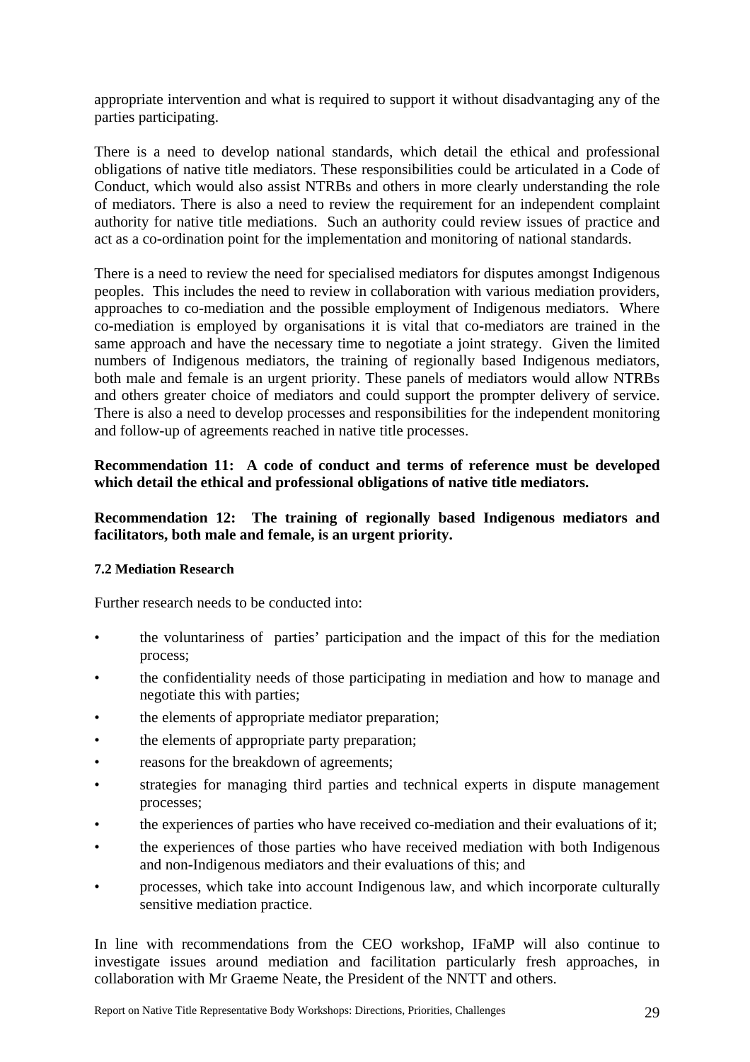appropriate intervention and what is required to support it without disadvantaging any of the parties participating.

There is a need to develop national standards, which detail the ethical and professional obligations of native title mediators. These responsibilities could be articulated in a Code of Conduct, which would also assist NTRBs and others in more clearly understanding the role of mediators. There is also a need to review the requirement for an independent complaint authority for native title mediations. Such an authority could review issues of practice and act as a co-ordination point for the implementation and monitoring of national standards.

There is a need to review the need for specialised mediators for disputes amongst Indigenous peoples. This includes the need to review in collaboration with various mediation providers, approaches to co-mediation and the possible employment of Indigenous mediators. Where co-mediation is employed by organisations it is vital that co-mediators are trained in the same approach and have the necessary time to negotiate a joint strategy. Given the limited numbers of Indigenous mediators, the training of regionally based Indigenous mediators, both male and female is an urgent priority. These panels of mediators would allow NTRBs and others greater choice of mediators and could support the prompter delivery of service. There is also a need to develop processes and responsibilities for the independent monitoring and follow-up of agreements reached in native title processes.

**Recommendation 11: A code of conduct and terms of reference must be developed which detail the ethical and professional obligations of native title mediators.**

**Recommendation 12: The training of regionally based Indigenous mediators and facilitators, both male and female, is an urgent priority.**

#### 7.2 Mediation Research

Further research needs to be conducted into:

- the voluntariness of parties' participation and the impact of this for the mediation process;
- the confidentiality needs of those participating in mediation and how to manage and negotiate this with parties;
- the elements of appropriate mediator preparation;
- the elements of appropriate party preparation;
- reasons for the breakdown of agreements;
- strategies for managing third parties and technical experts in dispute management processes;
- the experiences of parties who have received co-mediation and their evaluations of it;
- the experiences of those parties who have received mediation with both Indigenous and non-Indigenous mediators and their evaluations of this; and
- processes, which take into account Indigenous law, and which incorporate culturally sensitive mediation practice.

In line with recommendations from the CEO workshop, IFaMP will also continue to investigate issues around mediation and facilitation particularly fresh approaches, in collaboration with Mr Graeme Neate, the President of the NNTT and others.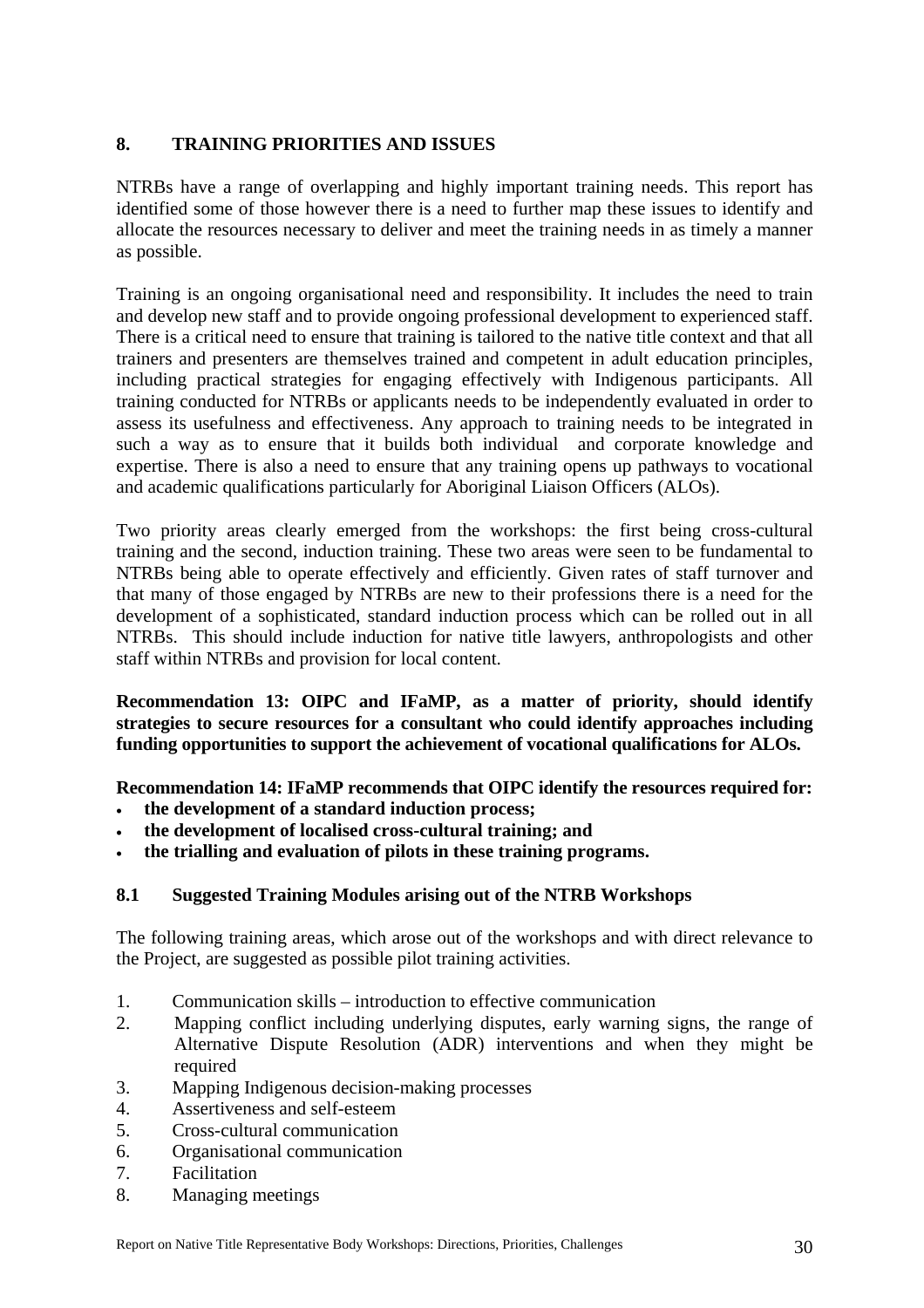## 8. TRAINING PRIORITIES AND ISSUES

NTRBs have a range of overlapping and highly important training needs. This report has identified some of those however there is a need to further map these issues to identify and allocate the resources necessary to deliver and meet the training needs in as timely a manner as possible.

Training is an ongoing organisational need and responsibility. It includes the need to train and develop new staff and to provide ongoing professional development to experienced staff. There is a critical need to ensure that training is tailored to the native title context and that all trainers and presenters are themselves trained and competent in adult education principles, including practical strategies for engaging effectively with Indigenous participants. All training conducted for NTRBs or applicants needs to be independently evaluated in order to assess its usefulness and effectiveness. Any approach to training needs to be integrated in such a way as to ensure that it builds both individual and corporate knowledge and expertise. There is also a need to ensure that any training opens up pathways to vocational and academic qualifications particularly for Aboriginal Liaison Officers (ALOs).

Two priority areas clearly emerged from the workshops: the first being cross-cultural training and the second, induction training. These two areas were seen to be fundamental to NTRBs being able to operate effectively and efficiently. Given rates of staff turnover and that many of those engaged by NTRBs are new to their professions there is a need for the development of a sophisticated, standard induction process which can be rolled out in all NTRBs. This should include induction for native title lawyers, anthropologists and other staff within NTRBs and provision for local content.

**Recommendation 13: OIPC and IFaMP, as a matter of priority, should identify strategies to secure resources for a consultant who could identify approaches including funding opportunities to support the achievement of vocational qualifications for ALOs.**

**Recommendation 14: IFaMP recommends that OIPC identify the resources required for:**

- **the development of a standard induction process;**
- **the development of localised cross-cultural training; and**
- **the trialling and evaluation of pilots in these training programs.**

### 8.1 Suggested Training Modules arising out of the NTRB Workshops

The following training areas, which arose out of the workshops and with direct relevance to the Project, are suggested as possible pilot training activities.

1. Communication skills – introduction to effective communication
2. Mapping conflict including underlying disputes, early warning signs, the range of Alternative Dispute Resolution (ADR) interventions and when they might be required
3. Mapping Indigenous decision-making processes
4. Assertiveness and self-esteem
5. Cross-cultural communication
6. Organisational communication
7. Facilitation
8. Managing meetings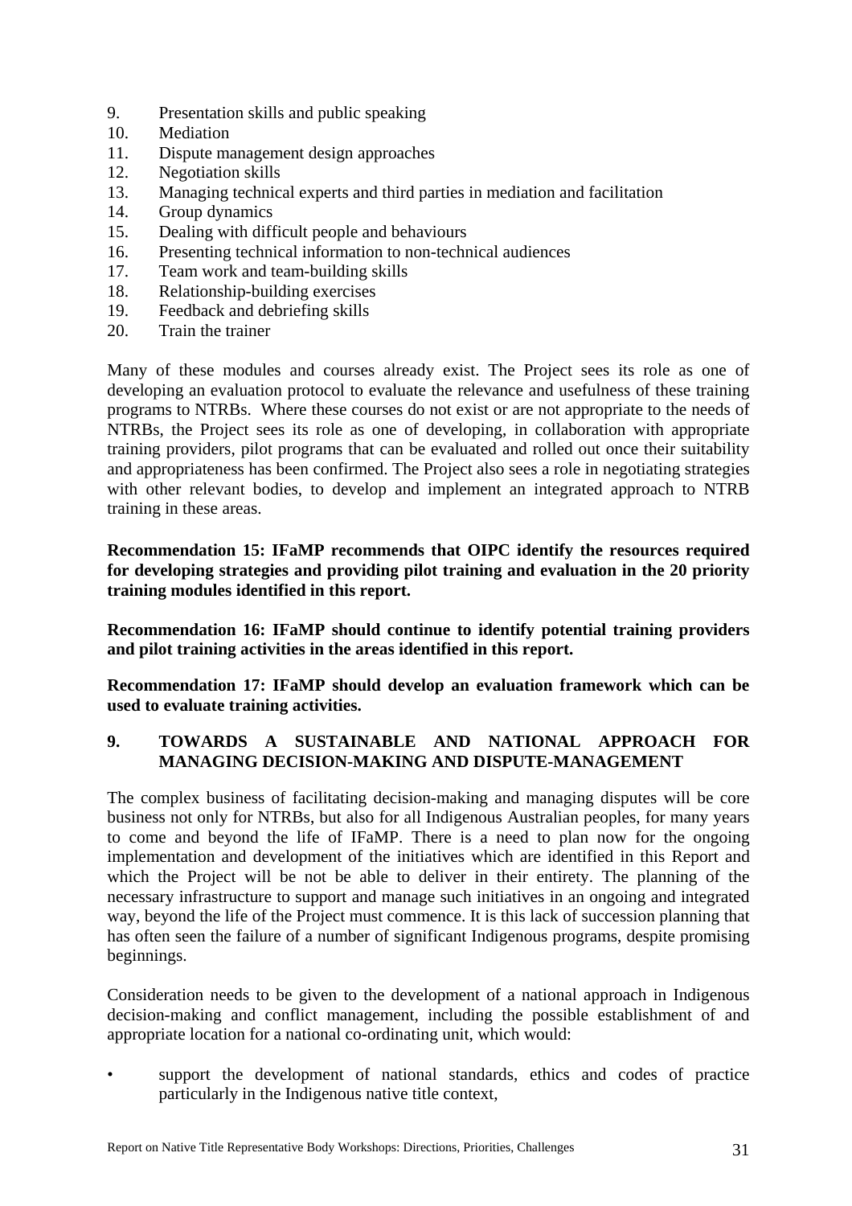9. Presentation skills and public speaking
10. Mediation
11. Dispute management design approaches
12. Negotiation skills
13. Managing technical experts and third parties in mediation and facilitation
14. Group dynamics
15. Dealing with difficult people and behaviours
16. Presenting technical information to non-technical audiences
17. Team work and team-building skills
18. Relationship-building exercises
19. Feedback and debriefing skills
20. Train the trainer

Many of these modules and courses already exist. The Project sees its role as one of developing an evaluation protocol to evaluate the relevance and usefulness of these training programs to NTRBs. Where these courses do not exist or are not appropriate to the needs of NTRBs, the Project sees its role as one of developing, in collaboration with appropriate training providers, pilot programs that can be evaluated and rolled out once their suitability and appropriateness has been confirmed. The Project also sees a role in negotiating strategies with other relevant bodies, to develop and implement an integrated approach to NTRB training in these areas.

**Recommendation 15: IFaMP recommends that OIPC identify the resources required for developing strategies and providing pilot training and evaluation in the 20 priority training modules identified in this report.**

**Recommendation 16: IFaMP should continue to identify potential training providers and pilot training activities in the areas identified in this report.**

**Recommendation 17: IFaMP should develop an evaluation framework which can be used to evaluate training activities.**

## 9. TOWARDS A SUSTAINABLE AND NATIONAL APPROACH FOR MANAGING DECISION-MAKING AND DISPUTE-MANAGEMENT

The complex business of facilitating decision-making and managing disputes will be core business not only for NTRBs, but also for all Indigenous Australian peoples, for many years to come and beyond the life of IFaMP. There is a need to plan now for the ongoing implementation and development of the initiatives which are identified in this Report and which the Project will be not be able to deliver in their entirety. The planning of the necessary infrastructure to support and manage such initiatives in an ongoing and integrated way, beyond the life of the Project must commence. It is this lack of succession planning that has often seen the failure of a number of significant Indigenous programs, despite promising beginnings.

Consideration needs to be given to the development of a national approach in Indigenous decision-making and conflict management, including the possible establishment of and appropriate location for a national co-ordinating unit, which would:

- support the development of national standards, ethics and codes of practice particularly in the Indigenous native title context,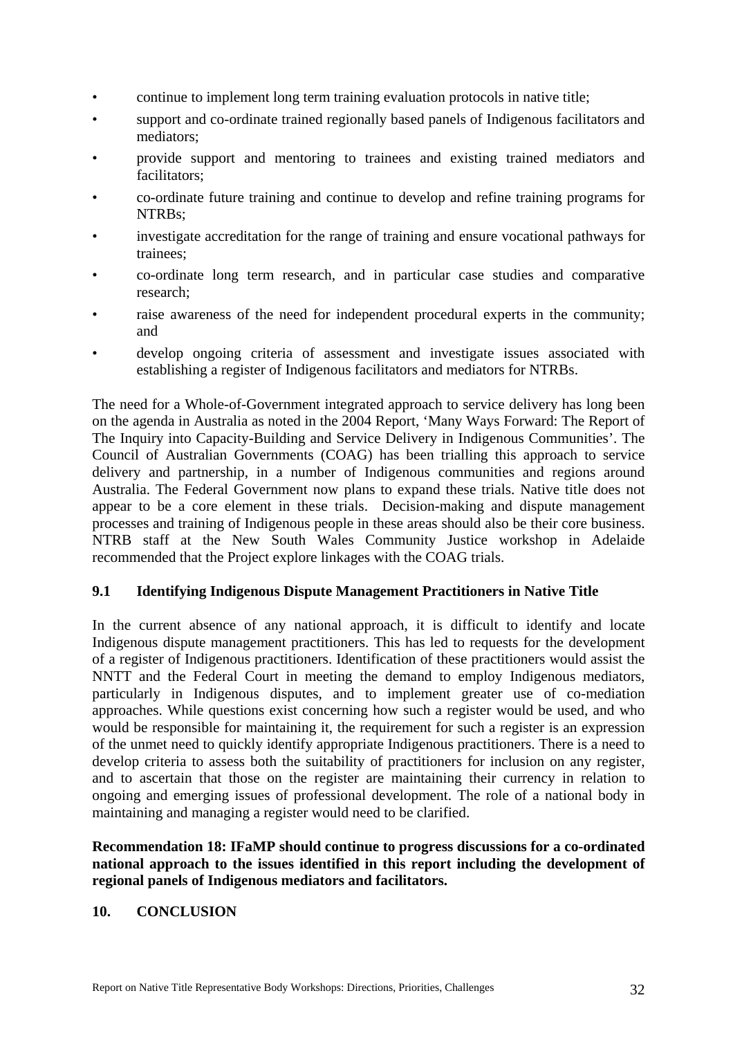- continue to implement long term training evaluation protocols in native title;
- support and co-ordinate trained regionally based panels of Indigenous facilitators and mediators;
- provide support and mentoring to trainees and existing trained mediators and facilitators;
- co-ordinate future training and continue to develop and refine training programs for NTRBs;
- investigate accreditation for the range of training and ensure vocational pathways for trainees;
- co-ordinate long term research, and in particular case studies and comparative research;
- raise awareness of the need for independent procedural experts in the community; and
- develop ongoing criteria of assessment and investigate issues associated with establishing a register of Indigenous facilitators and mediators for NTRBs.

The need for a Whole-of-Government integrated approach to service delivery has long been on the agenda in Australia as noted in the 2004 Report, 'Many Ways Forward: The Report of The Inquiry into Capacity-Building and Service Delivery in Indigenous Communities'. The Council of Australian Governments (COAG) has been trialling this approach to service delivery and partnership, in a number of Indigenous communities and regions around Australia. The Federal Government now plans to expand these trials. Native title does not appear to be a core element in these trials. Decision-making and dispute management processes and training of Indigenous people in these areas should also be their core business. NTRB staff at the New South Wales Community Justice workshop in Adelaide recommended that the Project explore linkages with the COAG trials.

### 9.1 Identifying Indigenous Dispute Management Practitioners in Native Title

In the current absence of any national approach, it is difficult to identify and locate Indigenous dispute management practitioners. This has led to requests for the development of a register of Indigenous practitioners. Identification of these practitioners would assist the NNTT and the Federal Court in meeting the demand to employ Indigenous mediators, particularly in Indigenous disputes, and to implement greater use of co-mediation approaches. While questions exist concerning how such a register would be used, and who would be responsible for maintaining it, the requirement for such a register is an expression of the unmet need to quickly identify appropriate Indigenous practitioners. There is a need to develop criteria to assess both the suitability of practitioners for inclusion on any register, and to ascertain that those on the register are maintaining their currency in relation to ongoing and emerging issues of professional development. The role of a national body in maintaining and managing a register would need to be clarified.

**Recommendation 18: IFaMP should continue to progress discussions for a co-ordinated national approach to the issues identified in this report including the development of regional panels of Indigenous mediators and facilitators.**

## 10. CONCLUSION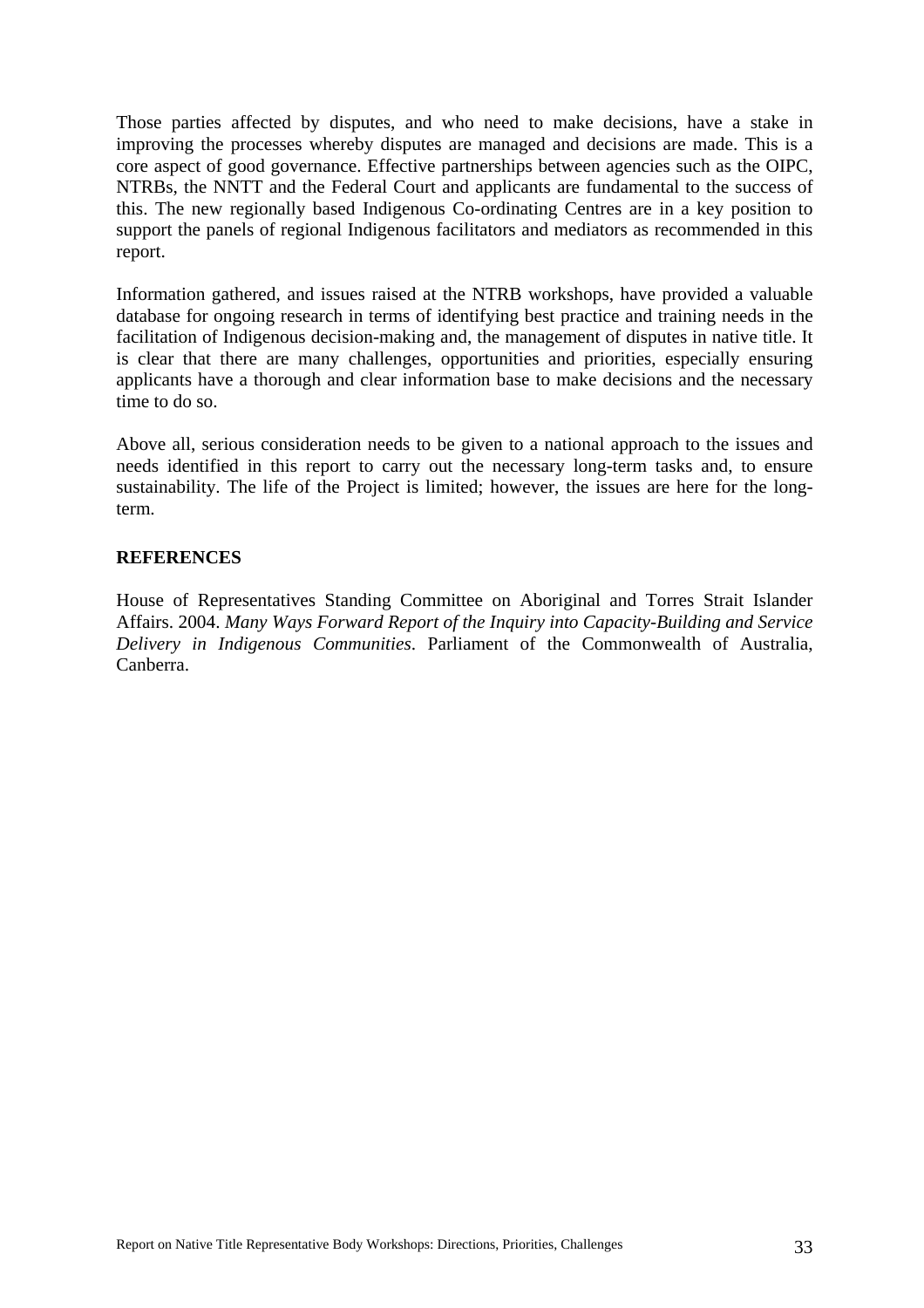Those parties affected by disputes, and who need to make decisions, have a stake in improving the processes whereby disputes are managed and decisions are made. This is a core aspect of good governance. Effective partnerships between agencies such as the OIPC, NTRBs, the NNTT and the Federal Court and applicants are fundamental to the success of this. The new regionally based Indigenous Co-ordinating Centres are in a key position to support the panels of regional Indigenous facilitators and mediators as recommended in this report.

Information gathered, and issues raised at the NTRB workshops, have provided a valuable database for ongoing research in terms of identifying best practice and training needs in the facilitation of Indigenous decision-making and, the management of disputes in native title. It is clear that there are many challenges, opportunities and priorities, especially ensuring applicants have a thorough and clear information base to make decisions and the necessary time to do so.

Above all, serious consideration needs to be given to a national approach to the issues and needs identified in this report to carry out the necessary long-term tasks and, to ensure sustainability. The life of the Project is limited; however, the issues are here for the long-term.

**REFERENCES**

House of Representatives Standing Committee on Aboriginal and Torres Strait Islander Affairs. 2004. *Many Ways Forward Report of the Inquiry into Capacity-Building and Service Delivery in Indigenous Communities*. Parliament of the Commonwealth of Australia, Canberra.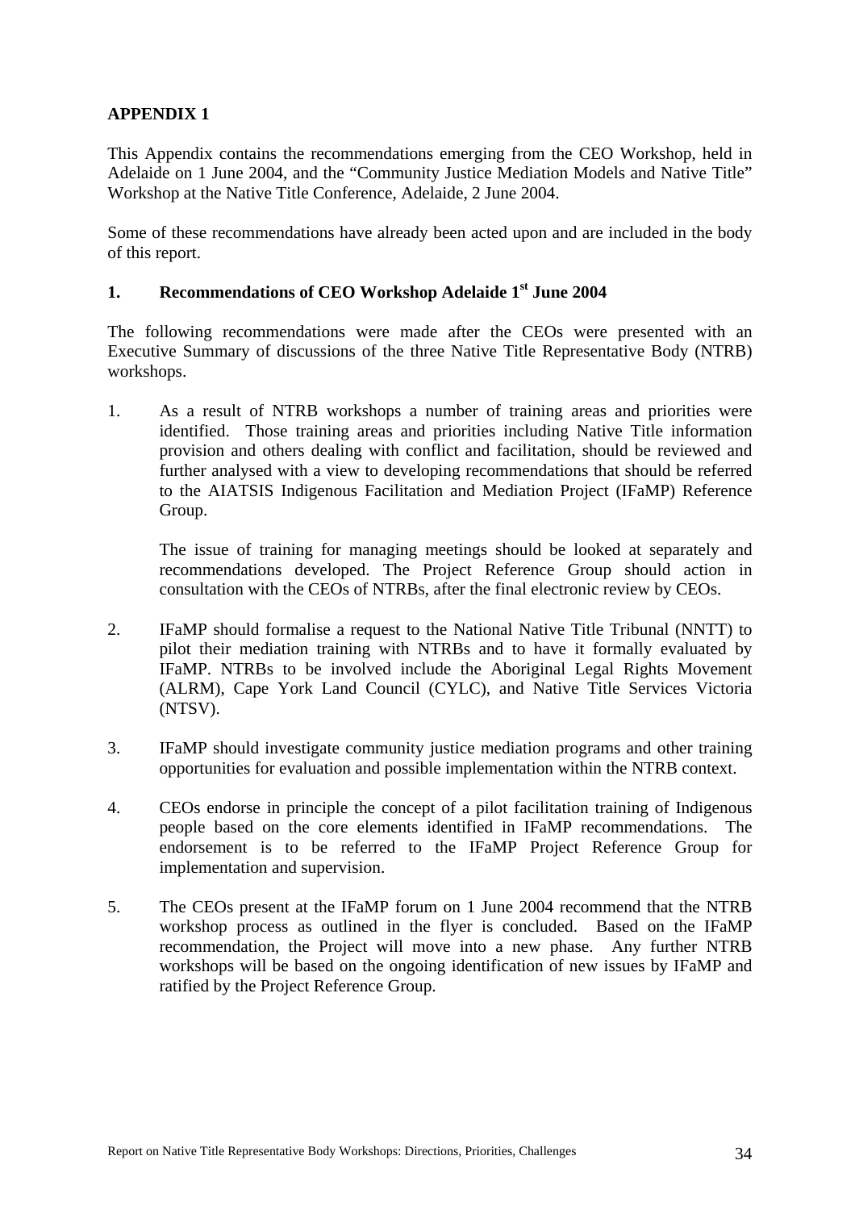## APPENDIX 1

This Appendix contains the recommendations emerging from the CEO Workshop, held in Adelaide on 1 June 2004, and the "Community Justice Mediation Models and Native Title" Workshop at the Native Title Conference, Adelaide, 2 June 2004.

Some of these recommendations have already been acted upon and are included in the body of this report.

### 1. Recommendations of CEO Workshop Adelaide 1st June 2004

The following recommendations were made after the CEOs were presented with an Executive Summary of discussions of the three Native Title Representative Body (NTRB) workshops.

1. As a result of NTRB workshops a number of training areas and priorities were identified. Those training areas and priorities including Native Title information provision and others dealing with conflict and facilitation, should be reviewed and further analysed with a view to developing recommendations that should be referred to the AIATSIS Indigenous Facilitation and Mediation Project (IFaMP) Reference Group.

   The issue of training for managing meetings should be looked at separately and recommendations developed. The Project Reference Group should action in consultation with the CEOs of NTRBs, after the final electronic review by CEOs.

2. IFaMP should formalise a request to the National Native Title Tribunal (NNTT) to pilot their mediation training with NTRBs and to have it formally evaluated by IFaMP. NTRBs to be involved include the Aboriginal Legal Rights Movement (ALRM), Cape York Land Council (CYLC), and Native Title Services Victoria (NTSV).

3. IFaMP should investigate community justice mediation programs and other training opportunities for evaluation and possible implementation within the NTRB context.

4. CEOs endorse in principle the concept of a pilot facilitation training of Indigenous people based on the core elements identified in IFaMP recommendations. The endorsement is to be referred to the IFaMP Project Reference Group for implementation and supervision.

5. The CEOs present at the IFaMP forum on 1 June 2004 recommend that the NTRB workshop process as outlined in the flyer is concluded. Based on the IFaMP recommendation, the Project will move into a new phase. Any further NTRB workshops will be based on the ongoing identification of new issues by IFaMP and ratified by the Project Reference Group.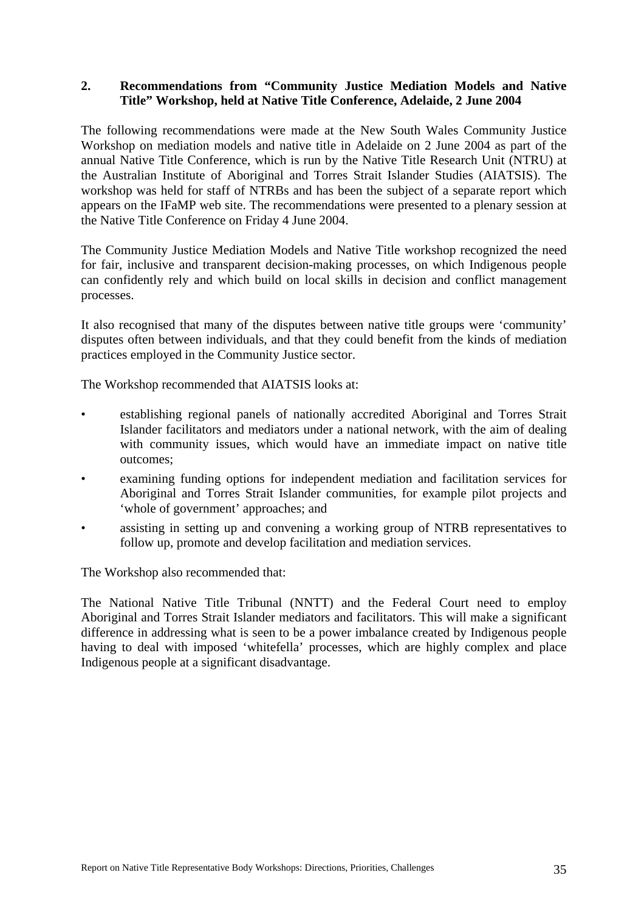## 2. Recommendations from "Community Justice Mediation Models and Native Title" Workshop, held at Native Title Conference, Adelaide, 2 June 2004

The following recommendations were made at the New South Wales Community Justice Workshop on mediation models and native title in Adelaide on 2 June 2004 as part of the annual Native Title Conference, which is run by the Native Title Research Unit (NTRU) at the Australian Institute of Aboriginal and Torres Strait Islander Studies (AIATSIS). The workshop was held for staff of NTRBs and has been the subject of a separate report which appears on the IFaMP web site. The recommendations were presented to a plenary session at the Native Title Conference on Friday 4 June 2004.

The Community Justice Mediation Models and Native Title workshop recognized the need for fair, inclusive and transparent decision-making processes, on which Indigenous people can confidently rely and which build on local skills in decision and conflict management processes.

It also recognised that many of the disputes between native title groups were 'community' disputes often between individuals, and that they could benefit from the kinds of mediation practices employed in the Community Justice sector.

The Workshop recommended that AIATSIS looks at:

- establishing regional panels of nationally accredited Aboriginal and Torres Strait Islander facilitators and mediators under a national network, with the aim of dealing with community issues, which would have an immediate impact on native title outcomes;
- examining funding options for independent mediation and facilitation services for Aboriginal and Torres Strait Islander communities, for example pilot projects and 'whole of government' approaches; and
- assisting in setting up and convening a working group of NTRB representatives to follow up, promote and develop facilitation and mediation services.

The Workshop also recommended that:

The National Native Title Tribunal (NNTT) and the Federal Court need to employ Aboriginal and Torres Strait Islander mediators and facilitators. This will make a significant difference in addressing what is seen to be a power imbalance created by Indigenous people having to deal with imposed 'whitefella' processes, which are highly complex and place Indigenous people at a significant disadvantage.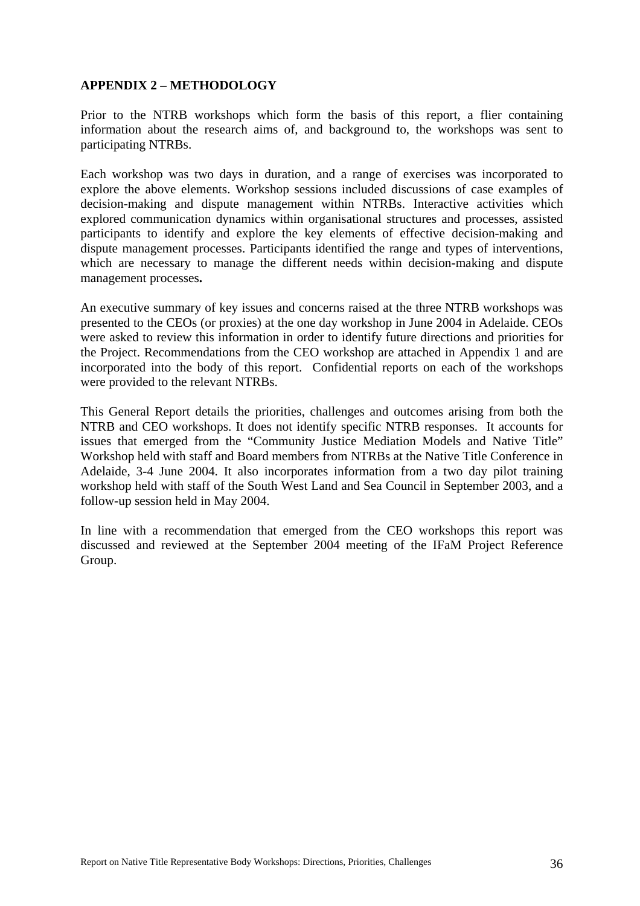## APPENDIX 2 – METHODOLOGY

Prior to the NTRB workshops which form the basis of this report, a flier containing information about the research aims of, and background to, the workshops was sent to participating NTRBs.

Each workshop was two days in duration, and a range of exercises was incorporated to explore the above elements. Workshop sessions included discussions of case examples of decision-making and dispute management within NTRBs. Interactive activities which explored communication dynamics within organisational structures and processes, assisted participants to identify and explore the key elements of effective decision-making and dispute management processes. Participants identified the range and types of interventions, which are necessary to manage the different needs within decision-making and dispute management processes**.**

An executive summary of key issues and concerns raised at the three NTRB workshops was presented to the CEOs (or proxies) at the one day workshop in June 2004 in Adelaide. CEOs were asked to review this information in order to identify future directions and priorities for the Project. Recommendations from the CEO workshop are attached in Appendix 1 and are incorporated into the body of this report. Confidential reports on each of the workshops were provided to the relevant NTRBs.

This General Report details the priorities, challenges and outcomes arising from both the NTRB and CEO workshops. It does not identify specific NTRB responses. It accounts for issues that emerged from the "Community Justice Mediation Models and Native Title" Workshop held with staff and Board members from NTRBs at the Native Title Conference in Adelaide, 3-4 June 2004. It also incorporates information from a two day pilot training workshop held with staff of the South West Land and Sea Council in September 2003, and a follow-up session held in May 2004.

In line with a recommendation that emerged from the CEO workshops this report was discussed and reviewed at the September 2004 meeting of the IFaM Project Reference Group.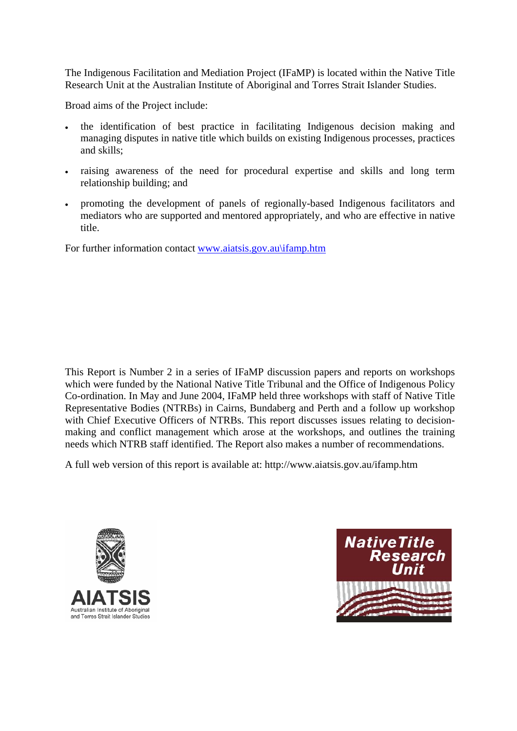The Indigenous Facilitation and Mediation Project (IFaMP) is located within the Native Title Research Unit at the Australian Institute of Aboriginal and Torres Strait Islander Studies.

Broad aims of the Project include:

- the identification of best practice in facilitating Indigenous decision making and managing disputes in native title which builds on existing Indigenous processes, practices and skills;
- raising awareness of the need for procedural expertise and skills and long term relationship building; and
- promoting the development of panels of regionally-based Indigenous facilitators and mediators who are supported and mentored appropriately, and who are effective in native title.

For further information contact [www.aiatsis.gov.au\ifamp.htm](www.aiatsis.gov.au\ifamp.htm)

This Report is Number 2 in a series of IFaMP discussion papers and reports on workshops which were funded by the National Native Title Tribunal and the Office of Indigenous Policy Co-ordination. In May and June 2004, IFaMP held three workshops with staff of Native Title Representative Bodies (NTRBs) in Cairns, Bundaberg and Perth and a follow up workshop with Chief Executive Officers of NTRBs. This report discusses issues relating to decision-making and conflict management which arose at the workshops, and outlines the training needs which NTRB staff identified. The Report also makes a number of recommendations.

A full web version of this report is available at: http://www.aiatsis.gov.au/ifamp.htm

AIATSIS
Australian Institute of Aboriginal and Torres Strait Islander Studies

Native Title Research Unit